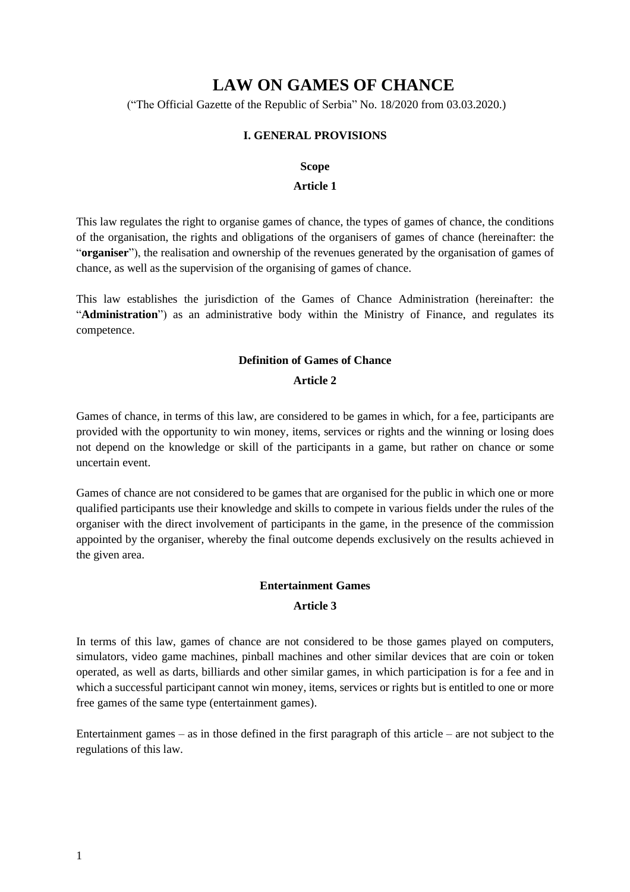# LAW ON GAMES OF CHANCE

("The Official Gazette of the Republic of Serbia" No. 18/2020 from 03.03.2020.)

## I. GENERAL PROVISIONS

### Scope

### Article 1

This law regulates the right to organise games of chance, the types of games of chance, the conditions of the organisation, the rights and obligations of the organisers of games of chance (hereinafter: the "**organiser**"), the realisation and ownership of the revenues generated by the organisation of games of chance, as well as the supervision of the organising of games of chance.

This law establishes the jurisdiction of the Games of Chance Administration (hereinafter: the "**Administration**") as an administrative body within the Ministry of Finance, and regulates its competence.

### Definition of Games of Chance

### Article 2

Games of chance, in terms of this law, are considered to be games in which, for a fee, participants are provided with the opportunity to win money, items, services or rights and the winning or losing does not depend on the knowledge or skill of the participants in a game, but rather on chance or some uncertain event.

Games of chance are not considered to be games that are organised for the public in which one or more qualified participants use their knowledge and skills to compete in various fields under the rules of the organiser with the direct involvement of participants in the game, in the presence of the commission appointed by the organiser, whereby the final outcome depends exclusively on the results achieved in the given area.

### Entertainment Games

### Article 3

In terms of this law, games of chance are not considered to be those games played on computers, simulators, video game machines, pinball machines and other similar devices that are coin or token operated, as well as darts, billiards and other similar games, in which participation is for a fee and in which a successful participant cannot win money, items, services or rights but is entitled to one or more free games of the same type (entertainment games).

Entertainment games – as in those defined in the first paragraph of this article – are not subject to the regulations of this law.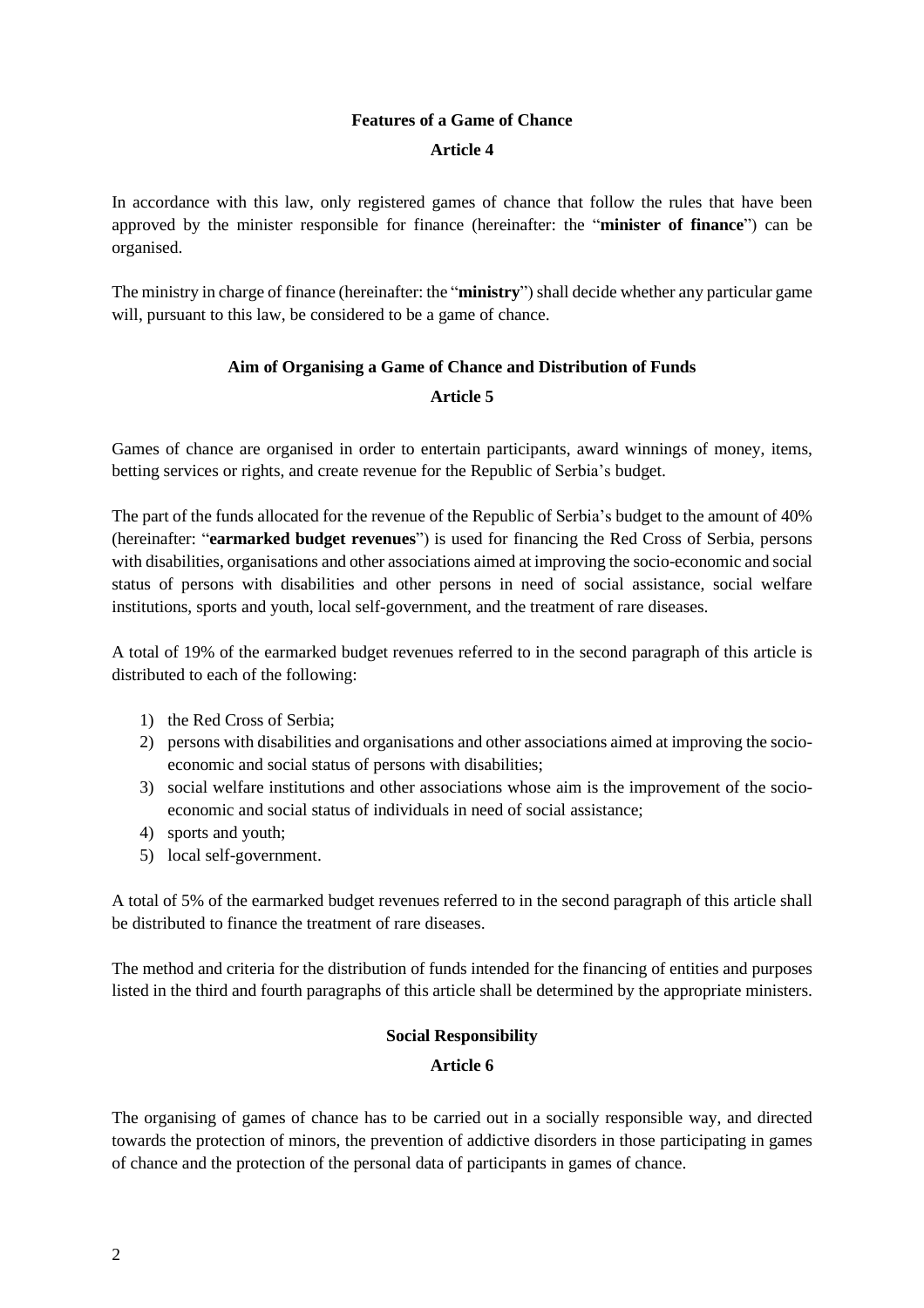**Features of a Game of Chance**

**Article 4**

In accordance with this law, only registered games of chance that follow the rules that have been approved by the minister responsible for finance (hereinafter: the "**minister of finance**") can be organised.

The ministry in charge of finance (hereinafter: the "**ministry**") shall decide whether any particular game will, pursuant to this law, be considered to be a game of chance.

**Aim of Organising a Game of Chance and Distribution of Funds**

**Article 5**

Games of chance are organised in order to entertain participants, award winnings of money, items, betting services or rights, and create revenue for the Republic of Serbia's budget.

The part of the funds allocated for the revenue of the Republic of Serbia's budget to the amount of 40% (hereinafter: "**earmarked budget revenues**") is used for financing the Red Cross of Serbia, persons with disabilities, organisations and other associations aimed at improving the socio-economic and social status of persons with disabilities and other persons in need of social assistance, social welfare institutions, sports and youth, local self-government, and the treatment of rare diseases.

A total of 19% of the earmarked budget revenues referred to in the second paragraph of this article is distributed to each of the following:

1) the Red Cross of Serbia;
2) persons with disabilities and organisations and other associations aimed at improving the socio-economic and social status of persons with disabilities;
3) social welfare institutions and other associations whose aim is the improvement of the socio-economic and social status of individuals in need of social assistance;
4) sports and youth;
5) local self-government.

A total of 5% of the earmarked budget revenues referred to in the second paragraph of this article shall be distributed to finance the treatment of rare diseases.

The method and criteria for the distribution of funds intended for the financing of entities and purposes listed in the third and fourth paragraphs of this article shall be determined by the appropriate ministers.

**Social Responsibility**

**Article 6**

The organising of games of chance has to be carried out in a socially responsible way, and directed towards the protection of minors, the prevention of addictive disorders in those participating in games of chance and the protection of the personal data of participants in games of chance.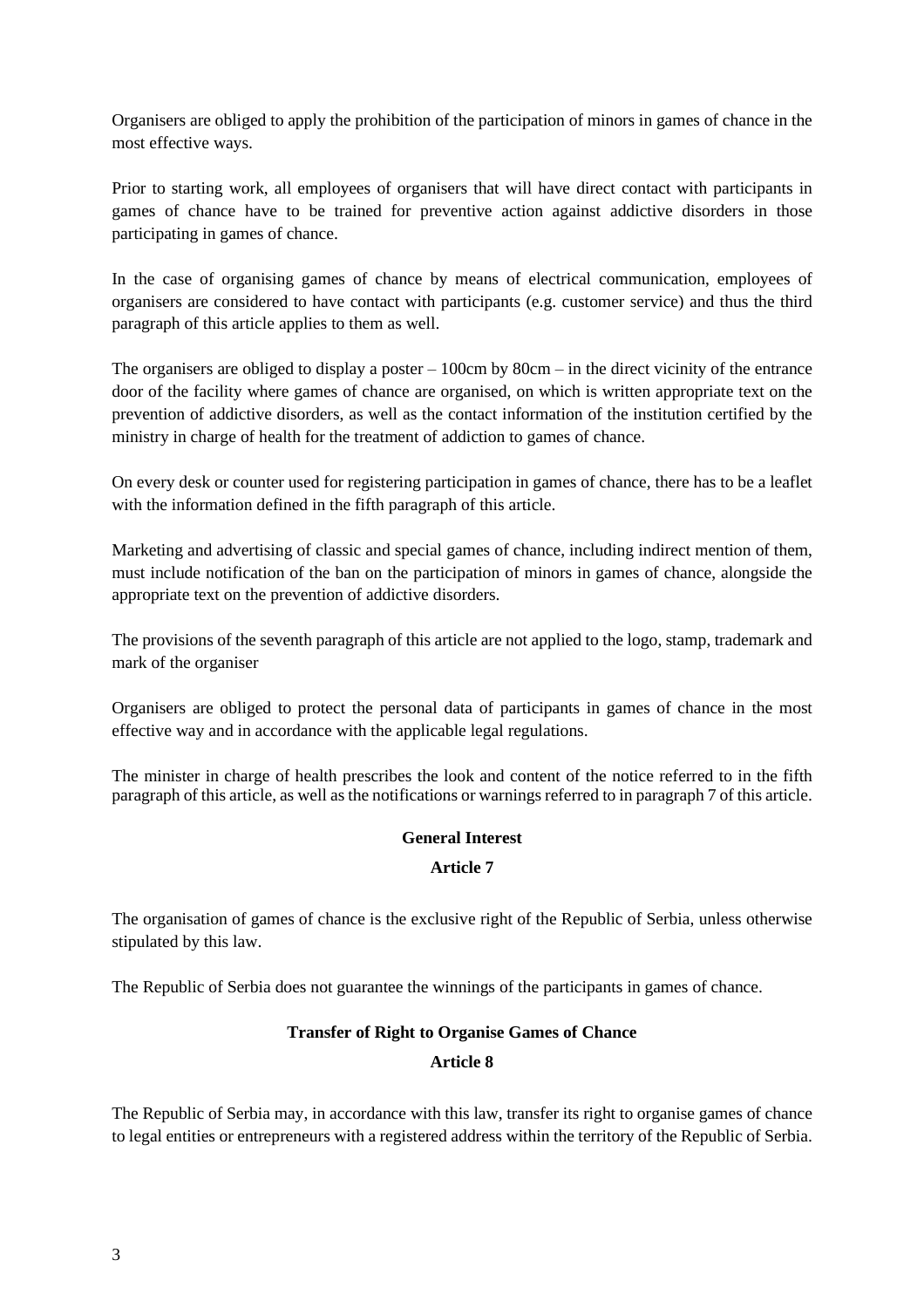Organisers are obliged to apply the prohibition of the participation of minors in games of chance in the most effective ways.

Prior to starting work, all employees of organisers that will have direct contact with participants in games of chance have to be trained for preventive action against addictive disorders in those participating in games of chance.

In the case of organising games of chance by means of electrical communication, employees of organisers are considered to have contact with participants (e.g. customer service) and thus the third paragraph of this article applies to them as well.

The organisers are obliged to display a poster – 100cm by 80cm – in the direct vicinity of the entrance door of the facility where games of chance are organised, on which is written appropriate text on the prevention of addictive disorders, as well as the contact information of the institution certified by the ministry in charge of health for the treatment of addiction to games of chance.

On every desk or counter used for registering participation in games of chance, there has to be a leaflet with the information defined in the fifth paragraph of this article.

Marketing and advertising of classic and special games of chance, including indirect mention of them, must include notification of the ban on the participation of minors in games of chance, alongside the appropriate text on the prevention of addictive disorders.

The provisions of the seventh paragraph of this article are not applied to the logo, stamp, trademark and mark of the organiser

Organisers are obliged to protect the personal data of participants in games of chance in the most effective way and in accordance with the applicable legal regulations.

The minister in charge of health prescribes the look and content of the notice referred to in the fifth paragraph of this article, as well as the notifications or warnings referred to in paragraph 7 of this article.

### General Interest

### Article 7

The organisation of games of chance is the exclusive right of the Republic of Serbia, unless otherwise stipulated by this law.

The Republic of Serbia does not guarantee the winnings of the participants in games of chance.

### Transfer of Right to Organise Games of Chance

### Article 8

The Republic of Serbia may, in accordance with this law, transfer its right to organise games of chance to legal entities or entrepreneurs with a registered address within the territory of the Republic of Serbia.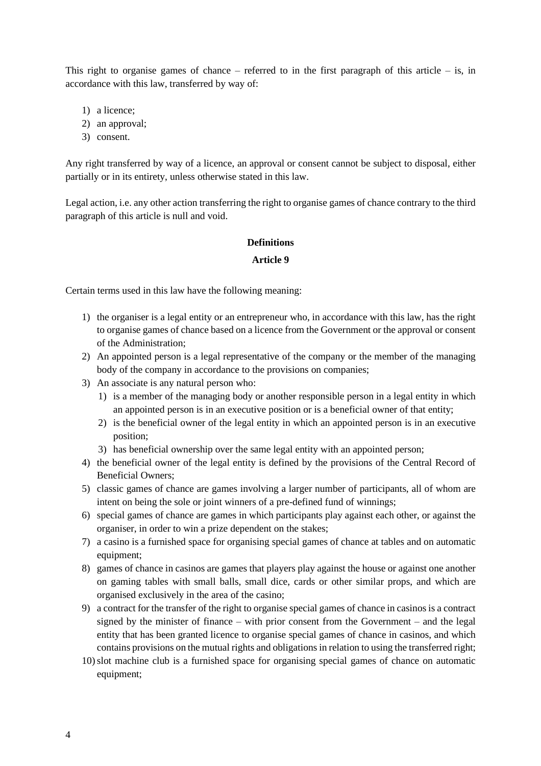This right to organise games of chance – referred to in the first paragraph of this article – is, in accordance with this law, transferred by way of:

1) a licence;
2) an approval;
3) consent.

Any right transferred by way of a licence, an approval or consent cannot be subject to disposal, either partially or in its entirety, unless otherwise stated in this law.

Legal action, i.e. any other action transferring the right to organise games of chance contrary to the third paragraph of this article is null and void.

**Definitions**

**Article 9**

Certain terms used in this law have the following meaning:

1) the organiser is a legal entity or an entrepreneur who, in accordance with this law, has the right to organise games of chance based on a licence from the Government or the approval or consent of the Administration;
2) An appointed person is a legal representative of the company or the member of the managing body of the company in accordance to the provisions on companies;
3) An associate is any natural person who:
   1) is a member of the managing body or another responsible person in a legal entity in which an appointed person is in an executive position or is a beneficial owner of that entity;
   2) is the beneficial owner of the legal entity in which an appointed person is in an executive position;
   3) has beneficial ownership over the same legal entity with an appointed person;
4) the beneficial owner of the legal entity is defined by the provisions of the Central Record of Beneficial Owners;
5) classic games of chance are games involving a larger number of participants, all of whom are intent on being the sole or joint winners of a pre-defined fund of winnings;
6) special games of chance are games in which participants play against each other, or against the organiser, in order to win a prize dependent on the stakes;
7) a casino is a furnished space for organising special games of chance at tables and on automatic equipment;
8) games of chance in casinos are games that players play against the house or against one another on gaming tables with small balls, small dice, cards or other similar props, and which are organised exclusively in the area of the casino;
9) a contract for the transfer of the right to organise special games of chance in casinos is a contract signed by the minister of finance – with prior consent from the Government – and the legal entity that has been granted licence to organise special games of chance in casinos, and which contains provisions on the mutual rights and obligations in relation to using the transferred right;
10) slot machine club is a furnished space for organising special games of chance on automatic equipment;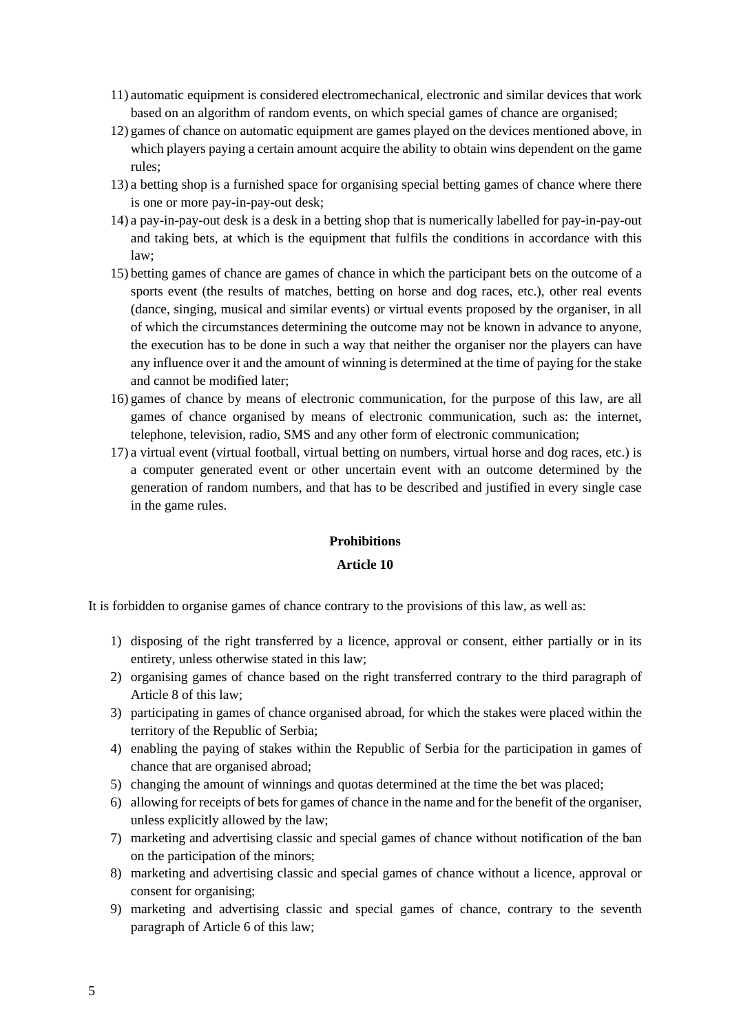11) automatic equipment is considered electromechanical, electronic and similar devices that work based on an algorithm of random events, on which special games of chance are organised;
12) games of chance on automatic equipment are games played on the devices mentioned above, in which players paying a certain amount acquire the ability to obtain wins dependent on the game rules;
13) a betting shop is a furnished space for organising special betting games of chance where there is one or more pay-in-pay-out desk;
14) a pay-in-pay-out desk is a desk in a betting shop that is numerically labelled for pay-in-pay-out and taking bets, at which is the equipment that fulfils the conditions in accordance with this law;
15) betting games of chance are games of chance in which the participant bets on the outcome of a sports event (the results of matches, betting on horse and dog races, etc.), other real events (dance, singing, musical and similar events) or virtual events proposed by the organiser, in all of which the circumstances determining the outcome may not be known in advance to anyone, the execution has to be done in such a way that neither the organiser nor the players can have any influence over it and the amount of winning is determined at the time of paying for the stake and cannot be modified later;
16) games of chance by means of electronic communication, for the purpose of this law, are all games of chance organised by means of electronic communication, such as: the internet, telephone, television, radio, SMS and any other form of electronic communication;
17) a virtual event (virtual football, virtual betting on numbers, virtual horse and dog races, etc.) is a computer generated event or other uncertain event with an outcome determined by the generation of random numbers, and that has to be described and justified in every single case in the game rules.

**Prohibitions**

**Article 10**

It is forbidden to organise games of chance contrary to the provisions of this law, as well as:

1) disposing of the right transferred by a licence, approval or consent, either partially or in its entirety, unless otherwise stated in this law;
2) organising games of chance based on the right transferred contrary to the third paragraph of Article 8 of this law;
3) participating in games of chance organised abroad, for which the stakes were placed within the territory of the Republic of Serbia;
4) enabling the paying of stakes within the Republic of Serbia for the participation in games of chance that are organised abroad;
5) changing the amount of winnings and quotas determined at the time the bet was placed;
6) allowing for receipts of bets for games of chance in the name and for the benefit of the organiser, unless explicitly allowed by the law;
7) marketing and advertising classic and special games of chance without notification of the ban on the participation of the minors;
8) marketing and advertising classic and special games of chance without a licence, approval or consent for organising;
9) marketing and advertising classic and special games of chance, contrary to the seventh paragraph of Article 6 of this law;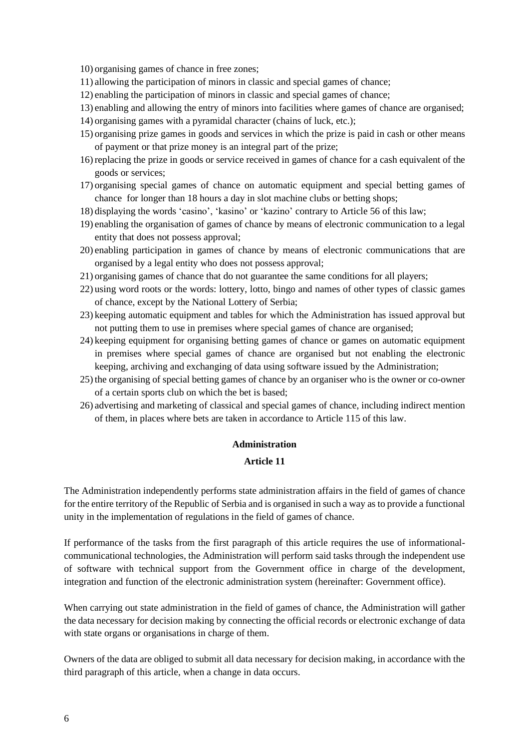10) organising games of chance in free zones;
11) allowing the participation of minors in classic and special games of chance;
12) enabling the participation of minors in classic and special games of chance;
13) enabling and allowing the entry of minors into facilities where games of chance are organised;
14) organising games with a pyramidal character (chains of luck, etc.);
15) organising prize games in goods and services in which the prize is paid in cash or other means of payment or that prize money is an integral part of the prize;
16) replacing the prize in goods or service received in games of chance for a cash equivalent of the goods or services;
17) organising special games of chance on automatic equipment and special betting games of chance for longer than 18 hours a day in slot machine clubs or betting shops;
18) displaying the words 'casino', 'kasino' or 'kazino' contrary to Article 56 of this law;
19) enabling the organisation of games of chance by means of electronic communication to a legal entity that does not possess approval;
20) enabling participation in games of chance by means of electronic communications that are organised by a legal entity who does not possess approval;
21) organising games of chance that do not guarantee the same conditions for all players;
22) using word roots or the words: lottery, lotto, bingo and names of other types of classic games of chance, except by the National Lottery of Serbia;
23) keeping automatic equipment and tables for which the Administration has issued approval but not putting them to use in premises where special games of chance are organised;
24) keeping equipment for organising betting games of chance or games on automatic equipment in premises where special games of chance are organised but not enabling the electronic keeping, archiving and exchanging of data using software issued by the Administration;
25) the organising of special betting games of chance by an organiser who is the owner or co-owner of a certain sports club on which the bet is based;
26) advertising and marketing of classical and special games of chance, including indirect mention of them, in places where bets are taken in accordance to Article 115 of this law.

**Administration**

**Article 11**

The Administration independently performs state administration affairs in the field of games of chance for the entire territory of the Republic of Serbia and is organised in such a way as to provide a functional unity in the implementation of regulations in the field of games of chance.

If performance of the tasks from the first paragraph of this article requires the use of informational-communicational technologies, the Administration will perform said tasks through the independent use of software with technical support from the Government office in charge of the development, integration and function of the electronic administration system (hereinafter: Government office).

When carrying out state administration in the field of games of chance, the Administration will gather the data necessary for decision making by connecting the official records or electronic exchange of data with state organs or organisations in charge of them.

Owners of the data are obliged to submit all data necessary for decision making, in accordance with the third paragraph of this article, when a change in data occurs.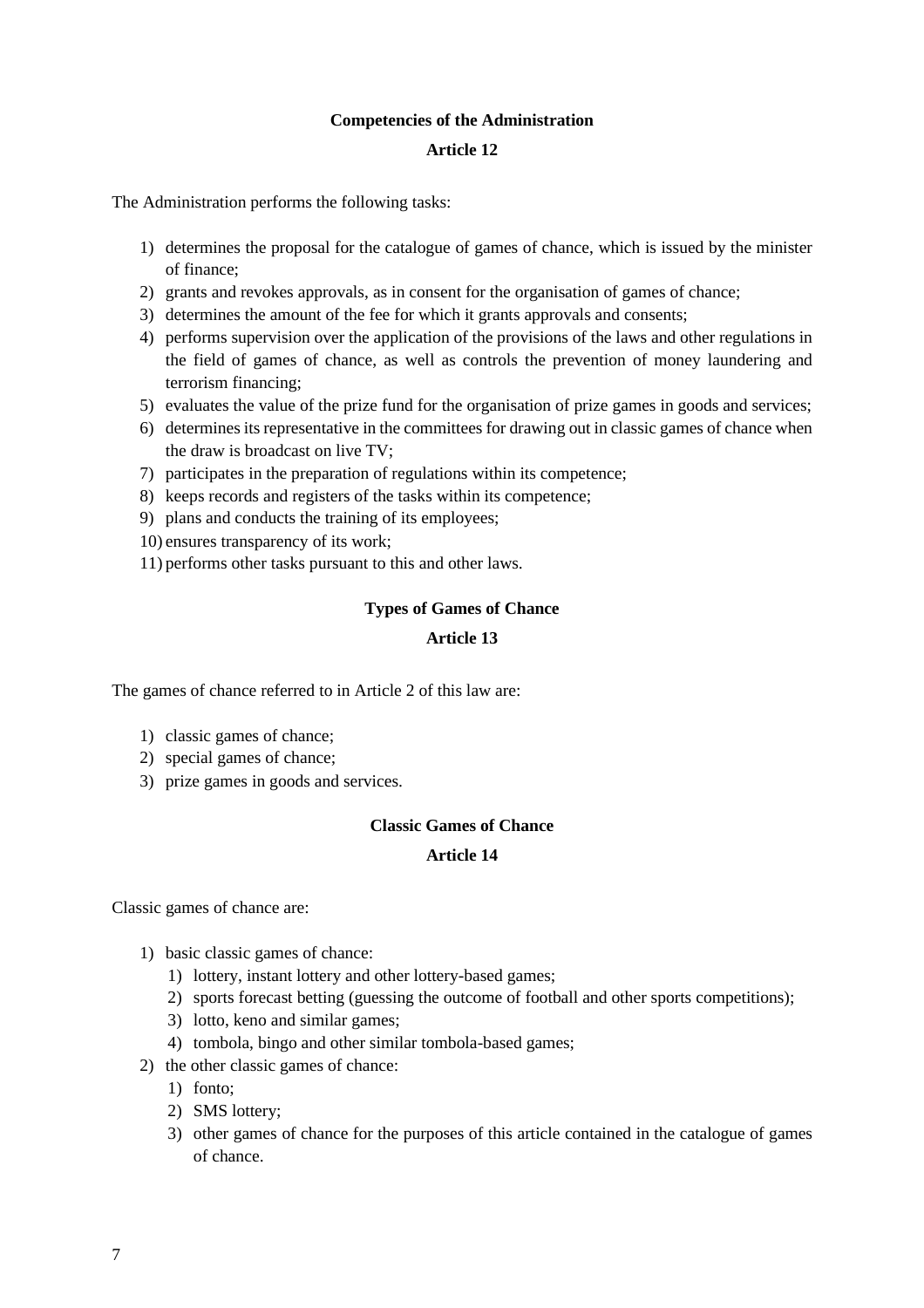**Competencies of the Administration**

**Article 12**

The Administration performs the following tasks:

1) determines the proposal for the catalogue of games of chance, which is issued by the minister of finance;
2) grants and revokes approvals, as in consent for the organisation of games of chance;
3) determines the amount of the fee for which it grants approvals and consents;
4) performs supervision over the application of the provisions of the laws and other regulations in the field of games of chance, as well as controls the prevention of money laundering and terrorism financing;
5) evaluates the value of the prize fund for the organisation of prize games in goods and services;
6) determines its representative in the committees for drawing out in classic games of chance when the draw is broadcast on live TV;
7) participates in the preparation of regulations within its competence;
8) keeps records and registers of the tasks within its competence;
9) plans and conducts the training of its employees;
10) ensures transparency of its work;
11) performs other tasks pursuant to this and other laws.

**Types of Games of Chance**

**Article 13**

The games of chance referred to in Article 2 of this law are:

1) classic games of chance;
2) special games of chance;
3) prize games in goods and services.

**Classic Games of Chance**

**Article 14**

Classic games of chance are:

1) basic classic games of chance:
   1) lottery, instant lottery and other lottery-based games;
   2) sports forecast betting (guessing the outcome of football and other sports competitions);
   3) lotto, keno and similar games;
   4) tombola, bingo and other similar tombola-based games;
2) the other classic games of chance:
   1) fonto;
   2) SMS lottery;
   3) other games of chance for the purposes of this article contained in the catalogue of games of chance.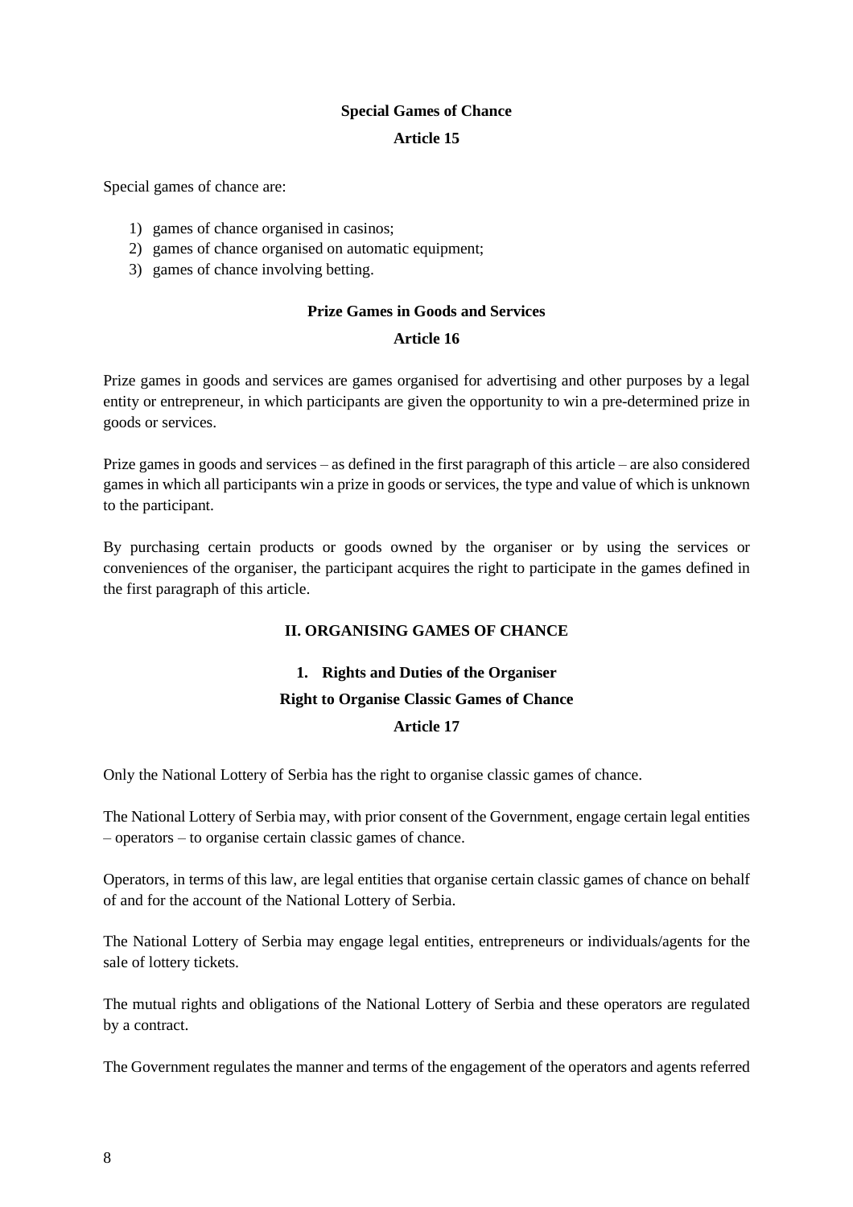### Special Games of Chance

### Article 15

Special games of chance are:

1) games of chance organised in casinos;
2) games of chance organised on automatic equipment;
3) games of chance involving betting.

### Prize Games in Goods and Services

### Article 16

Prize games in goods and services are games organised for advertising and other purposes by a legal entity or entrepreneur, in which participants are given the opportunity to win a pre-determined prize in goods or services.

Prize games in goods and services – as defined in the first paragraph of this article – are also considered games in which all participants win a prize in goods or services, the type and value of which is unknown to the participant.

By purchasing certain products or goods owned by the organiser or by using the services or conveniences of the organiser, the participant acquires the right to participate in the games defined in the first paragraph of this article.

## II. ORGANISING GAMES OF CHANCE

### 1. Rights and Duties of the Organiser

### Right to Organise Classic Games of Chance

### Article 17

Only the National Lottery of Serbia has the right to organise classic games of chance.

The National Lottery of Serbia may, with prior consent of the Government, engage certain legal entities – operators – to organise certain classic games of chance.

Operators, in terms of this law, are legal entities that organise certain classic games of chance on behalf of and for the account of the National Lottery of Serbia.

The National Lottery of Serbia may engage legal entities, entrepreneurs or individuals/agents for the sale of lottery tickets.

The mutual rights and obligations of the National Lottery of Serbia and these operators are regulated by a contract.

The Government regulates the manner and terms of the engagement of the operators and agents referred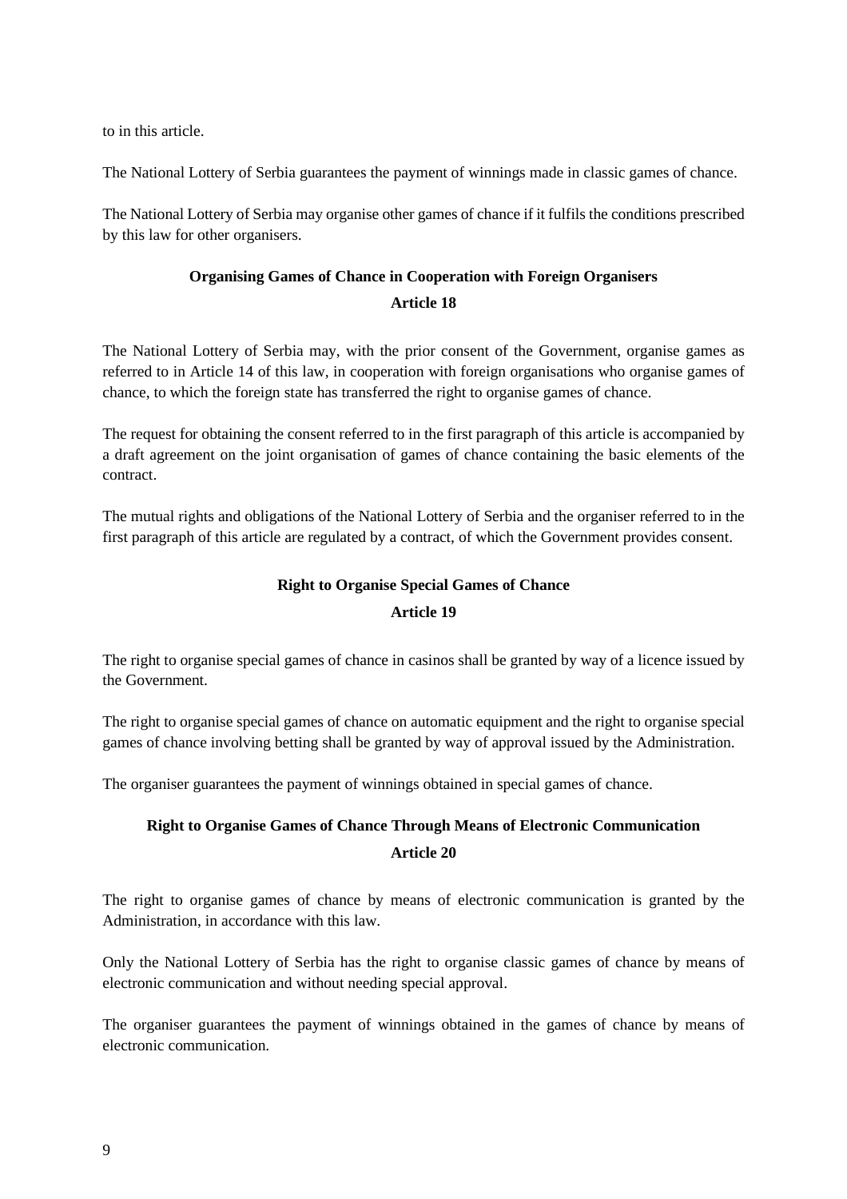to in this article.

The National Lottery of Serbia guarantees the payment of winnings made in classic games of chance.

The National Lottery of Serbia may organise other games of chance if it fulfils the conditions prescribed by this law for other organisers.

### Organising Games of Chance in Cooperation with Foreign Organisers

### Article 18

The National Lottery of Serbia may, with the prior consent of the Government, organise games as referred to in Article 14 of this law, in cooperation with foreign organisations who organise games of chance, to which the foreign state has transferred the right to organise games of chance.

The request for obtaining the consent referred to in the first paragraph of this article is accompanied by a draft agreement on the joint organisation of games of chance containing the basic elements of the contract.

The mutual rights and obligations of the National Lottery of Serbia and the organiser referred to in the first paragraph of this article are regulated by a contract, of which the Government provides consent.

### Right to Organise Special Games of Chance

### Article 19

The right to organise special games of chance in casinos shall be granted by way of a licence issued by the Government.

The right to organise special games of chance on automatic equipment and the right to organise special games of chance involving betting shall be granted by way of approval issued by the Administration.

The organiser guarantees the payment of winnings obtained in special games of chance.

### Right to Organise Games of Chance Through Means of Electronic Communication

### Article 20

The right to organise games of chance by means of electronic communication is granted by the Administration, in accordance with this law.

Only the National Lottery of Serbia has the right to organise classic games of chance by means of electronic communication and without needing special approval.

The organiser guarantees the payment of winnings obtained in the games of chance by means of electronic communication.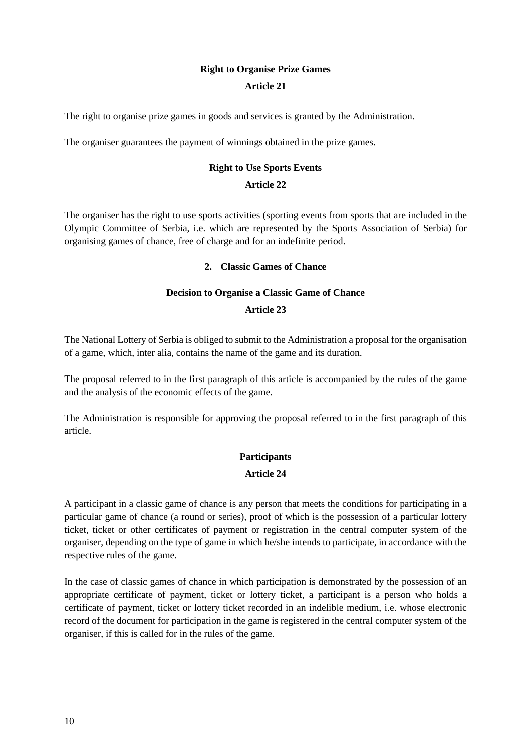**Right to Organise Prize Games**

**Article 21**

The right to organise prize games in goods and services is granted by the Administration.

The organiser guarantees the payment of winnings obtained in the prize games.

**Right to Use Sports Events**

**Article 22**

The organiser has the right to use sports activities (sporting events from sports that are included in the Olympic Committee of Serbia, i.e. which are represented by the Sports Association of Serbia) for organising games of chance, free of charge and for an indefinite period.

## 2. Classic Games of Chance

**Decision to Organise a Classic Game of Chance**

**Article 23**

The National Lottery of Serbia is obliged to submit to the Administration a proposal for the organisation of a game, which, inter alia, contains the name of the game and its duration.

The proposal referred to in the first paragraph of this article is accompanied by the rules of the game and the analysis of the economic effects of the game.

The Administration is responsible for approving the proposal referred to in the first paragraph of this article.

**Participants**

**Article 24**

A participant in a classic game of chance is any person that meets the conditions for participating in a particular game of chance (a round or series), proof of which is the possession of a particular lottery ticket, ticket or other certificates of payment or registration in the central computer system of the organiser, depending on the type of game in which he/she intends to participate, in accordance with the respective rules of the game.

In the case of classic games of chance in which participation is demonstrated by the possession of an appropriate certificate of payment, ticket or lottery ticket, a participant is a person who holds a certificate of payment, ticket or lottery ticket recorded in an indelible medium, i.e. whose electronic record of the document for participation in the game is registered in the central computer system of the organiser, if this is called for in the rules of the game.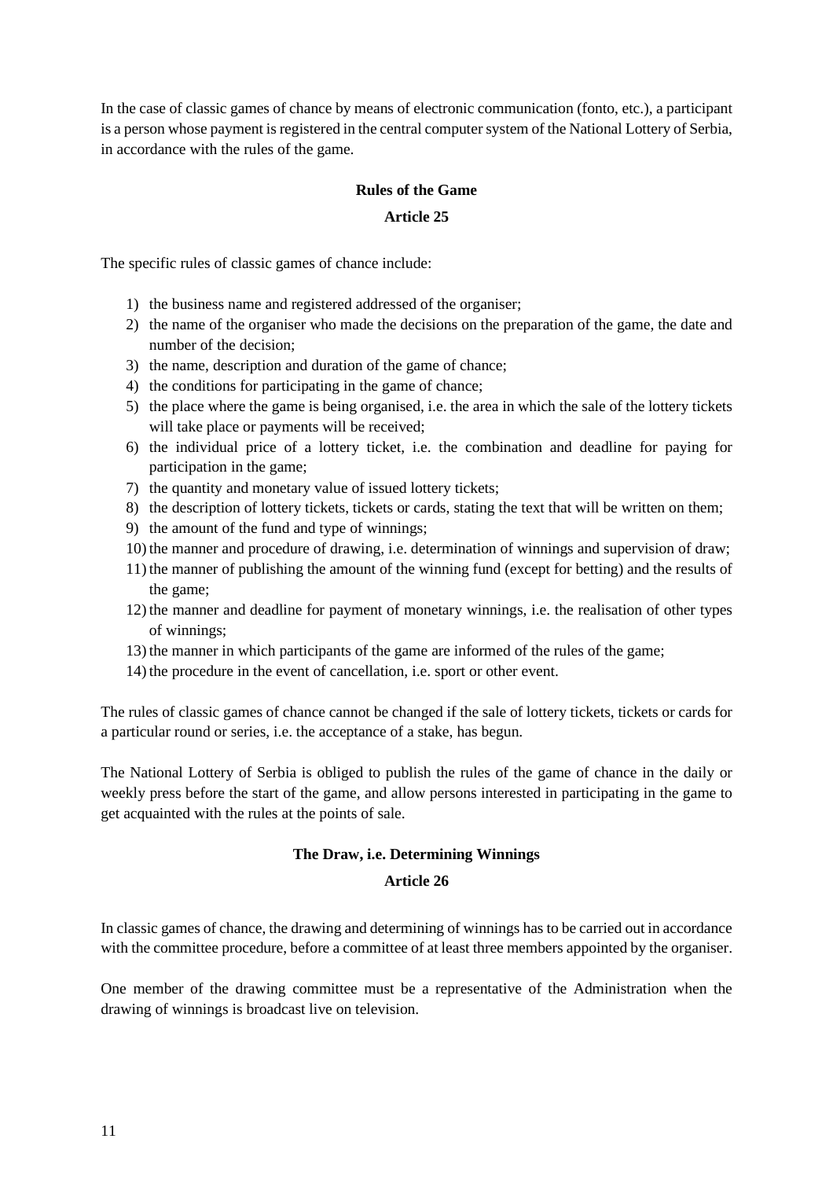In the case of classic games of chance by means of electronic communication (fonto, etc.), a participant is a person whose payment is registered in the central computer system of the National Lottery of Serbia, in accordance with the rules of the game.

**Rules of the Game**

**Article 25**

The specific rules of classic games of chance include:

1) the business name and registered addressed of the organiser;
2) the name of the organiser who made the decisions on the preparation of the game, the date and number of the decision;
3) the name, description and duration of the game of chance;
4) the conditions for participating in the game of chance;
5) the place where the game is being organised, i.e. the area in which the sale of the lottery tickets will take place or payments will be received;
6) the individual price of a lottery ticket, i.e. the combination and deadline for paying for participation in the game;
7) the quantity and monetary value of issued lottery tickets;
8) the description of lottery tickets, tickets or cards, stating the text that will be written on them;
9) the amount of the fund and type of winnings;
10) the manner and procedure of drawing, i.e. determination of winnings and supervision of draw;
11) the manner of publishing the amount of the winning fund (except for betting) and the results of the game;
12) the manner and deadline for payment of monetary winnings, i.e. the realisation of other types of winnings;
13) the manner in which participants of the game are informed of the rules of the game;
14) the procedure in the event of cancellation, i.e. sport or other event.

The rules of classic games of chance cannot be changed if the sale of lottery tickets, tickets or cards for a particular round or series, i.e. the acceptance of a stake, has begun.

The National Lottery of Serbia is obliged to publish the rules of the game of chance in the daily or weekly press before the start of the game, and allow persons interested in participating in the game to get acquainted with the rules at the points of sale.

**The Draw, i.e. Determining Winnings**

**Article 26**

In classic games of chance, the drawing and determining of winnings has to be carried out in accordance with the committee procedure, before a committee of at least three members appointed by the organiser.

One member of the drawing committee must be a representative of the Administration when the drawing of winnings is broadcast live on television.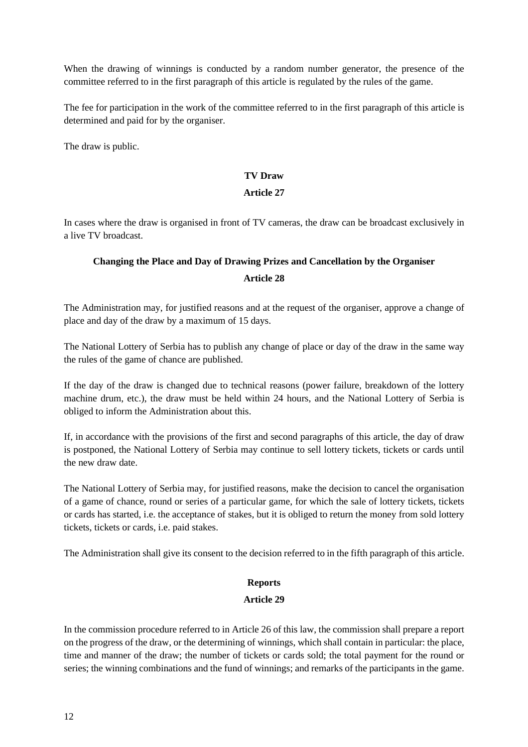When the drawing of winnings is conducted by a random number generator, the presence of the committee referred to in the first paragraph of this article is regulated by the rules of the game.

The fee for participation in the work of the committee referred to in the first paragraph of this article is determined and paid for by the organiser.

The draw is public.

**TV Draw**

**Article 27**

In cases where the draw is organised in front of TV cameras, the draw can be broadcast exclusively in a live TV broadcast.

**Changing the Place and Day of Drawing Prizes and Cancellation by the Organiser**

**Article 28**

The Administration may, for justified reasons and at the request of the organiser, approve a change of place and day of the draw by a maximum of 15 days.

The National Lottery of Serbia has to publish any change of place or day of the draw in the same way the rules of the game of chance are published.

If the day of the draw is changed due to technical reasons (power failure, breakdown of the lottery machine drum, etc.), the draw must be held within 24 hours, and the National Lottery of Serbia is obliged to inform the Administration about this.

If, in accordance with the provisions of the first and second paragraphs of this article, the day of draw is postponed, the National Lottery of Serbia may continue to sell lottery tickets, tickets or cards until the new draw date.

The National Lottery of Serbia may, for justified reasons, make the decision to cancel the organisation of a game of chance, round or series of a particular game, for which the sale of lottery tickets, tickets or cards has started, i.e. the acceptance of stakes, but it is obliged to return the money from sold lottery tickets, tickets or cards, i.e. paid stakes.

The Administration shall give its consent to the decision referred to in the fifth paragraph of this article.

**Reports**

**Article 29**

In the commission procedure referred to in Article 26 of this law, the commission shall prepare a report on the progress of the draw, or the determining of winnings, which shall contain in particular: the place, time and manner of the draw; the number of tickets or cards sold; the total payment for the round or series; the winning combinations and the fund of winnings; and remarks of the participants in the game.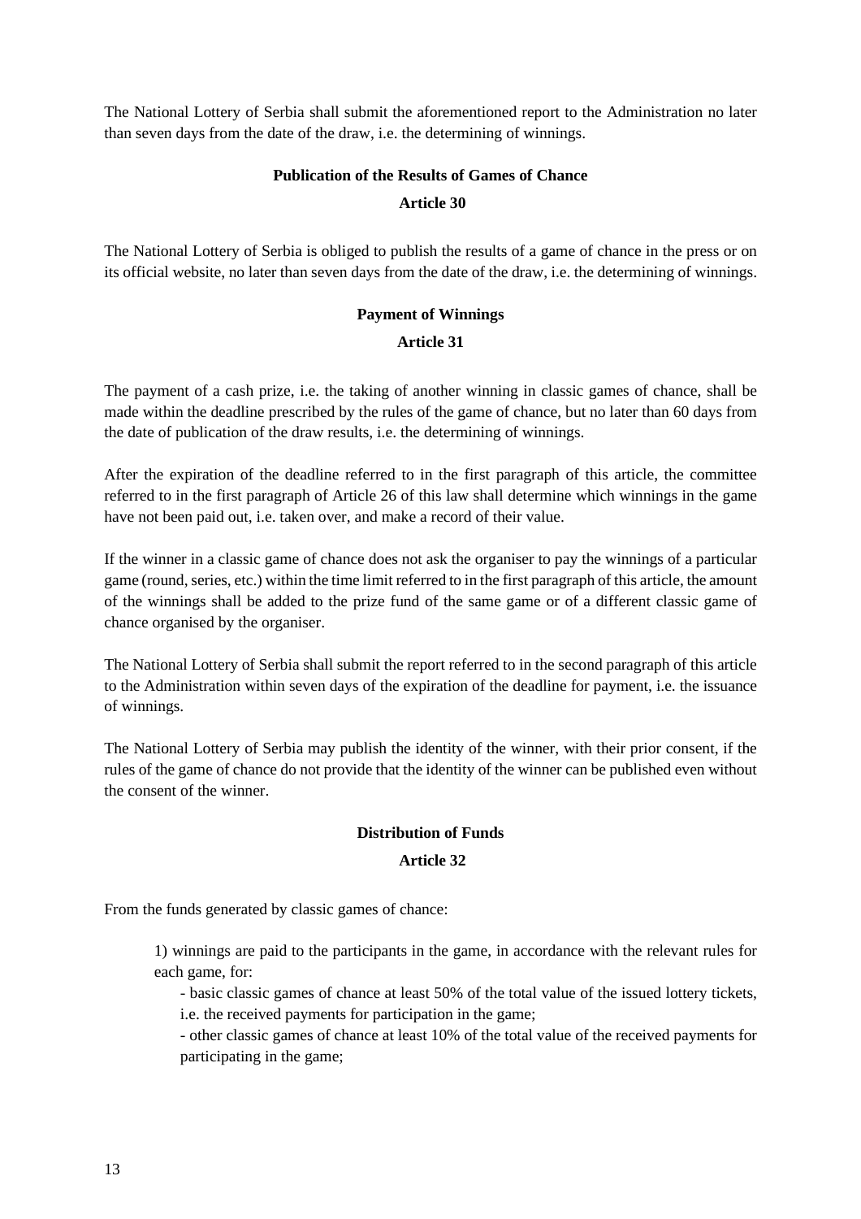The National Lottery of Serbia shall submit the aforementioned report to the Administration no later than seven days from the date of the draw, i.e. the determining of winnings.

**Publication of the Results of Games of Chance**

**Article 30**

The National Lottery of Serbia is obliged to publish the results of a game of chance in the press or on its official website, no later than seven days from the date of the draw, i.e. the determining of winnings.

**Payment of Winnings**

**Article 31**

The payment of a cash prize, i.e. the taking of another winning in classic games of chance, shall be made within the deadline prescribed by the rules of the game of chance, but no later than 60 days from the date of publication of the draw results, i.e. the determining of winnings.

After the expiration of the deadline referred to in the first paragraph of this article, the committee referred to in the first paragraph of Article 26 of this law shall determine which winnings in the game have not been paid out, i.e. taken over, and make a record of their value.

If the winner in a classic game of chance does not ask the organiser to pay the winnings of a particular game (round, series, etc.) within the time limit referred to in the first paragraph of this article, the amount of the winnings shall be added to the prize fund of the same game or of a different classic game of chance organised by the organiser.

The National Lottery of Serbia shall submit the report referred to in the second paragraph of this article to the Administration within seven days of the expiration of the deadline for payment, i.e. the issuance of winnings.

The National Lottery of Serbia may publish the identity of the winner, with their prior consent, if the rules of the game of chance do not provide that the identity of the winner can be published even without the consent of the winner.

**Distribution of Funds**

**Article 32**

From the funds generated by classic games of chance:

1) winnings are paid to the participants in the game, in accordance with the relevant rules for each game, for:

- basic classic games of chance at least 50% of the total value of the issued lottery tickets, i.e. the received payments for participation in the game;
- other classic games of chance at least 10% of the total value of the received payments for participating in the game;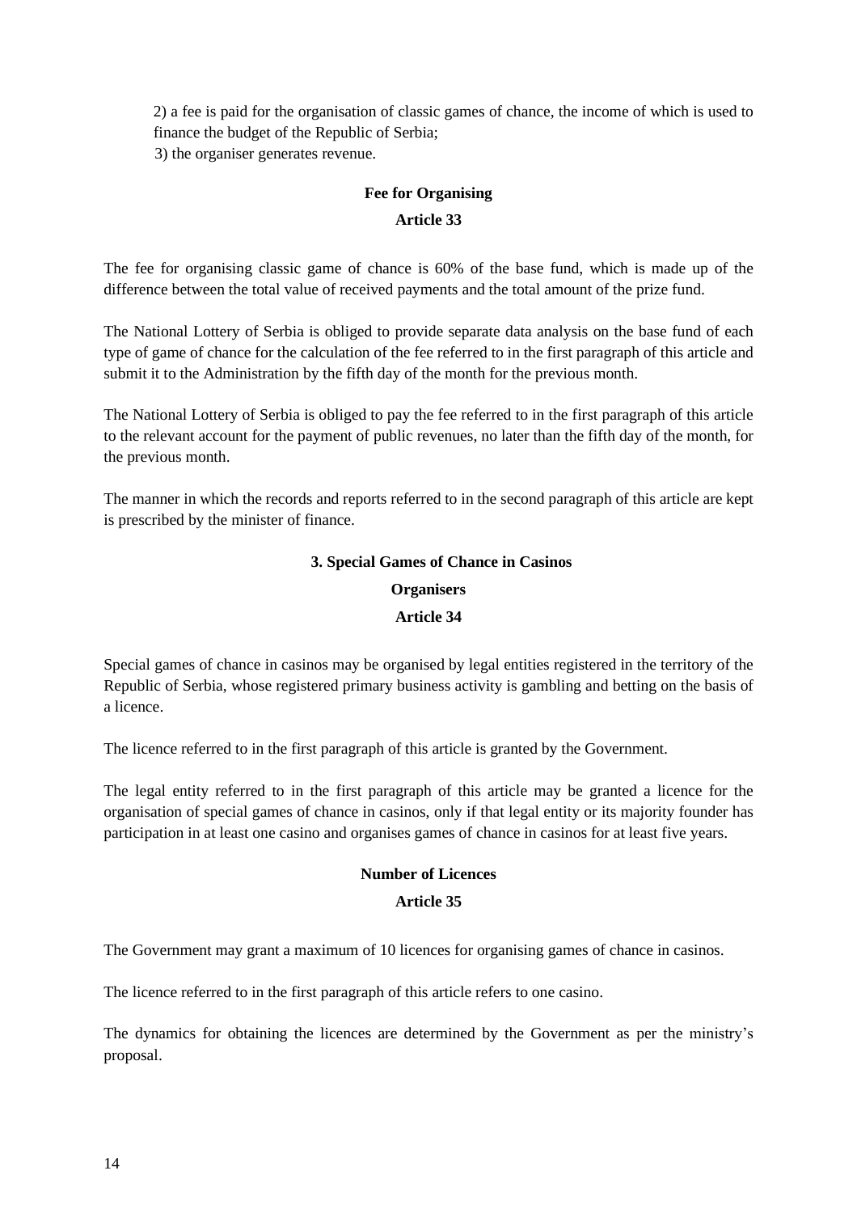2) a fee is paid for the organisation of classic games of chance, the income of which is used to finance the budget of the Republic of Serbia;

3) the organiser generates revenue.

**Fee for Organising**

**Article 33**

The fee for organising classic game of chance is 60% of the base fund, which is made up of the difference between the total value of received payments and the total amount of the prize fund.

The National Lottery of Serbia is obliged to provide separate data analysis on the base fund of each type of game of chance for the calculation of the fee referred to in the first paragraph of this article and submit it to the Administration by the fifth day of the month for the previous month.

The National Lottery of Serbia is obliged to pay the fee referred to in the first paragraph of this article to the relevant account for the payment of public revenues, no later than the fifth day of the month, for the previous month.

The manner in which the records and reports referred to in the second paragraph of this article are kept is prescribed by the minister of finance.

## 3. Special Games of Chance in Casinos

**Organisers**

**Article 34**

Special games of chance in casinos may be organised by legal entities registered in the territory of the Republic of Serbia, whose registered primary business activity is gambling and betting on the basis of a licence.

The licence referred to in the first paragraph of this article is granted by the Government.

The legal entity referred to in the first paragraph of this article may be granted a licence for the organisation of special games of chance in casinos, only if that legal entity or its majority founder has participation in at least one casino and organises games of chance in casinos for at least five years.

**Number of Licences**

**Article 35**

The Government may grant a maximum of 10 licences for organising games of chance in casinos.

The licence referred to in the first paragraph of this article refers to one casino.

The dynamics for obtaining the licences are determined by the Government as per the ministry's proposal.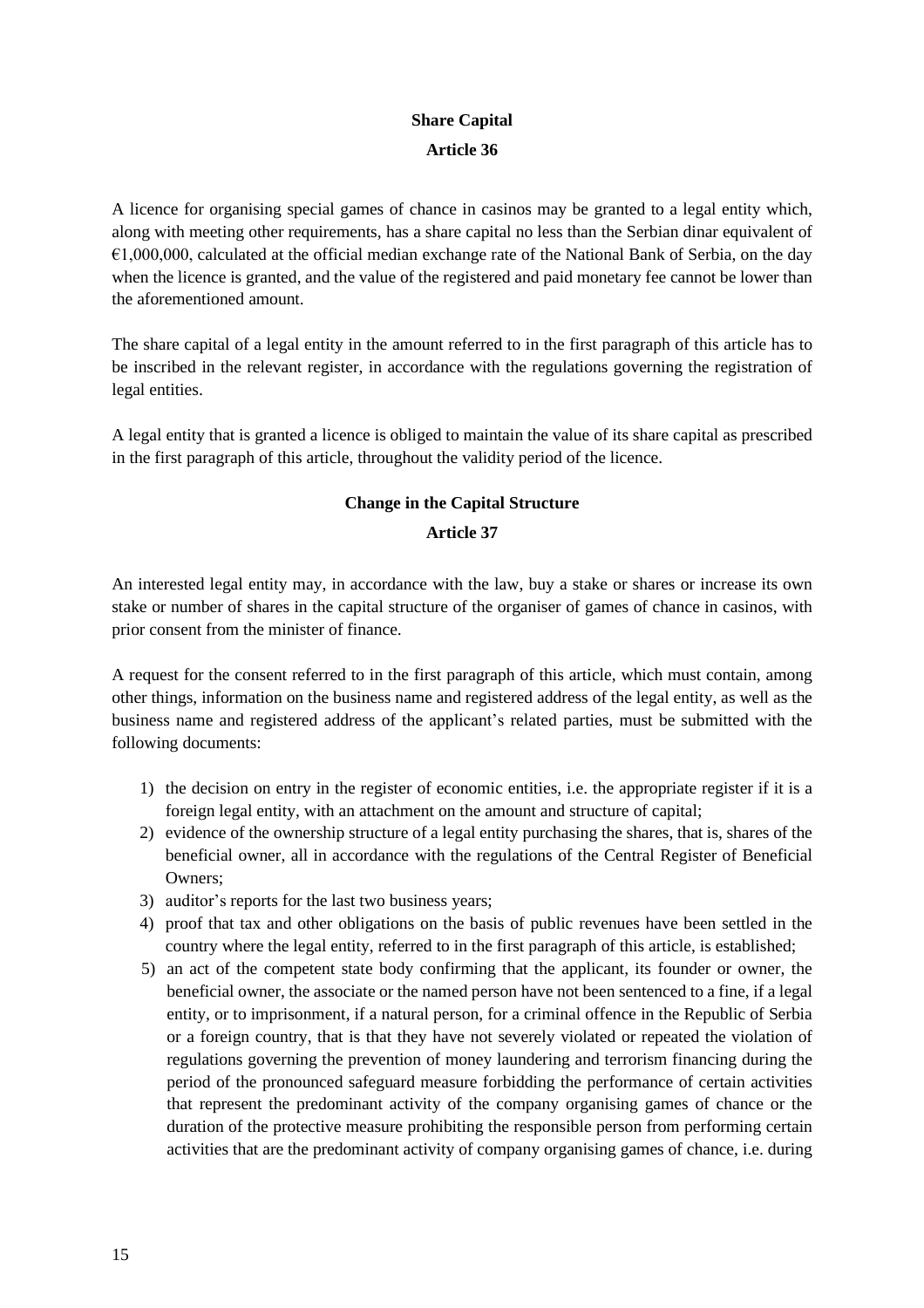**Share Capital**

**Article 36**

A licence for organising special games of chance in casinos may be granted to a legal entity which, along with meeting other requirements, has a share capital no less than the Serbian dinar equivalent of €1,000,000, calculated at the official median exchange rate of the National Bank of Serbia, on the day when the licence is granted, and the value of the registered and paid monetary fee cannot be lower than the aforementioned amount.

The share capital of a legal entity in the amount referred to in the first paragraph of this article has to be inscribed in the relevant register, in accordance with the regulations governing the registration of legal entities.

A legal entity that is granted a licence is obliged to maintain the value of its share capital as prescribed in the first paragraph of this article, throughout the validity period of the licence.

**Change in the Capital Structure**

**Article 37**

An interested legal entity may, in accordance with the law, buy a stake or shares or increase its own stake or number of shares in the capital structure of the organiser of games of chance in casinos, with prior consent from the minister of finance.

A request for the consent referred to in the first paragraph of this article, which must contain, among other things, information on the business name and registered address of the legal entity, as well as the business name and registered address of the applicant's related parties, must be submitted with the following documents:

1) the decision on entry in the register of economic entities, i.e. the appropriate register if it is a foreign legal entity, with an attachment on the amount and structure of capital;
2) evidence of the ownership structure of a legal entity purchasing the shares, that is, shares of the beneficial owner, all in accordance with the regulations of the Central Register of Beneficial Owners;
3) auditor's reports for the last two business years;
4) proof that tax and other obligations on the basis of public revenues have been settled in the country where the legal entity, referred to in the first paragraph of this article, is established;
5) an act of the competent state body confirming that the applicant, its founder or owner, the beneficial owner, the associate or the named person have not been sentenced to a fine, if a legal entity, or to imprisonment, if a natural person, for a criminal offence in the Republic of Serbia or a foreign country, that is that they have not severely violated or repeated the violation of regulations governing the prevention of money laundering and terrorism financing during the period of the pronounced safeguard measure forbidding the performance of certain activities that represent the predominant activity of the company organising games of chance or the duration of the protective measure prohibiting the responsible person from performing certain activities that are the predominant activity of company organising games of chance, i.e. during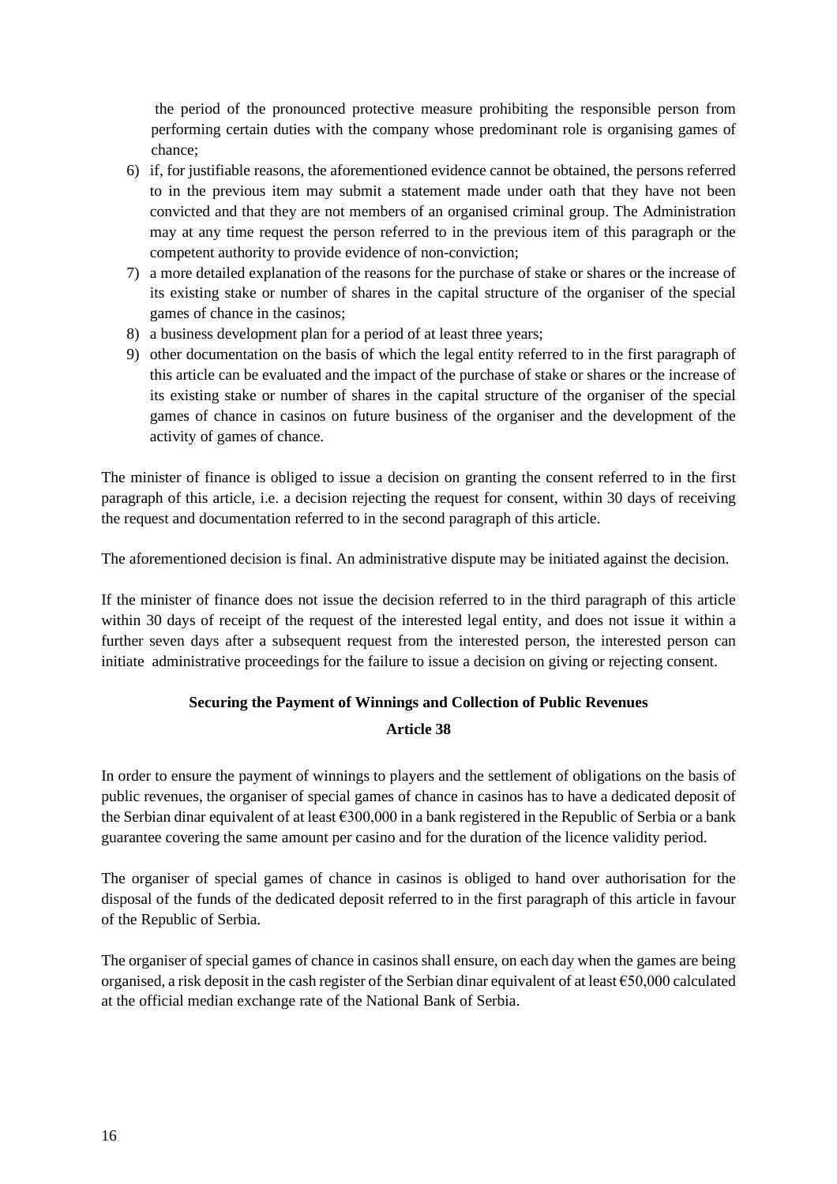the period of the pronounced protective measure prohibiting the responsible person from performing certain duties with the company whose predominant role is organising games of chance;

6) if, for justifiable reasons, the aforementioned evidence cannot be obtained, the persons referred to in the previous item may submit a statement made under oath that they have not been convicted and that they are not members of an organised criminal group. The Administration may at any time request the person referred to in the previous item of this paragraph or the competent authority to provide evidence of non-conviction;
7) a more detailed explanation of the reasons for the purchase of stake or shares or the increase of its existing stake or number of shares in the capital structure of the organiser of the special games of chance in the casinos;
8) a business development plan for a period of at least three years;
9) other documentation on the basis of which the legal entity referred to in the first paragraph of this article can be evaluated and the impact of the purchase of stake or shares or the increase of its existing stake or number of shares in the capital structure of the organiser of the special games of chance in casinos on future business of the organiser and the development of the activity of games of chance.

The minister of finance is obliged to issue a decision on granting the consent referred to in the first paragraph of this article, i.e. a decision rejecting the request for consent, within 30 days of receiving the request and documentation referred to in the second paragraph of this article.

The aforementioned decision is final. An administrative dispute may be initiated against the decision.

If the minister of finance does not issue the decision referred to in the third paragraph of this article within 30 days of receipt of the request of the interested legal entity, and does not issue it within a further seven days after a subsequent request from the interested person, the interested person can initiate administrative proceedings for the failure to issue a decision on giving or rejecting consent.

**Securing the Payment of Winnings and Collection of Public Revenues**

**Article 38**

In order to ensure the payment of winnings to players and the settlement of obligations on the basis of public revenues, the organiser of special games of chance in casinos has to have a dedicated deposit of the Serbian dinar equivalent of at least €300,000 in a bank registered in the Republic of Serbia or a bank guarantee covering the same amount per casino and for the duration of the licence validity period.

The organiser of special games of chance in casinos is obliged to hand over authorisation for the disposal of the funds of the dedicated deposit referred to in the first paragraph of this article in favour of the Republic of Serbia.

The organiser of special games of chance in casinos shall ensure, on each day when the games are being organised, a risk deposit in the cash register of the Serbian dinar equivalent of at least €50,000 calculated at the official median exchange rate of the National Bank of Serbia.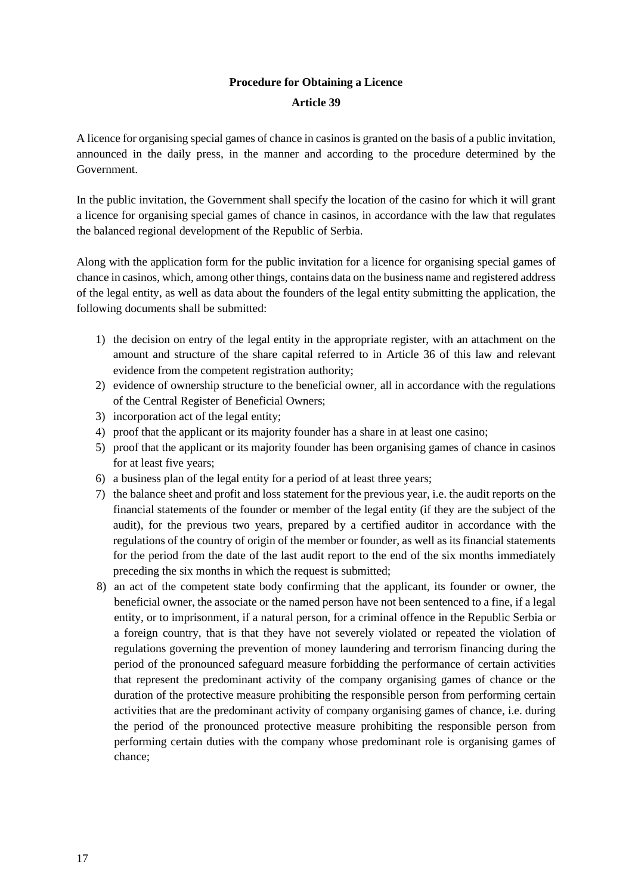**Procedure for Obtaining a Licence**

**Article 39**

A licence for organising special games of chance in casinos is granted on the basis of a public invitation, announced in the daily press, in the manner and according to the procedure determined by the Government.

In the public invitation, the Government shall specify the location of the casino for which it will grant a licence for organising special games of chance in casinos, in accordance with the law that regulates the balanced regional development of the Republic of Serbia.

Along with the application form for the public invitation for a licence for organising special games of chance in casinos, which, among other things, contains data on the business name and registered address of the legal entity, as well as data about the founders of the legal entity submitting the application, the following documents shall be submitted:

1) the decision on entry of the legal entity in the appropriate register, with an attachment on the amount and structure of the share capital referred to in Article 36 of this law and relevant evidence from the competent registration authority;
2) evidence of ownership structure to the beneficial owner, all in accordance with the regulations of the Central Register of Beneficial Owners;
3) incorporation act of the legal entity;
4) proof that the applicant or its majority founder has a share in at least one casino;
5) proof that the applicant or its majority founder has been organising games of chance in casinos for at least five years;
6) a business plan of the legal entity for a period of at least three years;
7) the balance sheet and profit and loss statement for the previous year, i.e. the audit reports on the financial statements of the founder or member of the legal entity (if they are the subject of the audit), for the previous two years, prepared by a certified auditor in accordance with the regulations of the country of origin of the member or founder, as well as its financial statements for the period from the date of the last audit report to the end of the six months immediately preceding the six months in which the request is submitted;
8) an act of the competent state body confirming that the applicant, its founder or owner, the beneficial owner, the associate or the named person have not been sentenced to a fine, if a legal entity, or to imprisonment, if a natural person, for a criminal offence in the Republic Serbia or a foreign country, that is that they have not severely violated or repeated the violation of regulations governing the prevention of money laundering and terrorism financing during the period of the pronounced safeguard measure forbidding the performance of certain activities that represent the predominant activity of the company organising games of chance or the duration of the protective measure prohibiting the responsible person from performing certain activities that are the predominant activity of company organising games of chance, i.e. during the period of the pronounced protective measure prohibiting the responsible person from performing certain duties with the company whose predominant role is organising games of chance;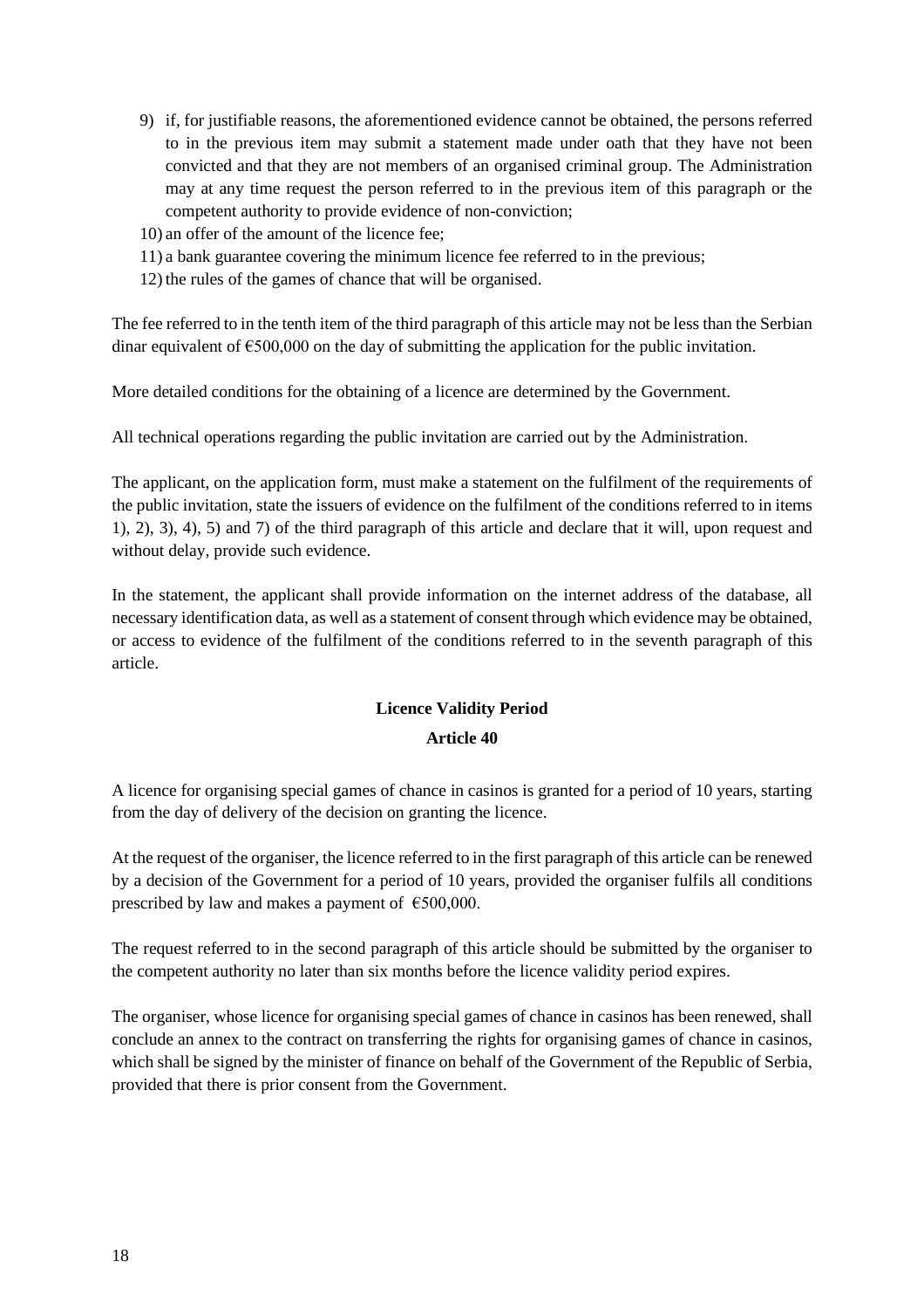9) if, for justifiable reasons, the aforementioned evidence cannot be obtained, the persons referred to in the previous item may submit a statement made under oath that they have not been convicted and that they are not members of an organised criminal group. The Administration may at any time request the person referred to in the previous item of this paragraph or the competent authority to provide evidence of non-conviction;
10) an offer of the amount of the licence fee;
11) a bank guarantee covering the minimum licence fee referred to in the previous;
12) the rules of the games of chance that will be organised.

The fee referred to in the tenth item of the third paragraph of this article may not be less than the Serbian dinar equivalent of €500,000 on the day of submitting the application for the public invitation.

More detailed conditions for the obtaining of a licence are determined by the Government.

All technical operations regarding the public invitation are carried out by the Administration.

The applicant, on the application form, must make a statement on the fulfilment of the requirements of the public invitation, state the issuers of evidence on the fulfilment of the conditions referred to in items 1), 2), 3), 4), 5) and 7) of the third paragraph of this article and declare that it will, upon request and without delay, provide such evidence.

In the statement, the applicant shall provide information on the internet address of the database, all necessary identification data, as well as a statement of consent through which evidence may be obtained, or access to evidence of the fulfilment of the conditions referred to in the seventh paragraph of this article.

**Licence Validity Period**

**Article 40**

A licence for organising special games of chance in casinos is granted for a period of 10 years, starting from the day of delivery of the decision on granting the licence.

At the request of the organiser, the licence referred to in the first paragraph of this article can be renewed by a decision of the Government for a period of 10 years, provided the organiser fulfils all conditions prescribed by law and makes a payment of €500,000.

The request referred to in the second paragraph of this article should be submitted by the organiser to the competent authority no later than six months before the licence validity period expires.

The organiser, whose licence for organising special games of chance in casinos has been renewed, shall conclude an annex to the contract on transferring the rights for organising games of chance in casinos, which shall be signed by the minister of finance on behalf of the Government of the Republic of Serbia, provided that there is prior consent from the Government.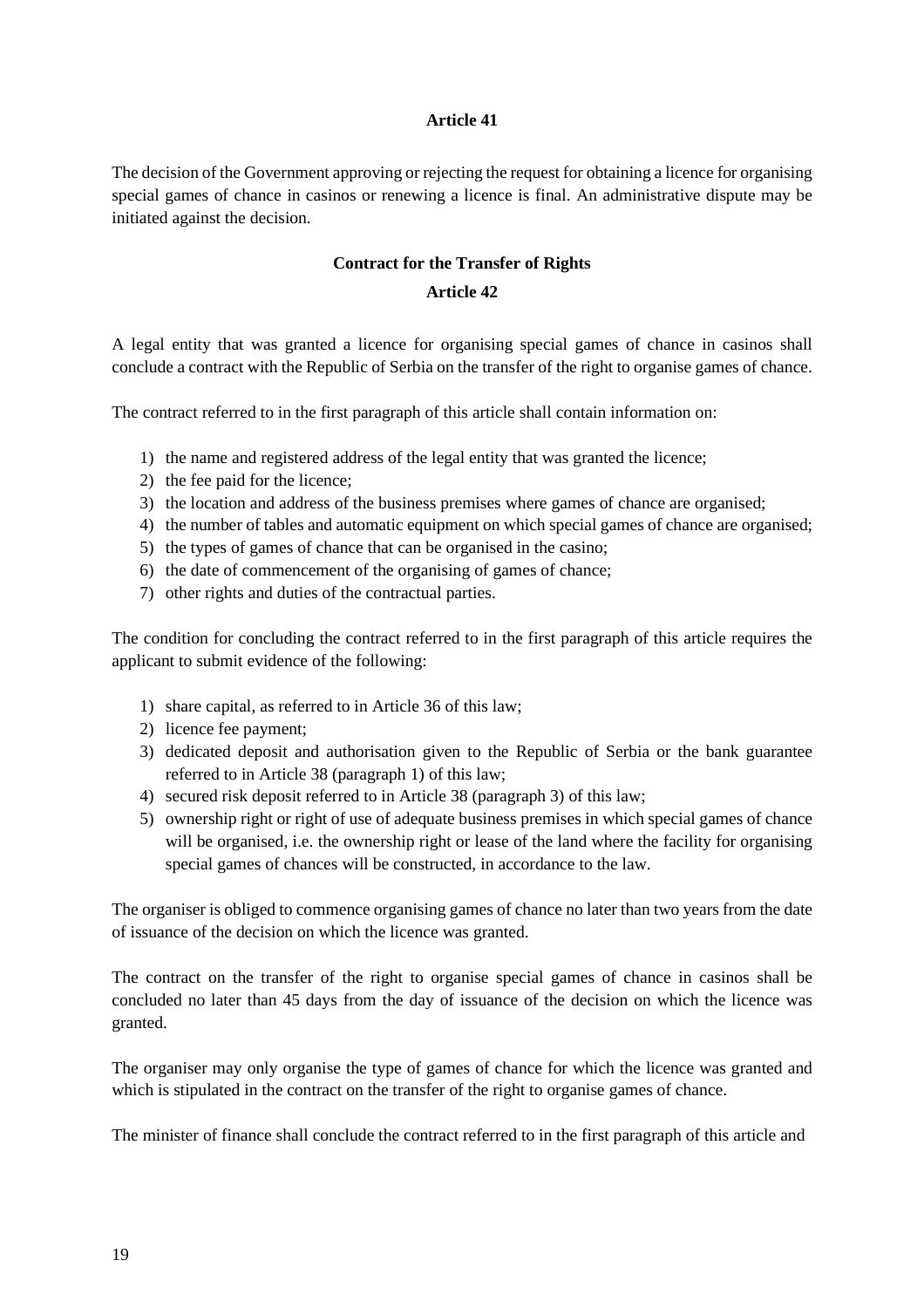**Article 41**

The decision of the Government approving or rejecting the request for obtaining a licence for organising special games of chance in casinos or renewing a licence is final. An administrative dispute may be initiated against the decision.

**Contract for the Transfer of Rights**

**Article 42**

A legal entity that was granted a licence for organising special games of chance in casinos shall conclude a contract with the Republic of Serbia on the transfer of the right to organise games of chance.

The contract referred to in the first paragraph of this article shall contain information on:

1) the name and registered address of the legal entity that was granted the licence;
2) the fee paid for the licence;
3) the location and address of the business premises where games of chance are organised;
4) the number of tables and automatic equipment on which special games of chance are organised;
5) the types of games of chance that can be organised in the casino;
6) the date of commencement of the organising of games of chance;
7) other rights and duties of the contractual parties.

The condition for concluding the contract referred to in the first paragraph of this article requires the applicant to submit evidence of the following:

1) share capital, as referred to in Article 36 of this law;
2) licence fee payment;
3) dedicated deposit and authorisation given to the Republic of Serbia or the bank guarantee referred to in Article 38 (paragraph 1) of this law;
4) secured risk deposit referred to in Article 38 (paragraph 3) of this law;
5) ownership right or right of use of adequate business premises in which special games of chance will be organised, i.e. the ownership right or lease of the land where the facility for organising special games of chances will be constructed, in accordance to the law.

The organiser is obliged to commence organising games of chance no later than two years from the date of issuance of the decision on which the licence was granted.

The contract on the transfer of the right to organise special games of chance in casinos shall be concluded no later than 45 days from the day of issuance of the decision on which the licence was granted.

The organiser may only organise the type of games of chance for which the licence was granted and which is stipulated in the contract on the transfer of the right to organise games of chance.

The minister of finance shall conclude the contract referred to in the first paragraph of this article and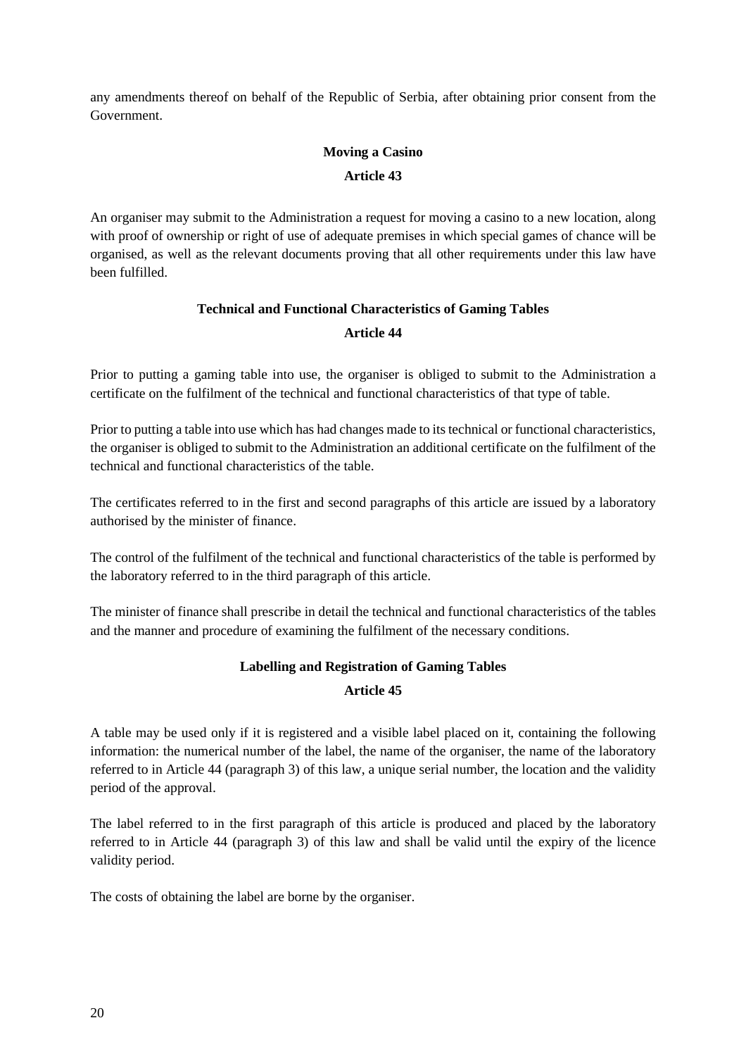any amendments thereof on behalf of the Republic of Serbia, after obtaining prior consent from the Government.

### Moving a Casino

### Article 43

An organiser may submit to the Administration a request for moving a casino to a new location, along with proof of ownership or right of use of adequate premises in which special games of chance will be organised, as well as the relevant documents proving that all other requirements under this law have been fulfilled.

### Technical and Functional Characteristics of Gaming Tables

### Article 44

Prior to putting a gaming table into use, the organiser is obliged to submit to the Administration a certificate on the fulfilment of the technical and functional characteristics of that type of table.

Prior to putting a table into use which has had changes made to its technical or functional characteristics, the organiser is obliged to submit to the Administration an additional certificate on the fulfilment of the technical and functional characteristics of the table.

The certificates referred to in the first and second paragraphs of this article are issued by a laboratory authorised by the minister of finance.

The control of the fulfilment of the technical and functional characteristics of the table is performed by the laboratory referred to in the third paragraph of this article.

The minister of finance shall prescribe in detail the technical and functional characteristics of the tables and the manner and procedure of examining the fulfilment of the necessary conditions.

### Labelling and Registration of Gaming Tables

### Article 45

A table may be used only if it is registered and a visible label placed on it, containing the following information: the numerical number of the label, the name of the organiser, the name of the laboratory referred to in Article 44 (paragraph 3) of this law, a unique serial number, the location and the validity period of the approval.

The label referred to in the first paragraph of this article is produced and placed by the laboratory referred to in Article 44 (paragraph 3) of this law and shall be valid until the expiry of the licence validity period.

The costs of obtaining the label are borne by the organiser.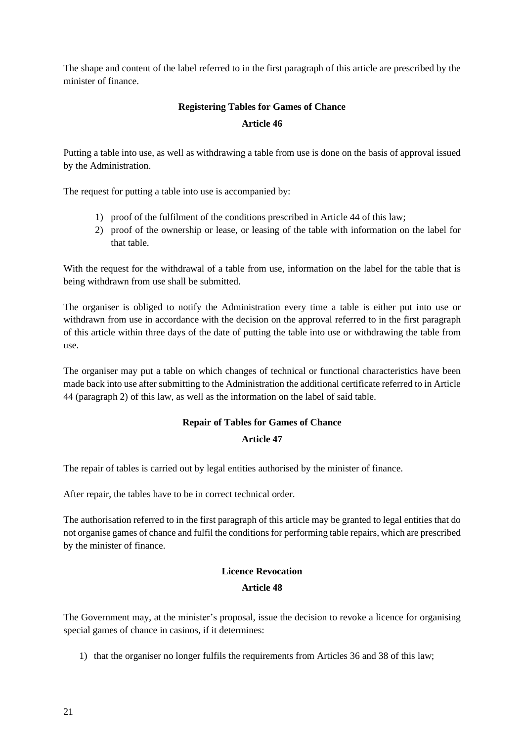The shape and content of the label referred to in the first paragraph of this article are prescribed by the minister of finance.

**Registering Tables for Games of Chance**

**Article 46**

Putting a table into use, as well as withdrawing a table from use is done on the basis of approval issued by the Administration.

The request for putting a table into use is accompanied by:

1) proof of the fulfilment of the conditions prescribed in Article 44 of this law;
2) proof of the ownership or lease, or leasing of the table with information on the label for that table.

With the request for the withdrawal of a table from use, information on the label for the table that is being withdrawn from use shall be submitted.

The organiser is obliged to notify the Administration every time a table is either put into use or withdrawn from use in accordance with the decision on the approval referred to in the first paragraph of this article within three days of the date of putting the table into use or withdrawing the table from use.

The organiser may put a table on which changes of technical or functional characteristics have been made back into use after submitting to the Administration the additional certificate referred to in Article 44 (paragraph 2) of this law, as well as the information on the label of said table.

**Repair of Tables for Games of Chance**

**Article 47**

The repair of tables is carried out by legal entities authorised by the minister of finance.

After repair, the tables have to be in correct technical order.

The authorisation referred to in the first paragraph of this article may be granted to legal entities that do not organise games of chance and fulfil the conditions for performing table repairs, which are prescribed by the minister of finance.

**Licence Revocation**

**Article 48**

The Government may, at the minister's proposal, issue the decision to revoke a licence for organising special games of chance in casinos, if it determines:

1) that the organiser no longer fulfils the requirements from Articles 36 and 38 of this law;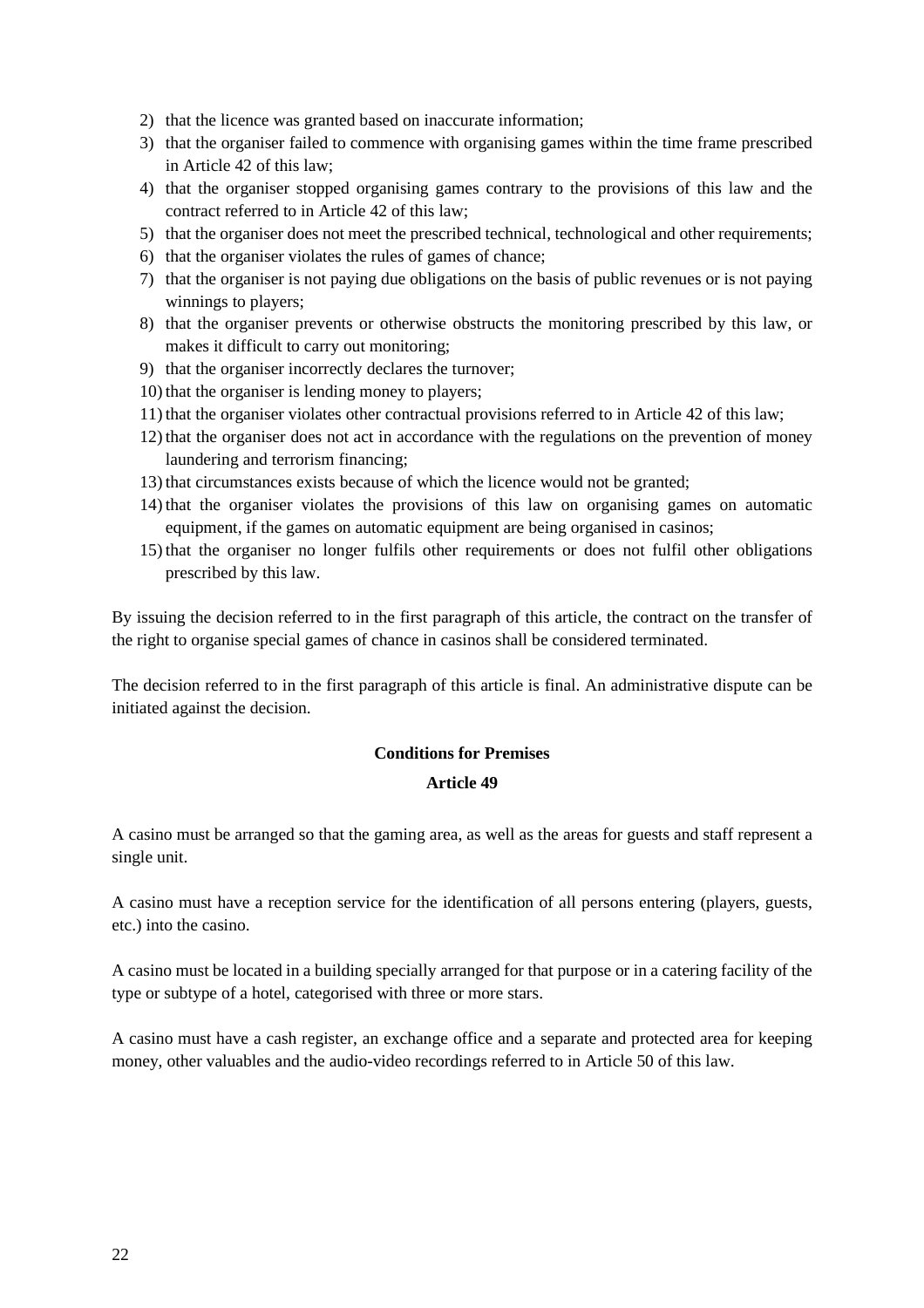2) that the licence was granted based on inaccurate information;
3) that the organiser failed to commence with organising games within the time frame prescribed in Article 42 of this law;
4) that the organiser stopped organising games contrary to the provisions of this law and the contract referred to in Article 42 of this law;
5) that the organiser does not meet the prescribed technical, technological and other requirements;
6) that the organiser violates the rules of games of chance;
7) that the organiser is not paying due obligations on the basis of public revenues or is not paying winnings to players;
8) that the organiser prevents or otherwise obstructs the monitoring prescribed by this law, or makes it difficult to carry out monitoring;
9) that the organiser incorrectly declares the turnover;
10) that the organiser is lending money to players;
11) that the organiser violates other contractual provisions referred to in Article 42 of this law;
12) that the organiser does not act in accordance with the regulations on the prevention of money laundering and terrorism financing;
13) that circumstances exists because of which the licence would not be granted;
14) that the organiser violates the provisions of this law on organising games on automatic equipment, if the games on automatic equipment are being organised in casinos;
15) that the organiser no longer fulfils other requirements or does not fulfil other obligations prescribed by this law.

By issuing the decision referred to in the first paragraph of this article, the contract on the transfer of the right to organise special games of chance in casinos shall be considered terminated.

The decision referred to in the first paragraph of this article is final. An administrative dispute can be initiated against the decision.

**Conditions for Premises**

**Article 49**

A casino must be arranged so that the gaming area, as well as the areas for guests and staff represent a single unit.

A casino must have a reception service for the identification of all persons entering (players, guests, etc.) into the casino.

A casino must be located in a building specially arranged for that purpose or in a catering facility of the type or subtype of a hotel, categorised with three or more stars.

A casino must have a cash register, an exchange office and a separate and protected area for keeping money, other valuables and the audio-video recordings referred to in Article 50 of this law.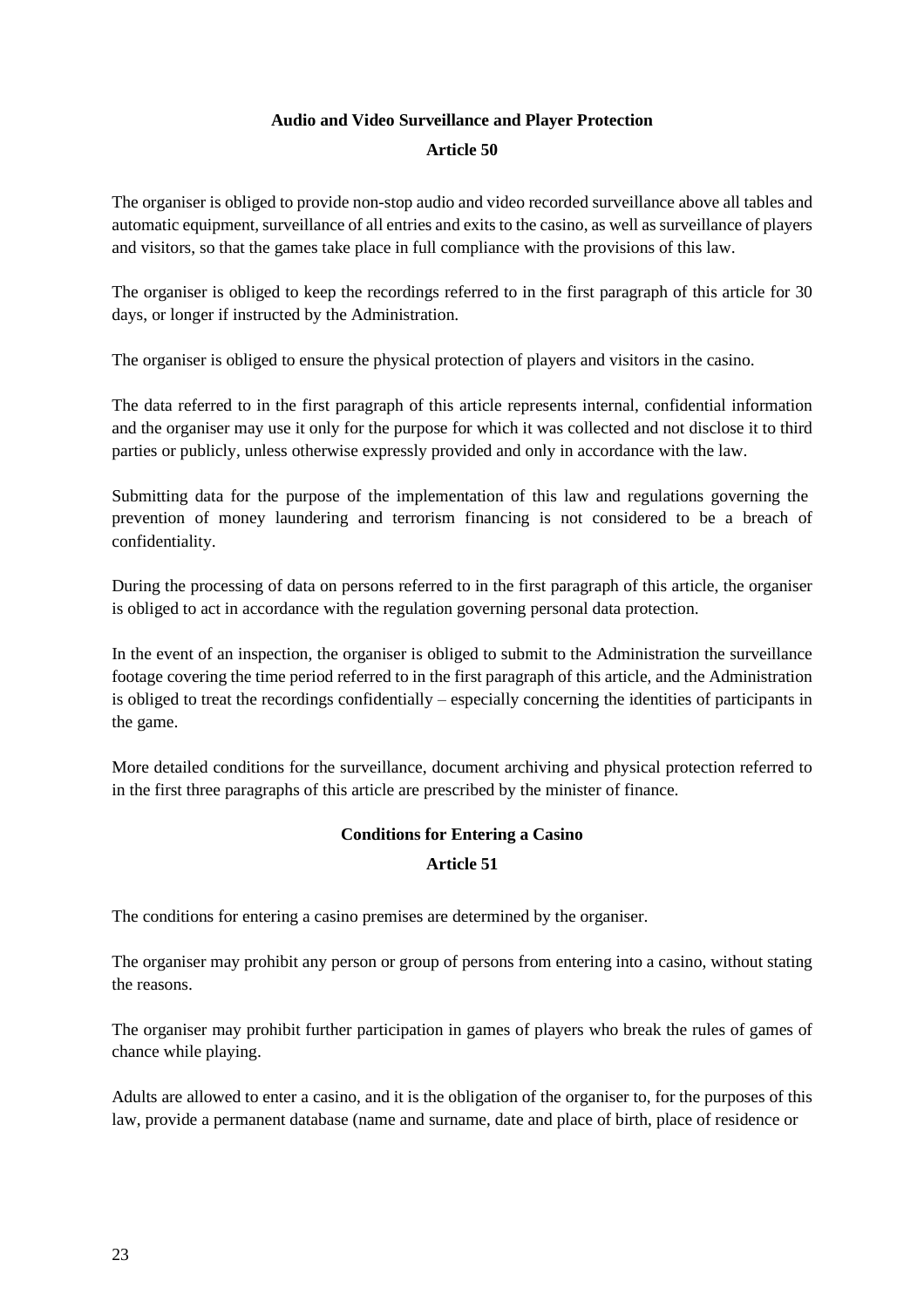## Audio and Video Surveillance and Player Protection

### Article 50

The organiser is obliged to provide non-stop audio and video recorded surveillance above all tables and automatic equipment, surveillance of all entries and exits to the casino, as well as surveillance of players and visitors, so that the games take place in full compliance with the provisions of this law.

The organiser is obliged to keep the recordings referred to in the first paragraph of this article for 30 days, or longer if instructed by the Administration.

The organiser is obliged to ensure the physical protection of players and visitors in the casino.

The data referred to in the first paragraph of this article represents internal, confidential information and the organiser may use it only for the purpose for which it was collected and not disclose it to third parties or publicly, unless otherwise expressly provided and only in accordance with the law.

Submitting data for the purpose of the implementation of this law and regulations governing the prevention of money laundering and terrorism financing is not considered to be a breach of confidentiality.

During the processing of data on persons referred to in the first paragraph of this article, the organiser is obliged to act in accordance with the regulation governing personal data protection.

In the event of an inspection, the organiser is obliged to submit to the Administration the surveillance footage covering the time period referred to in the first paragraph of this article, and the Administration is obliged to treat the recordings confidentially – especially concerning the identities of participants in the game.

More detailed conditions for the surveillance, document archiving and physical protection referred to in the first three paragraphs of this article are prescribed by the minister of finance.

## Conditions for Entering a Casino

### Article 51

The conditions for entering a casino premises are determined by the organiser.

The organiser may prohibit any person or group of persons from entering into a casino, without stating the reasons.

The organiser may prohibit further participation in games of players who break the rules of games of chance while playing.

Adults are allowed to enter a casino, and it is the obligation of the organiser to, for the purposes of this law, provide a permanent database (name and surname, date and place of birth, place of residence or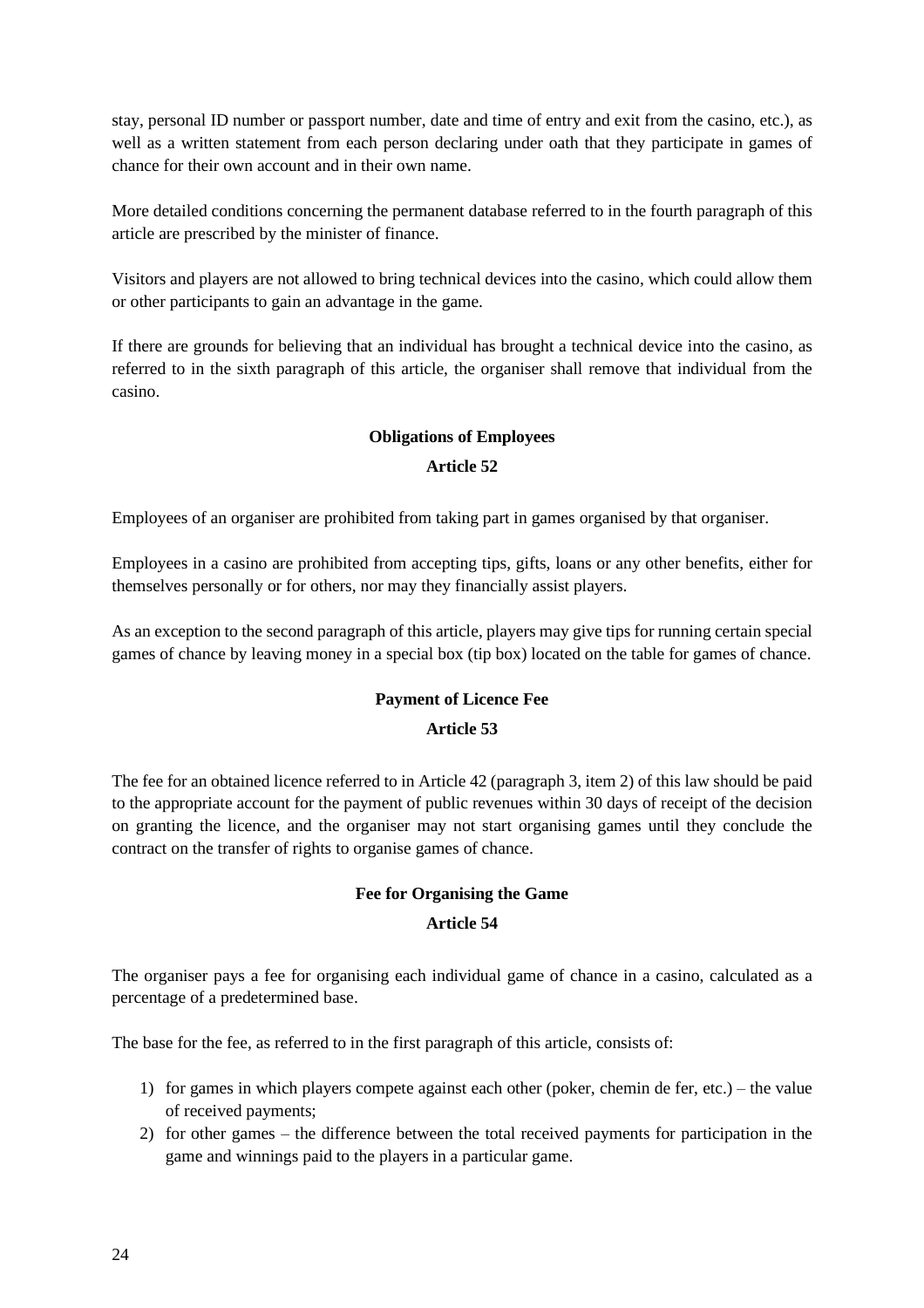stay, personal ID number or passport number, date and time of entry and exit from the casino, etc.), as well as a written statement from each person declaring under oath that they participate in games of chance for their own account and in their own name.

More detailed conditions concerning the permanent database referred to in the fourth paragraph of this article are prescribed by the minister of finance.

Visitors and players are not allowed to bring technical devices into the casino, which could allow them or other participants to gain an advantage in the game.

If there are grounds for believing that an individual has brought a technical device into the casino, as referred to in the sixth paragraph of this article, the organiser shall remove that individual from the casino.

### Obligations of Employees

### Article 52

Employees of an organiser are prohibited from taking part in games organised by that organiser.

Employees in a casino are prohibited from accepting tips, gifts, loans or any other benefits, either for themselves personally or for others, nor may they financially assist players.

As an exception to the second paragraph of this article, players may give tips for running certain special games of chance by leaving money in a special box (tip box) located on the table for games of chance.

### Payment of Licence Fee

### Article 53

The fee for an obtained licence referred to in Article 42 (paragraph 3, item 2) of this law should be paid to the appropriate account for the payment of public revenues within 30 days of receipt of the decision on granting the licence, and the organiser may not start organising games until they conclude the contract on the transfer of rights to organise games of chance.

### Fee for Organising the Game

### Article 54

The organiser pays a fee for organising each individual game of chance in a casino, calculated as a percentage of a predetermined base.

The base for the fee, as referred to in the first paragraph of this article, consists of:

1) for games in which players compete against each other (poker, chemin de fer, etc.) – the value of received payments;
2) for other games – the difference between the total received payments for participation in the game and winnings paid to the players in a particular game.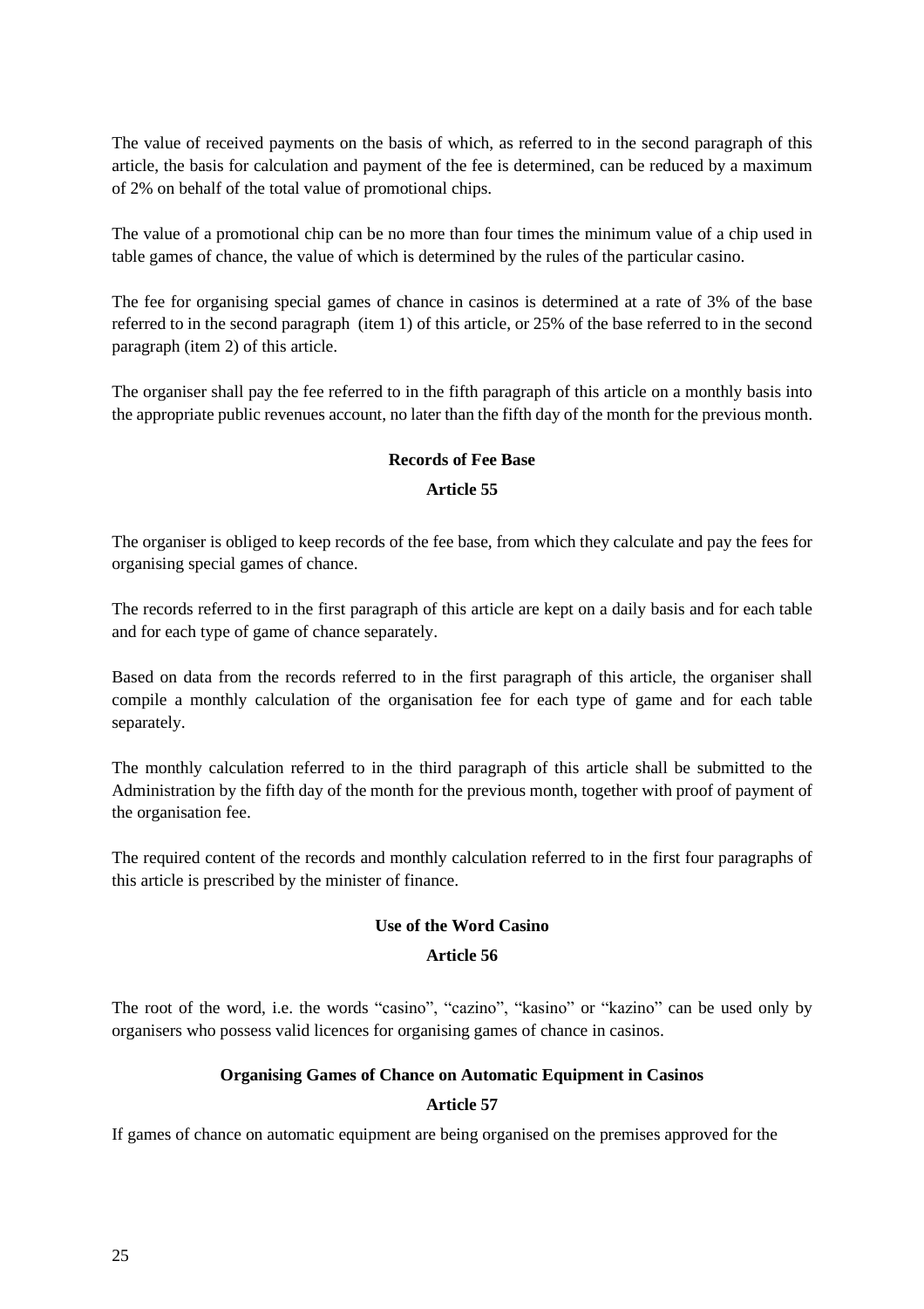The value of received payments on the basis of which, as referred to in the second paragraph of this article, the basis for calculation and payment of the fee is determined, can be reduced by a maximum of 2% on behalf of the total value of promotional chips.

The value of a promotional chip can be no more than four times the minimum value of a chip used in table games of chance, the value of which is determined by the rules of the particular casino.

The fee for organising special games of chance in casinos is determined at a rate of 3% of the base referred to in the second paragraph (item 1) of this article, or 25% of the base referred to in the second paragraph (item 2) of this article.

The organiser shall pay the fee referred to in the fifth paragraph of this article on a monthly basis into the appropriate public revenues account, no later than the fifth day of the month for the previous month.

**Records of Fee Base**

**Article 55**

The organiser is obliged to keep records of the fee base, from which they calculate and pay the fees for organising special games of chance.

The records referred to in the first paragraph of this article are kept on a daily basis and for each table and for each type of game of chance separately.

Based on data from the records referred to in the first paragraph of this article, the organiser shall compile a monthly calculation of the organisation fee for each type of game and for each table separately.

The monthly calculation referred to in the third paragraph of this article shall be submitted to the Administration by the fifth day of the month for the previous month, together with proof of payment of the organisation fee.

The required content of the records and monthly calculation referred to in the first four paragraphs of this article is prescribed by the minister of finance.

**Use of the Word Casino**

**Article 56**

The root of the word, i.e. the words "casino", "cazino", "kasino" or "kazino" can be used only by organisers who possess valid licences for organising games of chance in casinos.

**Organising Games of Chance on Automatic Equipment in Casinos**

**Article 57**

If games of chance on automatic equipment are being organised on the premises approved for the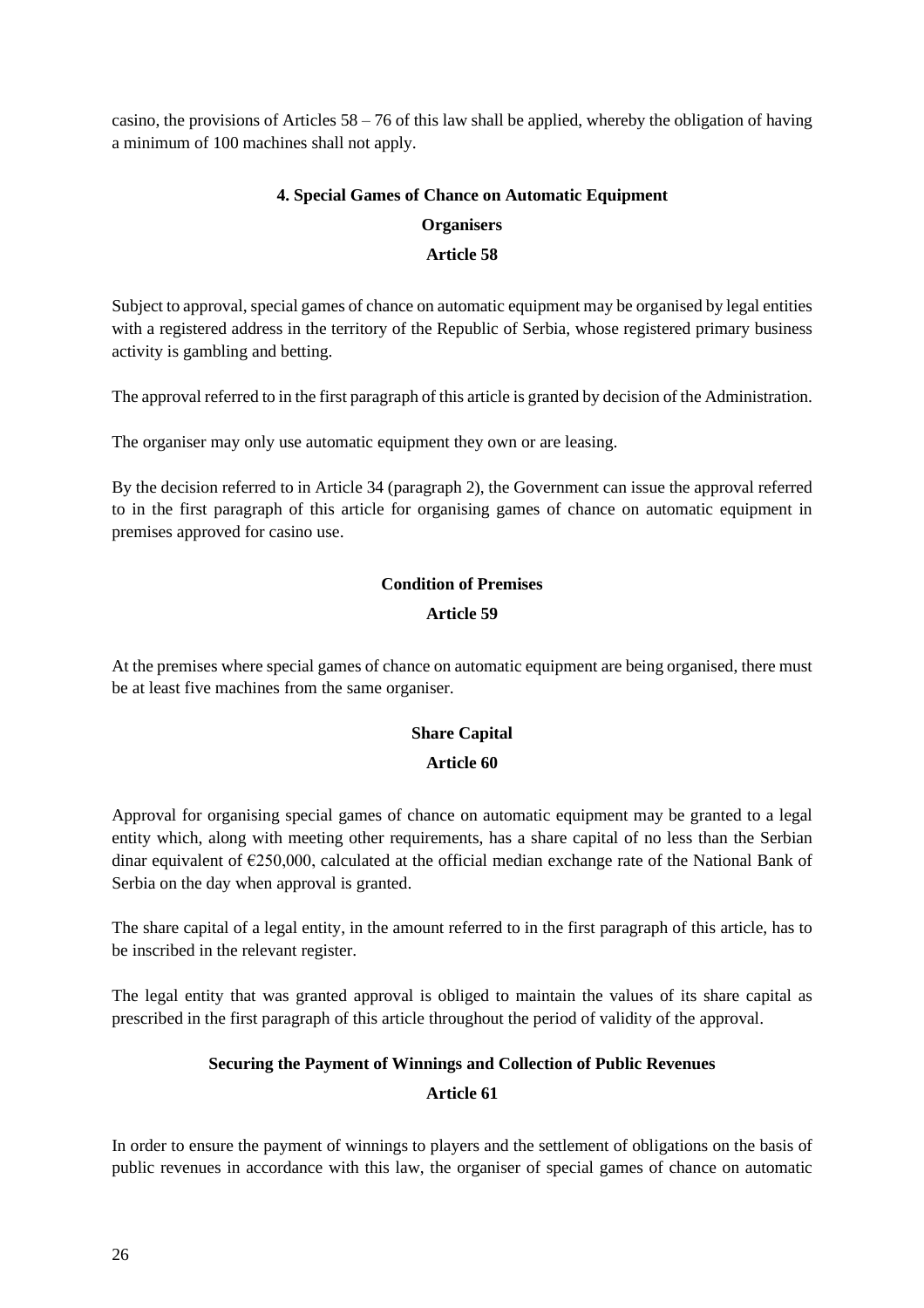casino, the provisions of Articles 58 – 76 of this law shall be applied, whereby the obligation of having a minimum of 100 machines shall not apply.

### 4. Special Games of Chance on Automatic Equipment

#### Organisers

#### Article 58

Subject to approval, special games of chance on automatic equipment may be organised by legal entities with a registered address in the territory of the Republic of Serbia, whose registered primary business activity is gambling and betting.

The approval referred to in the first paragraph of this article is granted by decision of the Administration.

The organiser may only use automatic equipment they own or are leasing.

By the decision referred to in Article 34 (paragraph 2), the Government can issue the approval referred to in the first paragraph of this article for organising games of chance on automatic equipment in premises approved for casino use.

#### Condition of Premises

#### Article 59

At the premises where special games of chance on automatic equipment are being organised, there must be at least five machines from the same organiser.

#### Share Capital

#### Article 60

Approval for organising special games of chance on automatic equipment may be granted to a legal entity which, along with meeting other requirements, has a share capital of no less than the Serbian dinar equivalent of €250,000, calculated at the official median exchange rate of the National Bank of Serbia on the day when approval is granted.

The share capital of a legal entity, in the amount referred to in the first paragraph of this article, has to be inscribed in the relevant register.

The legal entity that was granted approval is obliged to maintain the values of its share capital as prescribed in the first paragraph of this article throughout the period of validity of the approval.

#### Securing the Payment of Winnings and Collection of Public Revenues

#### Article 61

In order to ensure the payment of winnings to players and the settlement of obligations on the basis of public revenues in accordance with this law, the organiser of special games of chance on automatic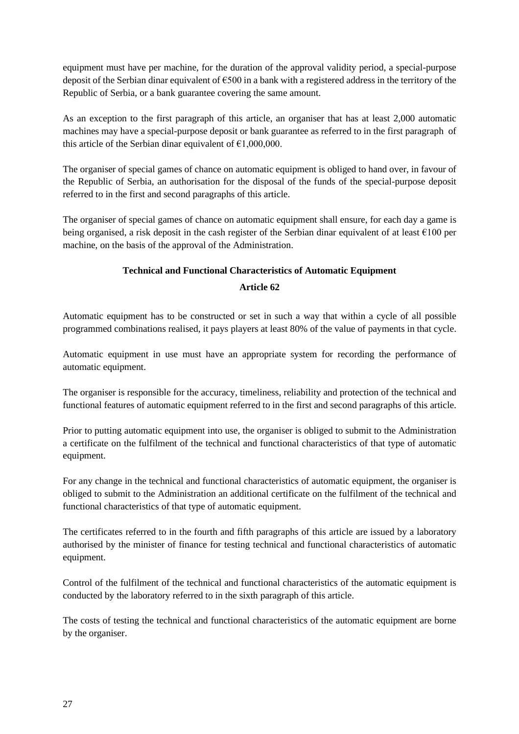equipment must have per machine, for the duration of the approval validity period, a special-purpose deposit of the Serbian dinar equivalent of €500 in a bank with a registered address in the territory of the Republic of Serbia, or a bank guarantee covering the same amount.

As an exception to the first paragraph of this article, an organiser that has at least 2,000 automatic machines may have a special-purpose deposit or bank guarantee as referred to in the first paragraph of this article of the Serbian dinar equivalent of €1,000,000.

The organiser of special games of chance on automatic equipment is obliged to hand over, in favour of the Republic of Serbia, an authorisation for the disposal of the funds of the special-purpose deposit referred to in the first and second paragraphs of this article.

The organiser of special games of chance on automatic equipment shall ensure, for each day a game is being organised, a risk deposit in the cash register of the Serbian dinar equivalent of at least €100 per machine, on the basis of the approval of the Administration.

**Technical and Functional Characteristics of Automatic Equipment**

**Article 62**

Automatic equipment has to be constructed or set in such a way that within a cycle of all possible programmed combinations realised, it pays players at least 80% of the value of payments in that cycle.

Automatic equipment in use must have an appropriate system for recording the performance of automatic equipment.

The organiser is responsible for the accuracy, timeliness, reliability and protection of the technical and functional features of automatic equipment referred to in the first and second paragraphs of this article.

Prior to putting automatic equipment into use, the organiser is obliged to submit to the Administration a certificate on the fulfilment of the technical and functional characteristics of that type of automatic equipment.

For any change in the technical and functional characteristics of automatic equipment, the organiser is obliged to submit to the Administration an additional certificate on the fulfilment of the technical and functional characteristics of that type of automatic equipment.

The certificates referred to in the fourth and fifth paragraphs of this article are issued by a laboratory authorised by the minister of finance for testing technical and functional characteristics of automatic equipment.

Control of the fulfilment of the technical and functional characteristics of the automatic equipment is conducted by the laboratory referred to in the sixth paragraph of this article.

The costs of testing the technical and functional characteristics of the automatic equipment are borne by the organiser.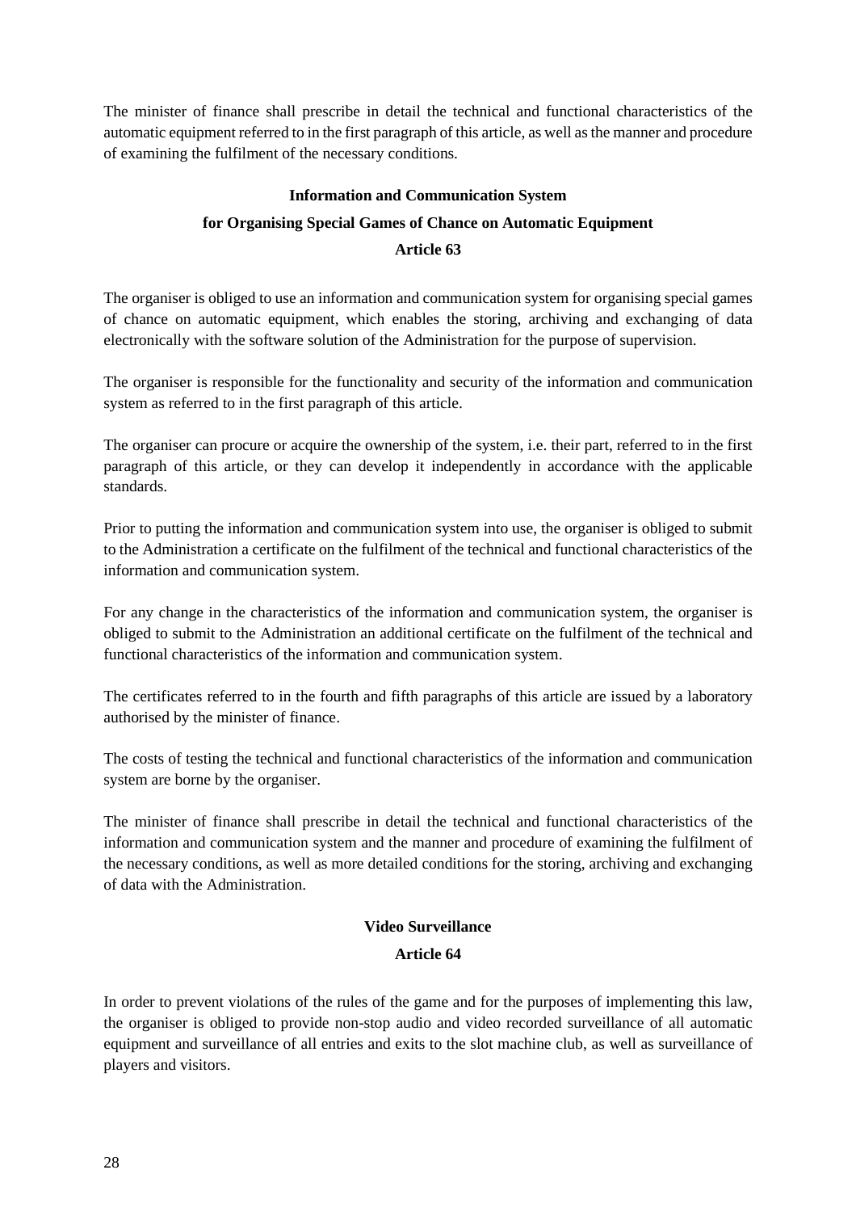The minister of finance shall prescribe in detail the technical and functional characteristics of the automatic equipment referred to in the first paragraph of this article, as well as the manner and procedure of examining the fulfilment of the necessary conditions.

**Information and Communication System**
**for Organising Special Games of Chance on Automatic Equipment**
**Article 63**

The organiser is obliged to use an information and communication system for organising special games of chance on automatic equipment, which enables the storing, archiving and exchanging of data electronically with the software solution of the Administration for the purpose of supervision.

The organiser is responsible for the functionality and security of the information and communication system as referred to in the first paragraph of this article.

The organiser can procure or acquire the ownership of the system, i.e. their part, referred to in the first paragraph of this article, or they can develop it independently in accordance with the applicable standards.

Prior to putting the information and communication system into use, the organiser is obliged to submit to the Administration a certificate on the fulfilment of the technical and functional characteristics of the information and communication system.

For any change in the characteristics of the information and communication system, the organiser is obliged to submit to the Administration an additional certificate on the fulfilment of the technical and functional characteristics of the information and communication system.

The certificates referred to in the fourth and fifth paragraphs of this article are issued by a laboratory authorised by the minister of finance.

The costs of testing the technical and functional characteristics of the information and communication system are borne by the organiser.

The minister of finance shall prescribe in detail the technical and functional characteristics of the information and communication system and the manner and procedure of examining the fulfilment of the necessary conditions, as well as more detailed conditions for the storing, archiving and exchanging of data with the Administration.

**Video Surveillance**
**Article 64**

In order to prevent violations of the rules of the game and for the purposes of implementing this law, the organiser is obliged to provide non-stop audio and video recorded surveillance of all automatic equipment and surveillance of all entries and exits to the slot machine club, as well as surveillance of players and visitors.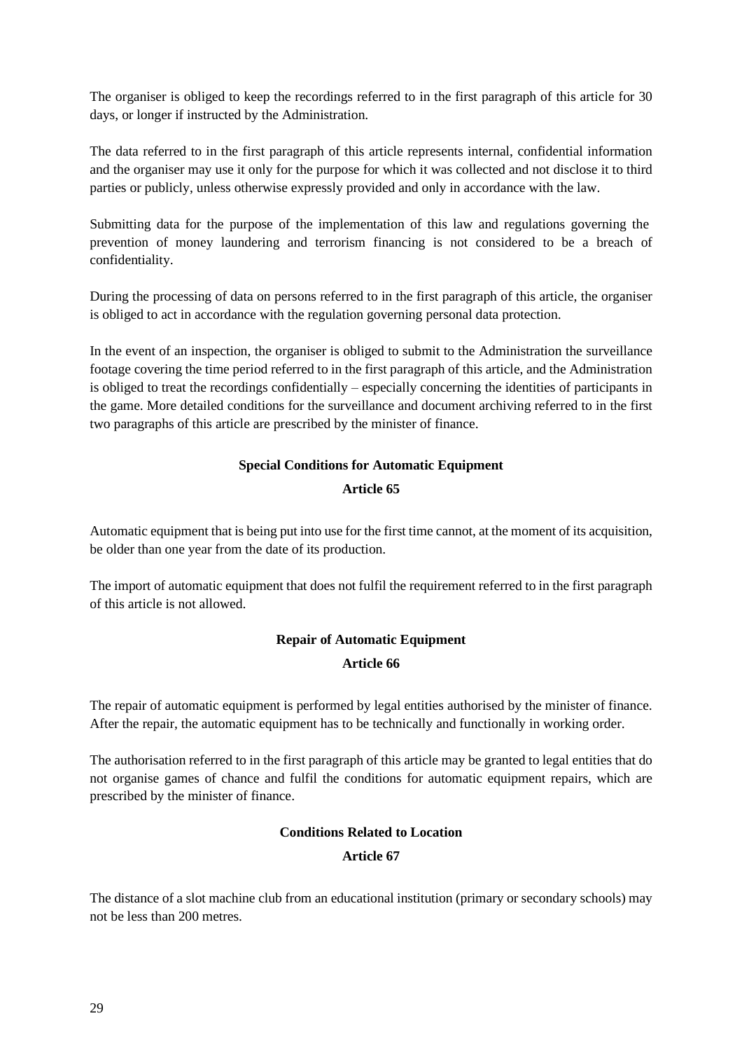The organiser is obliged to keep the recordings referred to in the first paragraph of this article for 30 days, or longer if instructed by the Administration.

The data referred to in the first paragraph of this article represents internal, confidential information and the organiser may use it only for the purpose for which it was collected and not disclose it to third parties or publicly, unless otherwise expressly provided and only in accordance with the law.

Submitting data for the purpose of the implementation of this law and regulations governing the prevention of money laundering and terrorism financing is not considered to be a breach of confidentiality.

During the processing of data on persons referred to in the first paragraph of this article, the organiser is obliged to act in accordance with the regulation governing personal data protection.

In the event of an inspection, the organiser is obliged to submit to the Administration the surveillance footage covering the time period referred to in the first paragraph of this article, and the Administration is obliged to treat the recordings confidentially – especially concerning the identities of participants in the game. More detailed conditions for the surveillance and document archiving referred to in the first two paragraphs of this article are prescribed by the minister of finance.

### Special Conditions for Automatic Equipment

### Article 65

Automatic equipment that is being put into use for the first time cannot, at the moment of its acquisition, be older than one year from the date of its production.

The import of automatic equipment that does not fulfil the requirement referred to in the first paragraph of this article is not allowed.

### Repair of Automatic Equipment

### Article 66

The repair of automatic equipment is performed by legal entities authorised by the minister of finance. After the repair, the automatic equipment has to be technically and functionally in working order.

The authorisation referred to in the first paragraph of this article may be granted to legal entities that do not organise games of chance and fulfil the conditions for automatic equipment repairs, which are prescribed by the minister of finance.

### Conditions Related to Location

### Article 67

The distance of a slot machine club from an educational institution (primary or secondary schools) may not be less than 200 metres.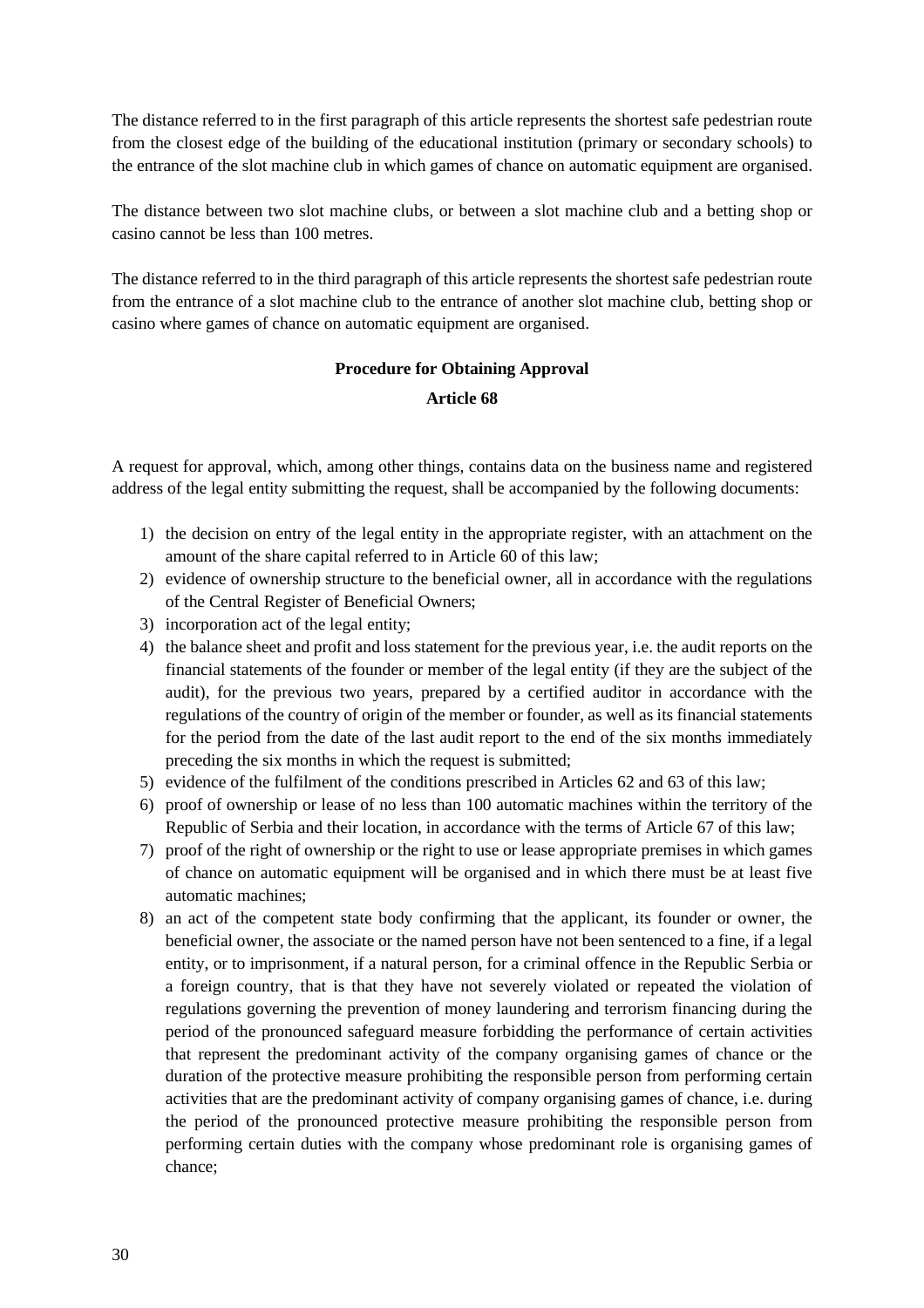The distance referred to in the first paragraph of this article represents the shortest safe pedestrian route from the closest edge of the building of the educational institution (primary or secondary schools) to the entrance of the slot machine club in which games of chance on automatic equipment are organised.

The distance between two slot machine clubs, or between a slot machine club and a betting shop or casino cannot be less than 100 metres.

The distance referred to in the third paragraph of this article represents the shortest safe pedestrian route from the entrance of a slot machine club to the entrance of another slot machine club, betting shop or casino where games of chance on automatic equipment are organised.

**Procedure for Obtaining Approval**

**Article 68**

A request for approval, which, among other things, contains data on the business name and registered address of the legal entity submitting the request, shall be accompanied by the following documents:

1) the decision on entry of the legal entity in the appropriate register, with an attachment on the amount of the share capital referred to in Article 60 of this law;
2) evidence of ownership structure to the beneficial owner, all in accordance with the regulations of the Central Register of Beneficial Owners;
3) incorporation act of the legal entity;
4) the balance sheet and profit and loss statement for the previous year, i.e. the audit reports on the financial statements of the founder or member of the legal entity (if they are the subject of the audit), for the previous two years, prepared by a certified auditor in accordance with the regulations of the country of origin of the member or founder, as well as its financial statements for the period from the date of the last audit report to the end of the six months immediately preceding the six months in which the request is submitted;
5) evidence of the fulfilment of the conditions prescribed in Articles 62 and 63 of this law;
6) proof of ownership or lease of no less than 100 automatic machines within the territory of the Republic of Serbia and their location, in accordance with the terms of Article 67 of this law;
7) proof of the right of ownership or the right to use or lease appropriate premises in which games of chance on automatic equipment will be organised and in which there must be at least five automatic machines;
8) an act of the competent state body confirming that the applicant, its founder or owner, the beneficial owner, the associate or the named person have not been sentenced to a fine, if a legal entity, or to imprisonment, if a natural person, for a criminal offence in the Republic Serbia or a foreign country, that is that they have not severely violated or repeated the violation of regulations governing the prevention of money laundering and terrorism financing during the period of the pronounced safeguard measure forbidding the performance of certain activities that represent the predominant activity of the company organising games of chance or the duration of the protective measure prohibiting the responsible person from performing certain activities that are the predominant activity of company organising games of chance, i.e. during the period of the pronounced protective measure prohibiting the responsible person from performing certain duties with the company whose predominant role is organising games of chance;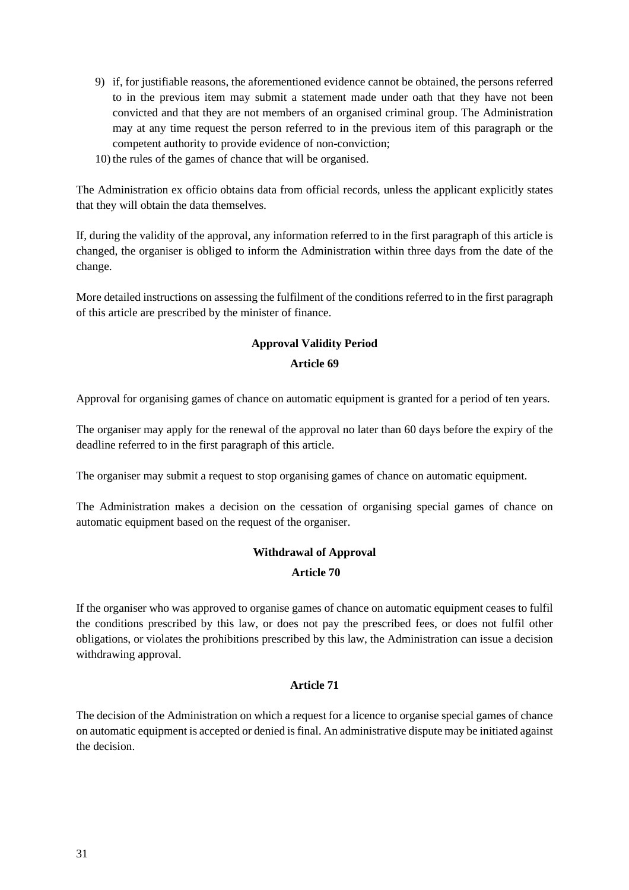9) if, for justifiable reasons, the aforementioned evidence cannot be obtained, the persons referred to in the previous item may submit a statement made under oath that they have not been convicted and that they are not members of an organised criminal group. The Administration may at any time request the person referred to in the previous item of this paragraph or the competent authority to provide evidence of non-conviction;
10) the rules of the games of chance that will be organised.

The Administration ex officio obtains data from official records, unless the applicant explicitly states that they will obtain the data themselves.

If, during the validity of the approval, any information referred to in the first paragraph of this article is changed, the organiser is obliged to inform the Administration within three days from the date of the change.

More detailed instructions on assessing the fulfilment of the conditions referred to in the first paragraph of this article are prescribed by the minister of finance.

**Approval Validity Period**

**Article 69**

Approval for organising games of chance on automatic equipment is granted for a period of ten years.

The organiser may apply for the renewal of the approval no later than 60 days before the expiry of the deadline referred to in the first paragraph of this article.

The organiser may submit a request to stop organising games of chance on automatic equipment.

The Administration makes a decision on the cessation of organising special games of chance on automatic equipment based on the request of the organiser.

**Withdrawal of Approval**

**Article 70**

If the organiser who was approved to organise games of chance on automatic equipment ceases to fulfil the conditions prescribed by this law, or does not pay the prescribed fees, or does not fulfil other obligations, or violates the prohibitions prescribed by this law, the Administration can issue a decision withdrawing approval.

**Article 71**

The decision of the Administration on which a request for a licence to organise special games of chance on automatic equipment is accepted or denied is final. An administrative dispute may be initiated against the decision.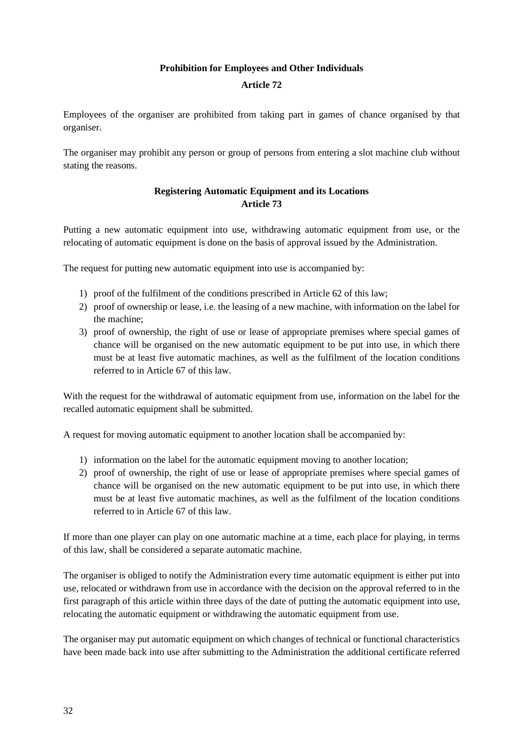### Prohibition for Employees and Other Individuals

### Article 72

Employees of the organiser are prohibited from taking part in games of chance organised by that organiser.

The organiser may prohibit any person or group of persons from entering a slot machine club without stating the reasons.

### Registering Automatic Equipment and its Locations

### Article 73

Putting a new automatic equipment into use, withdrawing automatic equipment from use, or the relocating of automatic equipment is done on the basis of approval issued by the Administration.

The request for putting new automatic equipment into use is accompanied by:

1) proof of the fulfilment of the conditions prescribed in Article 62 of this law;
2) proof of ownership or lease, i.e. the leasing of a new machine, with information on the label for the machine;
3) proof of ownership, the right of use or lease of appropriate premises where special games of chance will be organised on the new automatic equipment to be put into use, in which there must be at least five automatic machines, as well as the fulfilment of the location conditions referred to in Article 67 of this law.

With the request for the withdrawal of automatic equipment from use, information on the label for the recalled automatic equipment shall be submitted.

A request for moving automatic equipment to another location shall be accompanied by:

1) information on the label for the automatic equipment moving to another location;
2) proof of ownership, the right of use or lease of appropriate premises where special games of chance will be organised on the new automatic equipment to be put into use, in which there must be at least five automatic machines, as well as the fulfilment of the location conditions referred to in Article 67 of this law.

If more than one player can play on one automatic machine at a time, each place for playing, in terms of this law, shall be considered a separate automatic machine.

The organiser is obliged to notify the Administration every time automatic equipment is either put into use, relocated or withdrawn from use in accordance with the decision on the approval referred to in the first paragraph of this article within three days of the date of putting the automatic equipment into use, relocating the automatic equipment or withdrawing the automatic equipment from use.

The organiser may put automatic equipment on which changes of technical or functional characteristics have been made back into use after submitting to the Administration the additional certificate referred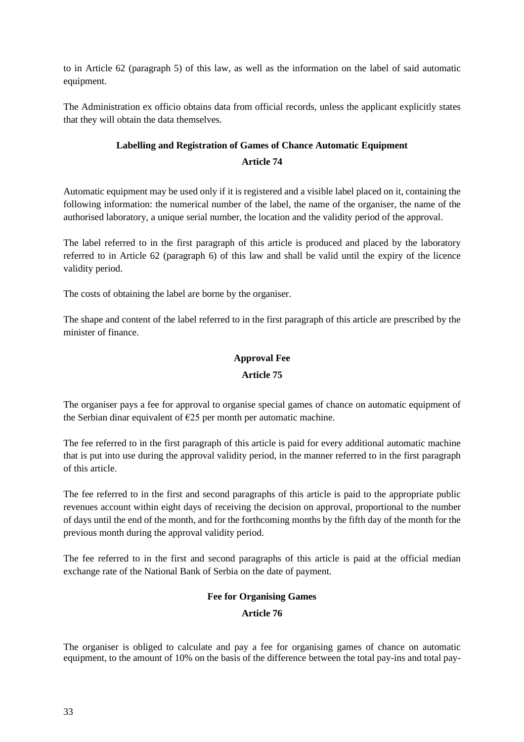to in Article 62 (paragraph 5) of this law, as well as the information on the label of said automatic equipment.

The Administration ex officio obtains data from official records, unless the applicant explicitly states that they will obtain the data themselves.

**Labelling and Registration of Games of Chance Automatic Equipment**

**Article 74**

Automatic equipment may be used only if it is registered and a visible label placed on it, containing the following information: the numerical number of the label, the name of the organiser, the name of the authorised laboratory, a unique serial number, the location and the validity period of the approval.

The label referred to in the first paragraph of this article is produced and placed by the laboratory referred to in Article 62 (paragraph 6) of this law and shall be valid until the expiry of the licence validity period.

The costs of obtaining the label are borne by the organiser.

The shape and content of the label referred to in the first paragraph of this article are prescribed by the minister of finance.

**Approval Fee**

**Article 75**

The organiser pays a fee for approval to organise special games of chance on automatic equipment of the Serbian dinar equivalent of €25 per month per automatic machine.

The fee referred to in the first paragraph of this article is paid for every additional automatic machine that is put into use during the approval validity period, in the manner referred to in the first paragraph of this article.

The fee referred to in the first and second paragraphs of this article is paid to the appropriate public revenues account within eight days of receiving the decision on approval, proportional to the number of days until the end of the month, and for the forthcoming months by the fifth day of the month for the previous month during the approval validity period.

The fee referred to in the first and second paragraphs of this article is paid at the official median exchange rate of the National Bank of Serbia on the date of payment.

**Fee for Organising Games**

**Article 76**

The organiser is obliged to calculate and pay a fee for organising games of chance on automatic equipment, to the amount of 10% on the basis of the difference between the total pay-ins and total pay-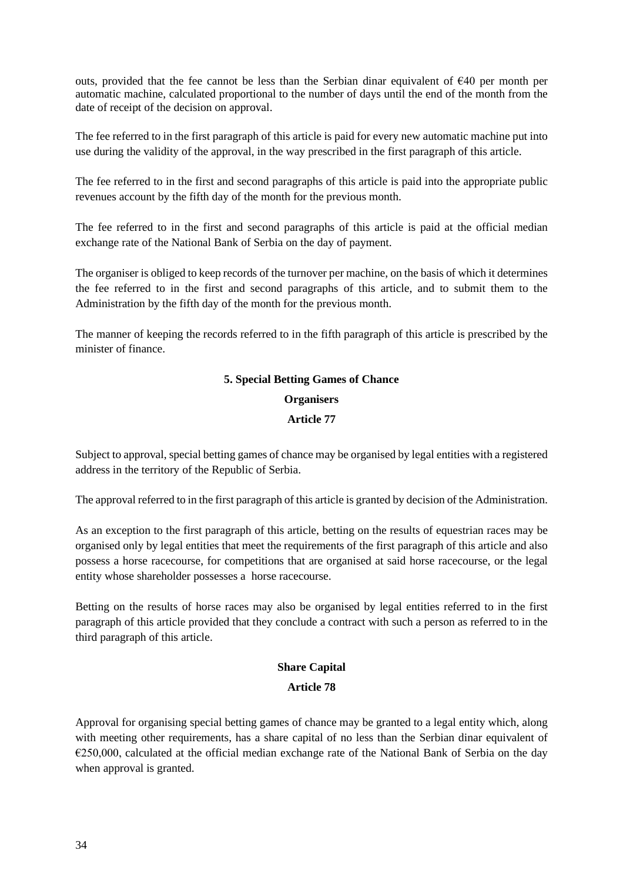outs, provided that the fee cannot be less than the Serbian dinar equivalent of €40 per month per automatic machine, calculated proportional to the number of days until the end of the month from the date of receipt of the decision on approval.

The fee referred to in the first paragraph of this article is paid for every new automatic machine put into use during the validity of the approval, in the way prescribed in the first paragraph of this article.

The fee referred to in the first and second paragraphs of this article is paid into the appropriate public revenues account by the fifth day of the month for the previous month.

The fee referred to in the first and second paragraphs of this article is paid at the official median exchange rate of the National Bank of Serbia on the day of payment.

The organiser is obliged to keep records of the turnover per machine, on the basis of which it determines the fee referred to in the first and second paragraphs of this article, and to submit them to the Administration by the fifth day of the month for the previous month.

The manner of keeping the records referred to in the fifth paragraph of this article is prescribed by the minister of finance.

## 5. Special Betting Games of Chance

### Organisers

### Article 77

Subject to approval, special betting games of chance may be organised by legal entities with a registered address in the territory of the Republic of Serbia.

The approval referred to in the first paragraph of this article is granted by decision of the Administration.

As an exception to the first paragraph of this article, betting on the results of equestrian races may be organised only by legal entities that meet the requirements of the first paragraph of this article and also possess a horse racecourse, for competitions that are organised at said horse racecourse, or the legal entity whose shareholder possesses a horse racecourse.

Betting on the results of horse races may also be organised by legal entities referred to in the first paragraph of this article provided that they conclude a contract with such a person as referred to in the third paragraph of this article.

### Share Capital

### Article 78

Approval for organising special betting games of chance may be granted to a legal entity which, along with meeting other requirements, has a share capital of no less than the Serbian dinar equivalent of €250,000, calculated at the official median exchange rate of the National Bank of Serbia on the day when approval is granted.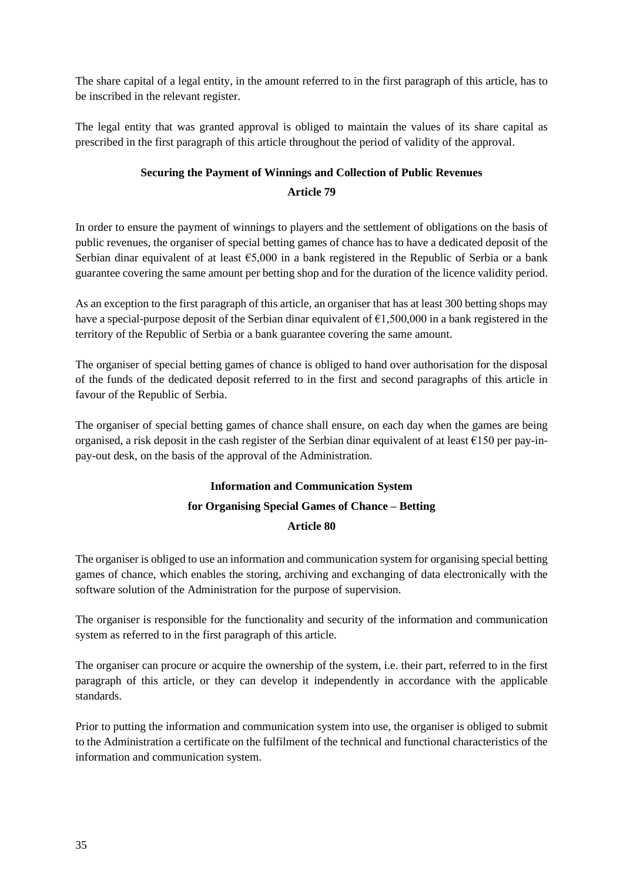The share capital of a legal entity, in the amount referred to in the first paragraph of this article, has to be inscribed in the relevant register.

The legal entity that was granted approval is obliged to maintain the values of its share capital as prescribed in the first paragraph of this article throughout the period of validity of the approval.

### Securing the Payment of Winnings and Collection of Public Revenues

### Article 79

In order to ensure the payment of winnings to players and the settlement of obligations on the basis of public revenues, the organiser of special betting games of chance has to have a dedicated deposit of the Serbian dinar equivalent of at least €5,000 in a bank registered in the Republic of Serbia or a bank guarantee covering the same amount per betting shop and for the duration of the licence validity period.

As an exception to the first paragraph of this article, an organiser that has at least 300 betting shops may have a special-purpose deposit of the Serbian dinar equivalent of €1,500,000 in a bank registered in the territory of the Republic of Serbia or a bank guarantee covering the same amount.

The organiser of special betting games of chance is obliged to hand over authorisation for the disposal of the funds of the dedicated deposit referred to in the first and second paragraphs of this article in favour of the Republic of Serbia.

The organiser of special betting games of chance shall ensure, on each day when the games are being organised, a risk deposit in the cash register of the Serbian dinar equivalent of at least €150 per pay-in-pay-out desk, on the basis of the approval of the Administration.

### Information and Communication System for Organising Special Games of Chance – Betting

### Article 80

The organiser is obliged to use an information and communication system for organising special betting games of chance, which enables the storing, archiving and exchanging of data electronically with the software solution of the Administration for the purpose of supervision.

The organiser is responsible for the functionality and security of the information and communication system as referred to in the first paragraph of this article.

The organiser can procure or acquire the ownership of the system, i.e. their part, referred to in the first paragraph of this article, or they can develop it independently in accordance with the applicable standards.

Prior to putting the information and communication system into use, the organiser is obliged to submit to the Administration a certificate on the fulfilment of the technical and functional characteristics of the information and communication system.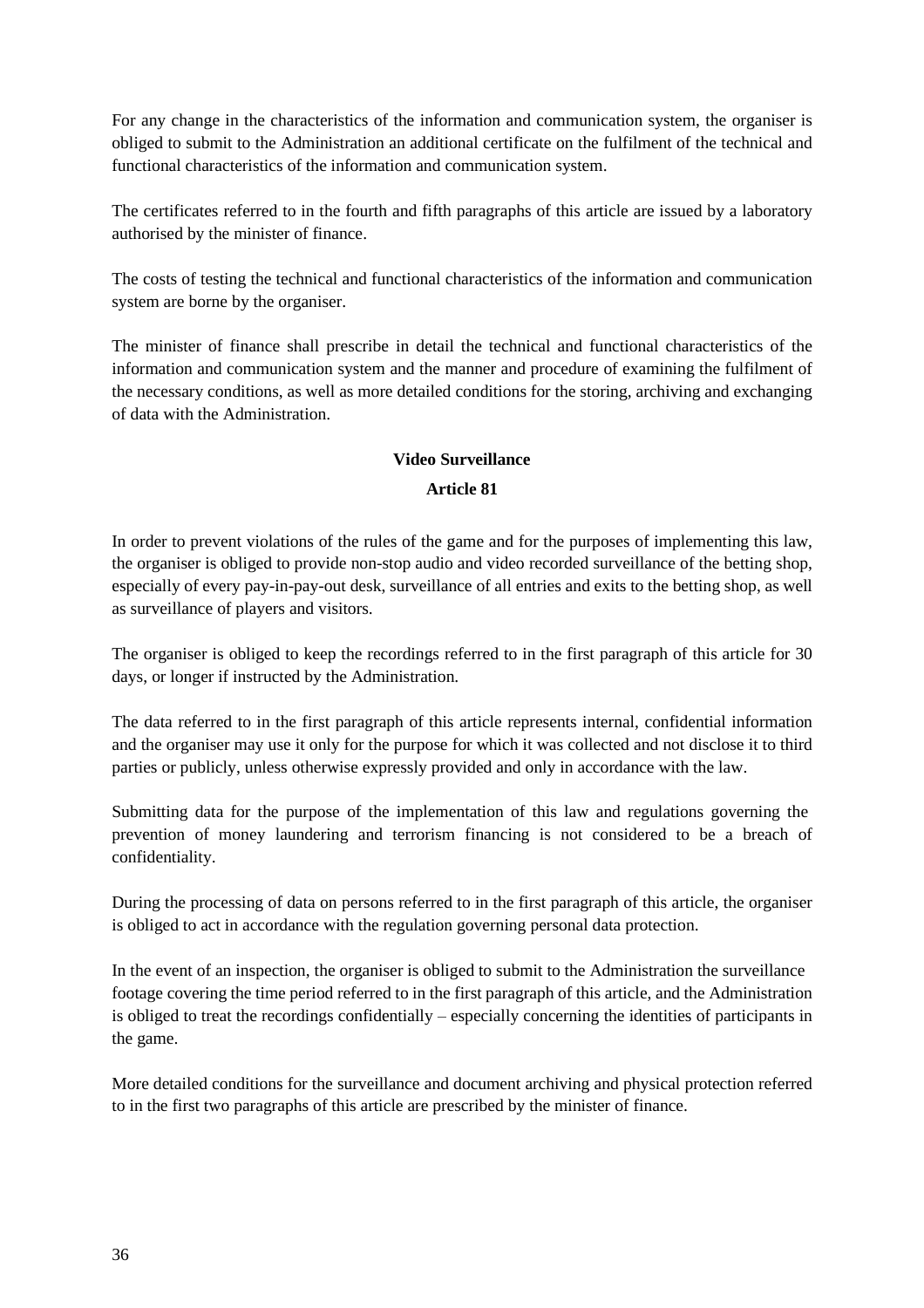For any change in the characteristics of the information and communication system, the organiser is obliged to submit to the Administration an additional certificate on the fulfilment of the technical and functional characteristics of the information and communication system.

The certificates referred to in the fourth and fifth paragraphs of this article are issued by a laboratory authorised by the minister of finance.

The costs of testing the technical and functional characteristics of the information and communication system are borne by the organiser.

The minister of finance shall prescribe in detail the technical and functional characteristics of the information and communication system and the manner and procedure of examining the fulfilment of the necessary conditions, as well as more detailed conditions for the storing, archiving and exchanging of data with the Administration.

**Video Surveillance**

**Article 81**

In order to prevent violations of the rules of the game and for the purposes of implementing this law, the organiser is obliged to provide non-stop audio and video recorded surveillance of the betting shop, especially of every pay-in-pay-out desk, surveillance of all entries and exits to the betting shop, as well as surveillance of players and visitors.

The organiser is obliged to keep the recordings referred to in the first paragraph of this article for 30 days, or longer if instructed by the Administration.

The data referred to in the first paragraph of this article represents internal, confidential information and the organiser may use it only for the purpose for which it was collected and not disclose it to third parties or publicly, unless otherwise expressly provided and only in accordance with the law.

Submitting data for the purpose of the implementation of this law and regulations governing the prevention of money laundering and terrorism financing is not considered to be a breach of confidentiality.

During the processing of data on persons referred to in the first paragraph of this article, the organiser is obliged to act in accordance with the regulation governing personal data protection.

In the event of an inspection, the organiser is obliged to submit to the Administration the surveillance footage covering the time period referred to in the first paragraph of this article, and the Administration is obliged to treat the recordings confidentially – especially concerning the identities of participants in the game.

More detailed conditions for the surveillance and document archiving and physical protection referred to in the first two paragraphs of this article are prescribed by the minister of finance.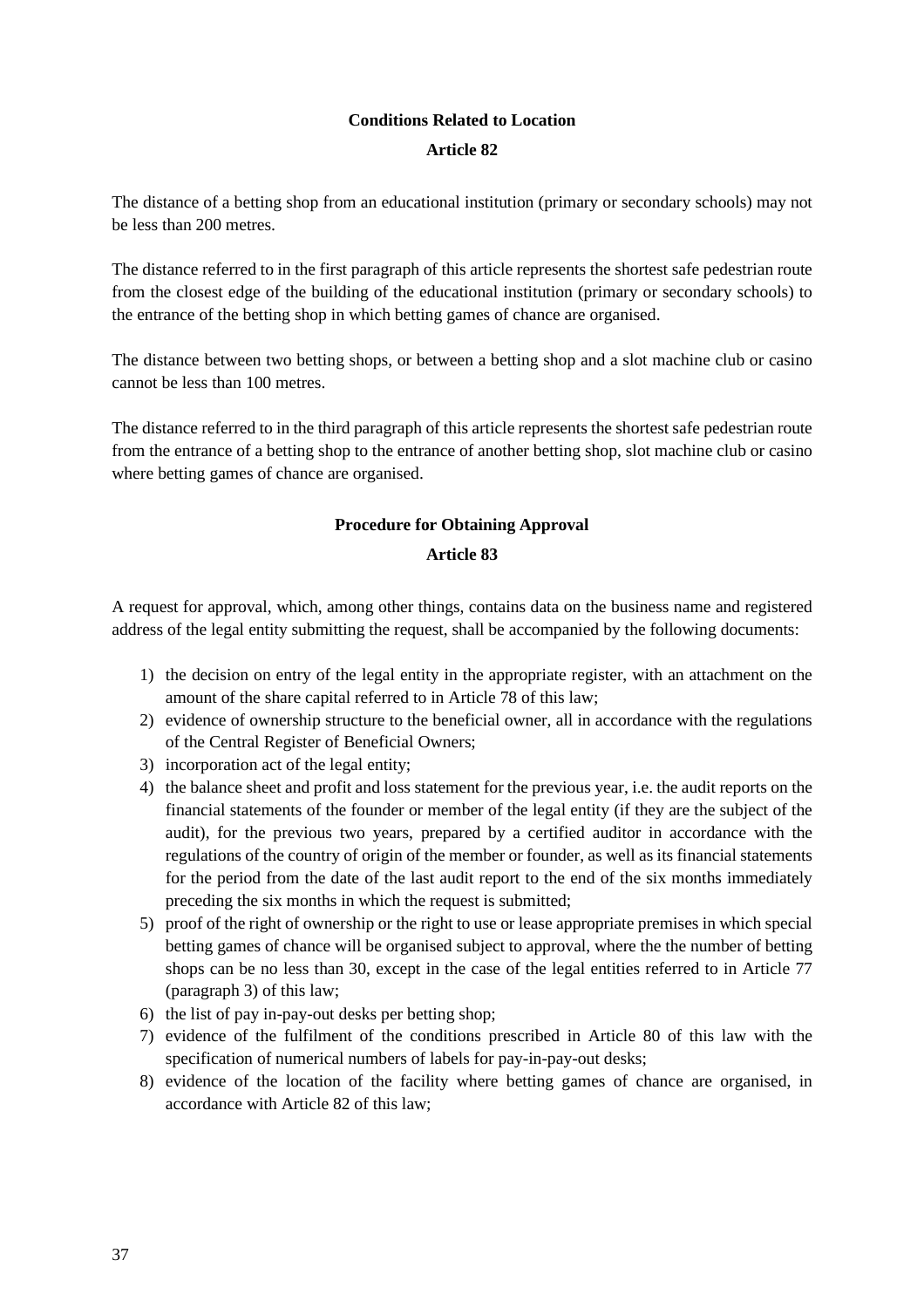**Conditions Related to Location**

**Article 82**

The distance of a betting shop from an educational institution (primary or secondary schools) may not be less than 200 metres.

The distance referred to in the first paragraph of this article represents the shortest safe pedestrian route from the closest edge of the building of the educational institution (primary or secondary schools) to the entrance of the betting shop in which betting games of chance are organised.

The distance between two betting shops, or between a betting shop and a slot machine club or casino cannot be less than 100 metres.

The distance referred to in the third paragraph of this article represents the shortest safe pedestrian route from the entrance of a betting shop to the entrance of another betting shop, slot machine club or casino where betting games of chance are organised.

**Procedure for Obtaining Approval**

**Article 83**

A request for approval, which, among other things, contains data on the business name and registered address of the legal entity submitting the request, shall be accompanied by the following documents:

1) the decision on entry of the legal entity in the appropriate register, with an attachment on the amount of the share capital referred to in Article 78 of this law;
2) evidence of ownership structure to the beneficial owner, all in accordance with the regulations of the Central Register of Beneficial Owners;
3) incorporation act of the legal entity;
4) the balance sheet and profit and loss statement for the previous year, i.e. the audit reports on the financial statements of the founder or member of the legal entity (if they are the subject of the audit), for the previous two years, prepared by a certified auditor in accordance with the regulations of the country of origin of the member or founder, as well as its financial statements for the period from the date of the last audit report to the end of the six months immediately preceding the six months in which the request is submitted;
5) proof of the right of ownership or the right to use or lease appropriate premises in which special betting games of chance will be organised subject to approval, where the the number of betting shops can be no less than 30, except in the case of the legal entities referred to in Article 77 (paragraph 3) of this law;
6) the list of pay in-pay-out desks per betting shop;
7) evidence of the fulfilment of the conditions prescribed in Article 80 of this law with the specification of numerical numbers of labels for pay-in-pay-out desks;
8) evidence of the location of the facility where betting games of chance are organised, in accordance with Article 82 of this law;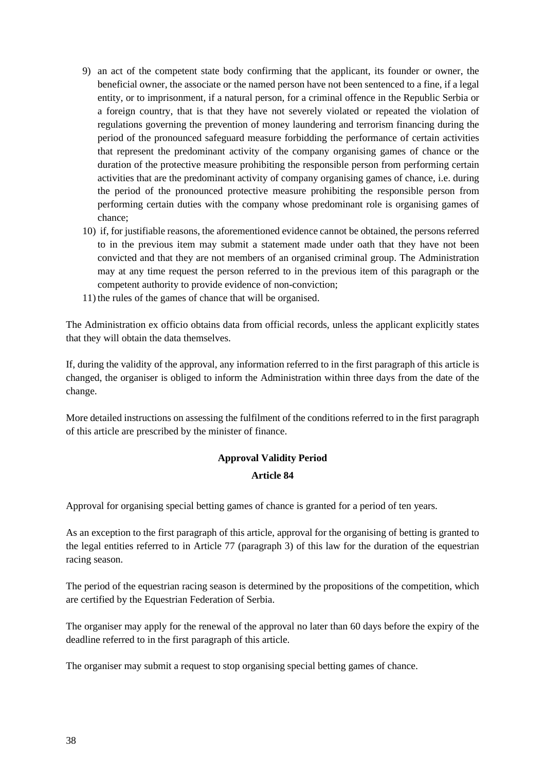9) an act of the competent state body confirming that the applicant, its founder or owner, the beneficial owner, the associate or the named person have not been sentenced to a fine, if a legal entity, or to imprisonment, if a natural person, for a criminal offence in the Republic Serbia or a foreign country, that is that they have not severely violated or repeated the violation of regulations governing the prevention of money laundering and terrorism financing during the period of the pronounced safeguard measure forbidding the performance of certain activities that represent the predominant activity of the company organising games of chance or the duration of the protective measure prohibiting the responsible person from performing certain activities that are the predominant activity of company organising games of chance, i.e. during the period of the pronounced protective measure prohibiting the responsible person from performing certain duties with the company whose predominant role is organising games of chance;
10) if, for justifiable reasons, the aforementioned evidence cannot be obtained, the persons referred to in the previous item may submit a statement made under oath that they have not been convicted and that they are not members of an organised criminal group. The Administration may at any time request the person referred to in the previous item of this paragraph or the competent authority to provide evidence of non-conviction;
11) the rules of the games of chance that will be organised.

The Administration ex officio obtains data from official records, unless the applicant explicitly states that they will obtain the data themselves.

If, during the validity of the approval, any information referred to in the first paragraph of this article is changed, the organiser is obliged to inform the Administration within three days from the date of the change.

More detailed instructions on assessing the fulfilment of the conditions referred to in the first paragraph of this article are prescribed by the minister of finance.

**Approval Validity Period**

**Article 84**

Approval for organising special betting games of chance is granted for a period of ten years.

As an exception to the first paragraph of this article, approval for the organising of betting is granted to the legal entities referred to in Article 77 (paragraph 3) of this law for the duration of the equestrian racing season.

The period of the equestrian racing season is determined by the propositions of the competition, which are certified by the Equestrian Federation of Serbia.

The organiser may apply for the renewal of the approval no later than 60 days before the expiry of the deadline referred to in the first paragraph of this article.

The organiser may submit a request to stop organising special betting games of chance.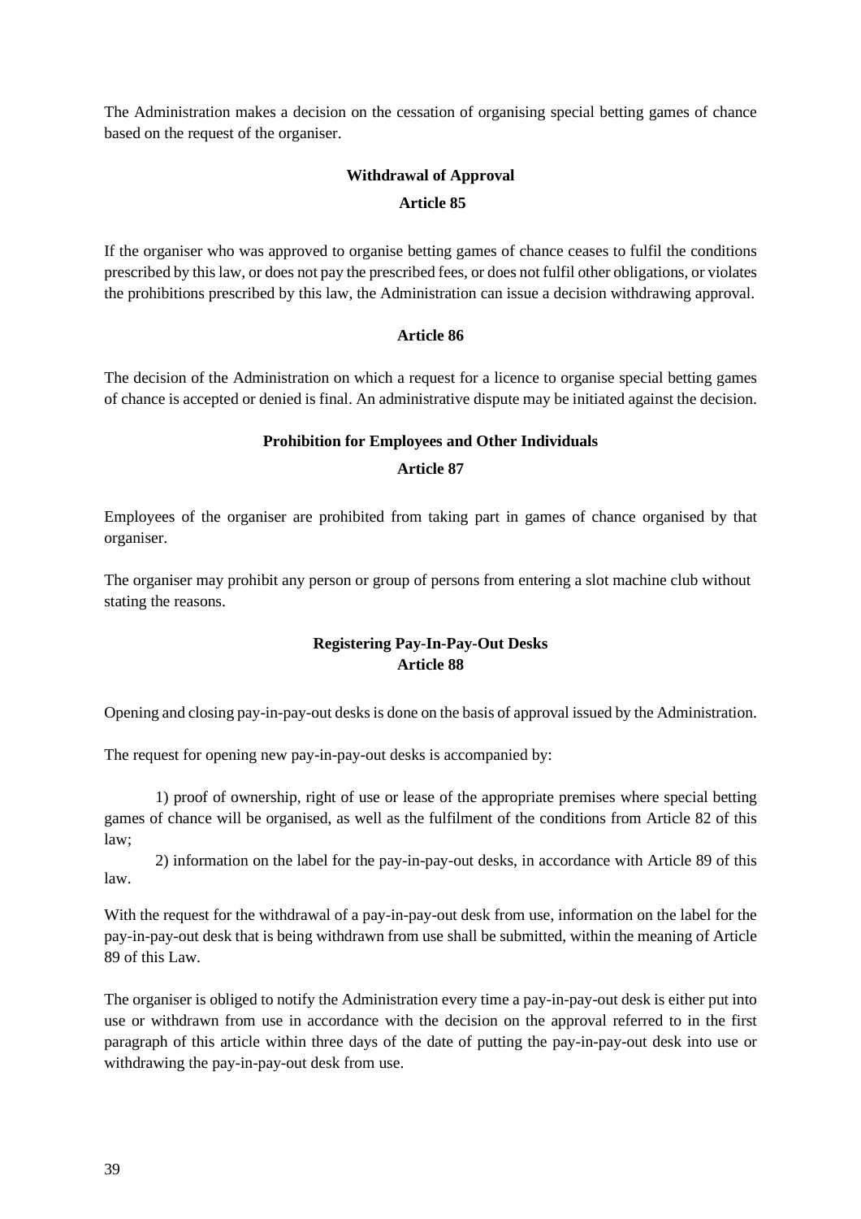The Administration makes a decision on the cessation of organising special betting games of chance based on the request of the organiser.

**Withdrawal of Approval**

**Article 85**

If the organiser who was approved to organise betting games of chance ceases to fulfil the conditions prescribed by this law, or does not pay the prescribed fees, or does not fulfil other obligations, or violates the prohibitions prescribed by this law, the Administration can issue a decision withdrawing approval.

**Article 86**

The decision of the Administration on which a request for a licence to organise special betting games of chance is accepted or denied is final. An administrative dispute may be initiated against the decision.

**Prohibition for Employees and Other Individuals**

**Article 87**

Employees of the organiser are prohibited from taking part in games of chance organised by that organiser.

The organiser may prohibit any person or group of persons from entering a slot machine club without stating the reasons.

**Registering Pay-In-Pay-Out Desks**

**Article 88**

Opening and closing pay-in-pay-out desks is done on the basis of approval issued by the Administration.

The request for opening new pay-in-pay-out desks is accompanied by:

1) proof of ownership, right of use or lease of the appropriate premises where special betting games of chance will be organised, as well as the fulfilment of the conditions from Article 82 of this law;

2) information on the label for the pay-in-pay-out desks, in accordance with Article 89 of this law.

With the request for the withdrawal of a pay-in-pay-out desk from use, information on the label for the pay-in-pay-out desk that is being withdrawn from use shall be submitted, within the meaning of Article 89 of this Law.

The organiser is obliged to notify the Administration every time a pay-in-pay-out desk is either put into use or withdrawn from use in accordance with the decision on the approval referred to in the first paragraph of this article within three days of the date of putting the pay-in-pay-out desk into use or withdrawing the pay-in-pay-out desk from use.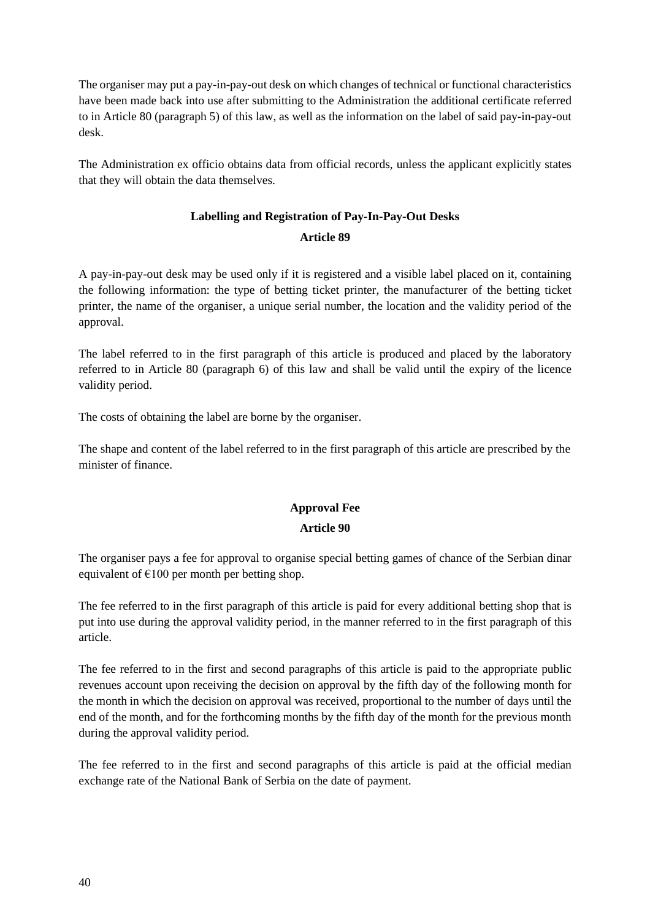The organiser may put a pay-in-pay-out desk on which changes of technical or functional characteristics have been made back into use after submitting to the Administration the additional certificate referred to in Article 80 (paragraph 5) of this law, as well as the information on the label of said pay-in-pay-out desk.

The Administration ex officio obtains data from official records, unless the applicant explicitly states that they will obtain the data themselves.

**Labelling and Registration of Pay-In-Pay-Out Desks**

**Article 89**

A pay-in-pay-out desk may be used only if it is registered and a visible label placed on it, containing the following information: the type of betting ticket printer, the manufacturer of the betting ticket printer, the name of the organiser, a unique serial number, the location and the validity period of the approval.

The label referred to in the first paragraph of this article is produced and placed by the laboratory referred to in Article 80 (paragraph 6) of this law and shall be valid until the expiry of the licence validity period.

The costs of obtaining the label are borne by the organiser.

The shape and content of the label referred to in the first paragraph of this article are prescribed by the minister of finance.

**Approval Fee**

**Article 90**

The organiser pays a fee for approval to organise special betting games of chance of the Serbian dinar equivalent of €100 per month per betting shop.

The fee referred to in the first paragraph of this article is paid for every additional betting shop that is put into use during the approval validity period, in the manner referred to in the first paragraph of this article.

The fee referred to in the first and second paragraphs of this article is paid to the appropriate public revenues account upon receiving the decision on approval by the fifth day of the following month for the month in which the decision on approval was received, proportional to the number of days until the end of the month, and for the forthcoming months by the fifth day of the month for the previous month during the approval validity period.

The fee referred to in the first and second paragraphs of this article is paid at the official median exchange rate of the National Bank of Serbia on the date of payment.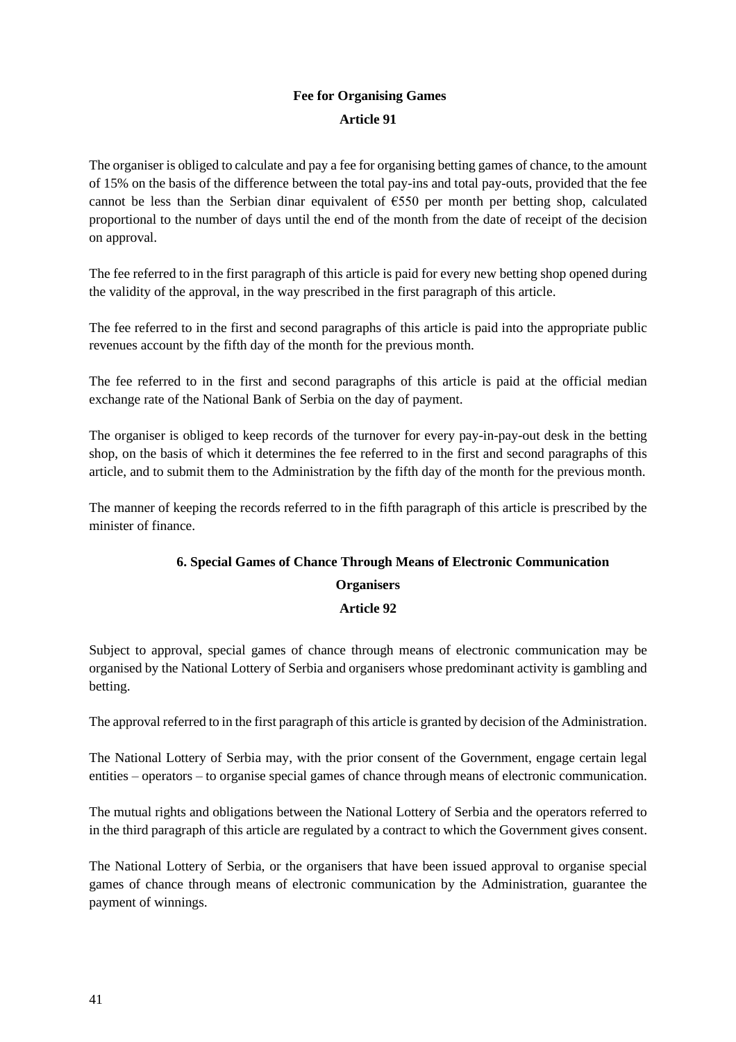**Fee for Organising Games**

**Article 91**

The organiser is obliged to calculate and pay a fee for organising betting games of chance, to the amount of 15% on the basis of the difference between the total pay-ins and total pay-outs, provided that the fee cannot be less than the Serbian dinar equivalent of €550 per month per betting shop, calculated proportional to the number of days until the end of the month from the date of receipt of the decision on approval.

The fee referred to in the first paragraph of this article is paid for every new betting shop opened during the validity of the approval, in the way prescribed in the first paragraph of this article.

The fee referred to in the first and second paragraphs of this article is paid into the appropriate public revenues account by the fifth day of the month for the previous month.

The fee referred to in the first and second paragraphs of this article is paid at the official median exchange rate of the National Bank of Serbia on the day of payment.

The organiser is obliged to keep records of the turnover for every pay-in-pay-out desk in the betting shop, on the basis of which it determines the fee referred to in the first and second paragraphs of this article, and to submit them to the Administration by the fifth day of the month for the previous month.

The manner of keeping the records referred to in the fifth paragraph of this article is prescribed by the minister of finance.

## 6. Special Games of Chance Through Means of Electronic Communication

**Organisers**

**Article 92**

Subject to approval, special games of chance through means of electronic communication may be organised by the National Lottery of Serbia and organisers whose predominant activity is gambling and betting.

The approval referred to in the first paragraph of this article is granted by decision of the Administration.

The National Lottery of Serbia may, with the prior consent of the Government, engage certain legal entities – operators – to organise special games of chance through means of electronic communication.

The mutual rights and obligations between the National Lottery of Serbia and the operators referred to in the third paragraph of this article are regulated by a contract to which the Government gives consent.

The National Lottery of Serbia, or the organisers that have been issued approval to organise special games of chance through means of electronic communication by the Administration, guarantee the payment of winnings.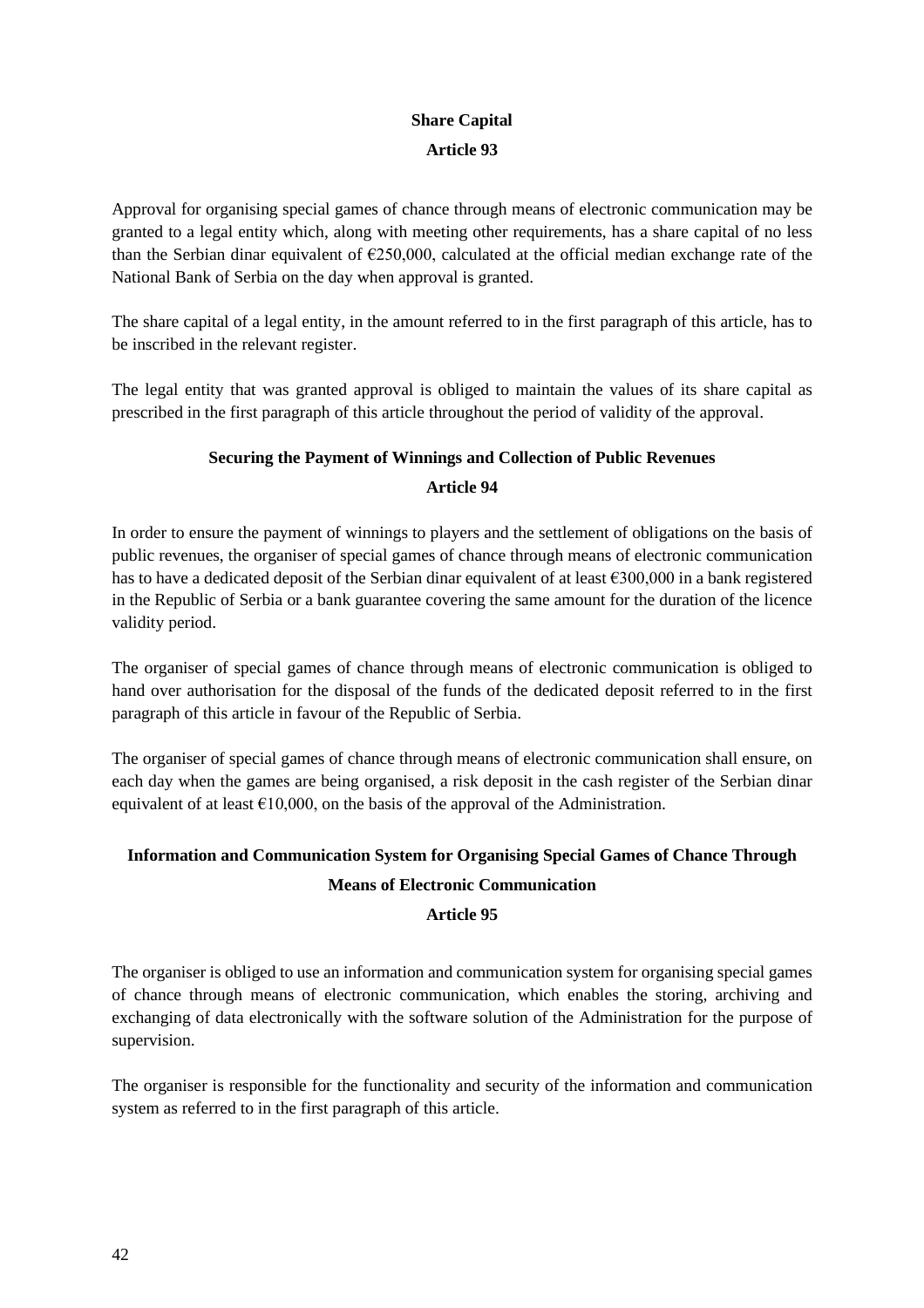**Share Capital**

**Article 93**

Approval for organising special games of chance through means of electronic communication may be granted to a legal entity which, along with meeting other requirements, has a share capital of no less than the Serbian dinar equivalent of €250,000, calculated at the official median exchange rate of the National Bank of Serbia on the day when approval is granted.

The share capital of a legal entity, in the amount referred to in the first paragraph of this article, has to be inscribed in the relevant register.

The legal entity that was granted approval is obliged to maintain the values of its share capital as prescribed in the first paragraph of this article throughout the period of validity of the approval.

**Securing the Payment of Winnings and Collection of Public Revenues**

**Article 94**

In order to ensure the payment of winnings to players and the settlement of obligations on the basis of public revenues, the organiser of special games of chance through means of electronic communication has to have a dedicated deposit of the Serbian dinar equivalent of at least €300,000 in a bank registered in the Republic of Serbia or a bank guarantee covering the same amount for the duration of the licence validity period.

The organiser of special games of chance through means of electronic communication is obliged to hand over authorisation for the disposal of the funds of the dedicated deposit referred to in the first paragraph of this article in favour of the Republic of Serbia.

The organiser of special games of chance through means of electronic communication shall ensure, on each day when the games are being organised, a risk deposit in the cash register of the Serbian dinar equivalent of at least €10,000, on the basis of the approval of the Administration.

**Information and Communication System for Organising Special Games of Chance Through Means of Electronic Communication**

**Article 95**

The organiser is obliged to use an information and communication system for organising special games of chance through means of electronic communication, which enables the storing, archiving and exchanging of data electronically with the software solution of the Administration for the purpose of supervision.

The organiser is responsible for the functionality and security of the information and communication system as referred to in the first paragraph of this article.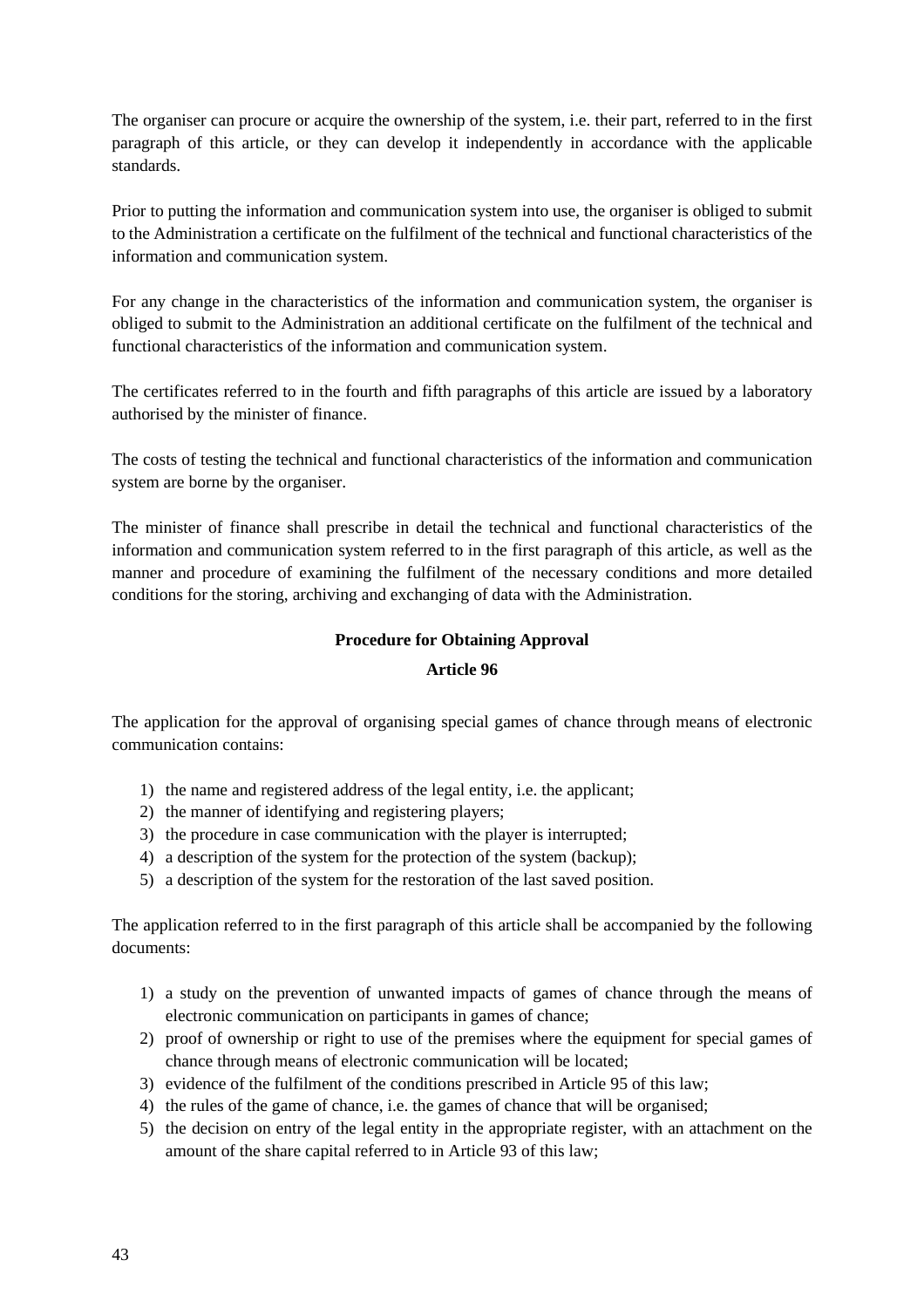The organiser can procure or acquire the ownership of the system, i.e. their part, referred to in the first paragraph of this article, or they can develop it independently in accordance with the applicable standards.

Prior to putting the information and communication system into use, the organiser is obliged to submit to the Administration a certificate on the fulfilment of the technical and functional characteristics of the information and communication system.

For any change in the characteristics of the information and communication system, the organiser is obliged to submit to the Administration an additional certificate on the fulfilment of the technical and functional characteristics of the information and communication system.

The certificates referred to in the fourth and fifth paragraphs of this article are issued by a laboratory authorised by the minister of finance.

The costs of testing the technical and functional characteristics of the information and communication system are borne by the organiser.

The minister of finance shall prescribe in detail the technical and functional characteristics of the information and communication system referred to in the first paragraph of this article, as well as the manner and procedure of examining the fulfilment of the necessary conditions and more detailed conditions for the storing, archiving and exchanging of data with the Administration.

**Procedure for Obtaining Approval**

**Article 96**

The application for the approval of organising special games of chance through means of electronic communication contains:

1) the name and registered address of the legal entity, i.e. the applicant;
2) the manner of identifying and registering players;
3) the procedure in case communication with the player is interrupted;
4) a description of the system for the protection of the system (backup);
5) a description of the system for the restoration of the last saved position.

The application referred to in the first paragraph of this article shall be accompanied by the following documents:

1) a study on the prevention of unwanted impacts of games of chance through the means of electronic communication on participants in games of chance;
2) proof of ownership or right to use of the premises where the equipment for special games of chance through means of electronic communication will be located;
3) evidence of the fulfilment of the conditions prescribed in Article 95 of this law;
4) the rules of the game of chance, i.e. the games of chance that will be organised;
5) the decision on entry of the legal entity in the appropriate register, with an attachment on the amount of the share capital referred to in Article 93 of this law;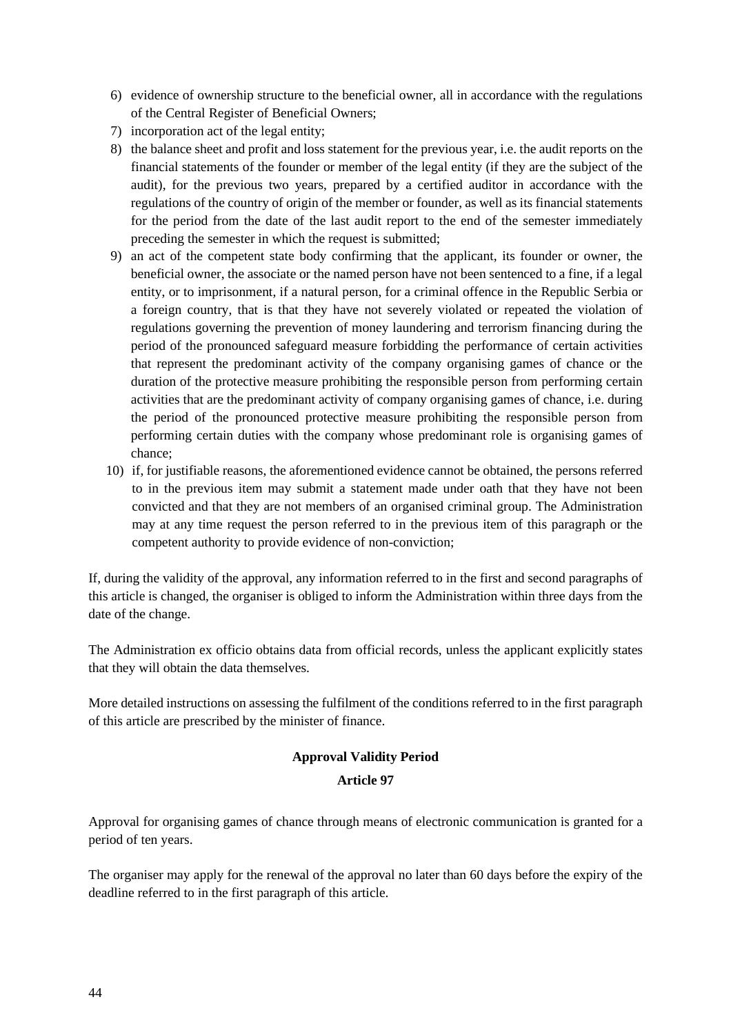6) evidence of ownership structure to the beneficial owner, all in accordance with the regulations of the Central Register of Beneficial Owners;
7) incorporation act of the legal entity;
8) the balance sheet and profit and loss statement for the previous year, i.e. the audit reports on the financial statements of the founder or member of the legal entity (if they are the subject of the audit), for the previous two years, prepared by a certified auditor in accordance with the regulations of the country of origin of the member or founder, as well as its financial statements for the period from the date of the last audit report to the end of the semester immediately preceding the semester in which the request is submitted;
9) an act of the competent state body confirming that the applicant, its founder or owner, the beneficial owner, the associate or the named person have not been sentenced to a fine, if a legal entity, or to imprisonment, if a natural person, for a criminal offence in the Republic Serbia or a foreign country, that is that they have not severely violated or repeated the violation of regulations governing the prevention of money laundering and terrorism financing during the period of the pronounced safeguard measure forbidding the performance of certain activities that represent the predominant activity of the company organising games of chance or the duration of the protective measure prohibiting the responsible person from performing certain activities that are the predominant activity of company organising games of chance, i.e. during the period of the pronounced protective measure prohibiting the responsible person from performing certain duties with the company whose predominant role is organising games of chance;
10) if, for justifiable reasons, the aforementioned evidence cannot be obtained, the persons referred to in the previous item may submit a statement made under oath that they have not been convicted and that they are not members of an organised criminal group. The Administration may at any time request the person referred to in the previous item of this paragraph or the competent authority to provide evidence of non-conviction;

If, during the validity of the approval, any information referred to in the first and second paragraphs of this article is changed, the organiser is obliged to inform the Administration within three days from the date of the change.

The Administration ex officio obtains data from official records, unless the applicant explicitly states that they will obtain the data themselves.

More detailed instructions on assessing the fulfilment of the conditions referred to in the first paragraph of this article are prescribed by the minister of finance.

**Approval Validity Period**

**Article 97**

Approval for organising games of chance through means of electronic communication is granted for a period of ten years.

The organiser may apply for the renewal of the approval no later than 60 days before the expiry of the deadline referred to in the first paragraph of this article.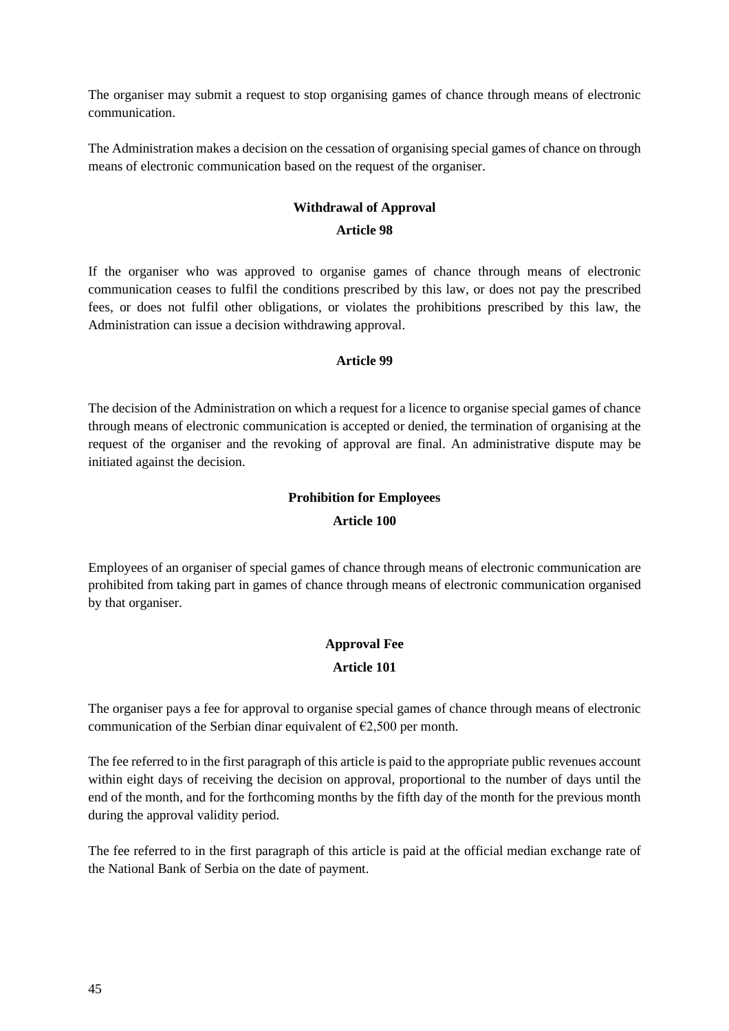The organiser may submit a request to stop organising games of chance through means of electronic communication.

The Administration makes a decision on the cessation of organising special games of chance on through means of electronic communication based on the request of the organiser.

**Withdrawal of Approval**

**Article 98**

If the organiser who was approved to organise games of chance through means of electronic communication ceases to fulfil the conditions prescribed by this law, or does not pay the prescribed fees, or does not fulfil other obligations, or violates the prohibitions prescribed by this law, the Administration can issue a decision withdrawing approval.

**Article 99**

The decision of the Administration on which a request for a licence to organise special games of chance through means of electronic communication is accepted or denied, the termination of organising at the request of the organiser and the revoking of approval are final. An administrative dispute may be initiated against the decision.

**Prohibition for Employees**

**Article 100**

Employees of an organiser of special games of chance through means of electronic communication are prohibited from taking part in games of chance through means of electronic communication organised by that organiser.

**Approval Fee**

**Article 101**

The organiser pays a fee for approval to organise special games of chance through means of electronic communication of the Serbian dinar equivalent of €2,500 per month.

The fee referred to in the first paragraph of this article is paid to the appropriate public revenues account within eight days of receiving the decision on approval, proportional to the number of days until the end of the month, and for the forthcoming months by the fifth day of the month for the previous month during the approval validity period.

The fee referred to in the first paragraph of this article is paid at the official median exchange rate of the National Bank of Serbia on the date of payment.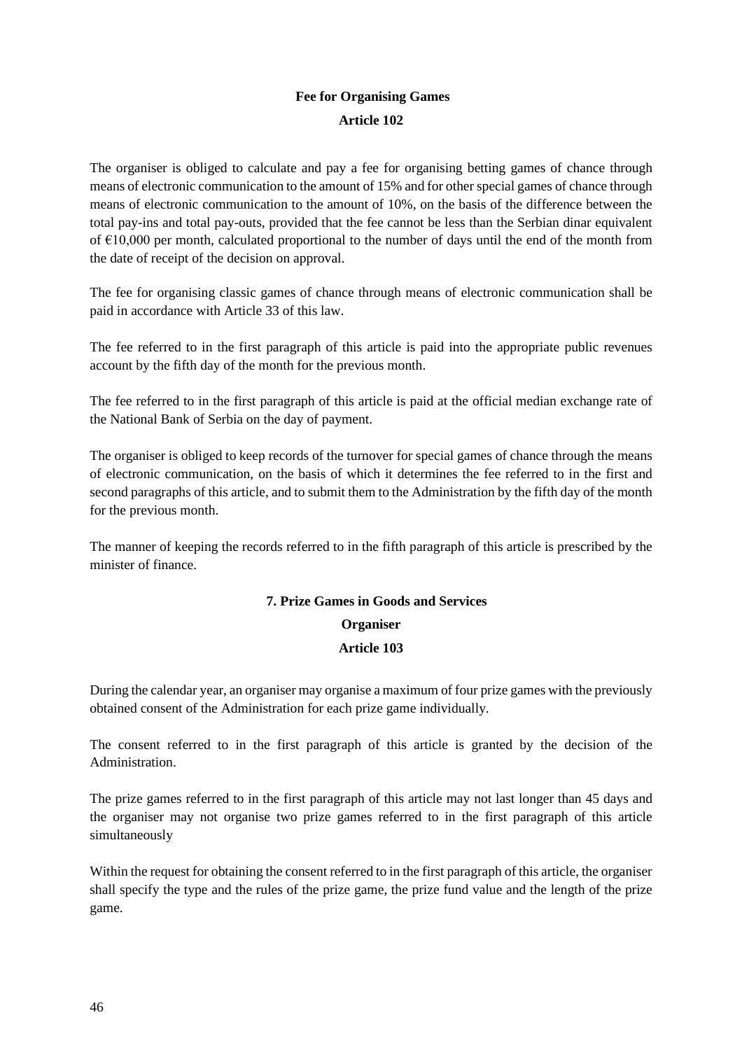**Fee for Organising Games**

**Article 102**

The organiser is obliged to calculate and pay a fee for organising betting games of chance through means of electronic communication to the amount of 15% and for other special games of chance through means of electronic communication to the amount of 10%, on the basis of the difference between the total pay-ins and total pay-outs, provided that the fee cannot be less than the Serbian dinar equivalent of €10,000 per month, calculated proportional to the number of days until the end of the month from the date of receipt of the decision on approval.

The fee for organising classic games of chance through means of electronic communication shall be paid in accordance with Article 33 of this law.

The fee referred to in the first paragraph of this article is paid into the appropriate public revenues account by the fifth day of the month for the previous month.

The fee referred to in the first paragraph of this article is paid at the official median exchange rate of the National Bank of Serbia on the day of payment.

The organiser is obliged to keep records of the turnover for special games of chance through the means of electronic communication, on the basis of which it determines the fee referred to in the first and second paragraphs of this article, and to submit them to the Administration by the fifth day of the month for the previous month.

The manner of keeping the records referred to in the fifth paragraph of this article is prescribed by the minister of finance.

**7. Prize Games in Goods and Services**

**Organiser**

**Article 103**

During the calendar year, an organiser may organise a maximum of four prize games with the previously obtained consent of the Administration for each prize game individually.

The consent referred to in the first paragraph of this article is granted by the decision of the Administration.

The prize games referred to in the first paragraph of this article may not last longer than 45 days and the organiser may not organise two prize games referred to in the first paragraph of this article simultaneously

Within the request for obtaining the consent referred to in the first paragraph of this article, the organiser shall specify the type and the rules of the prize game, the prize fund value and the length of the prize game.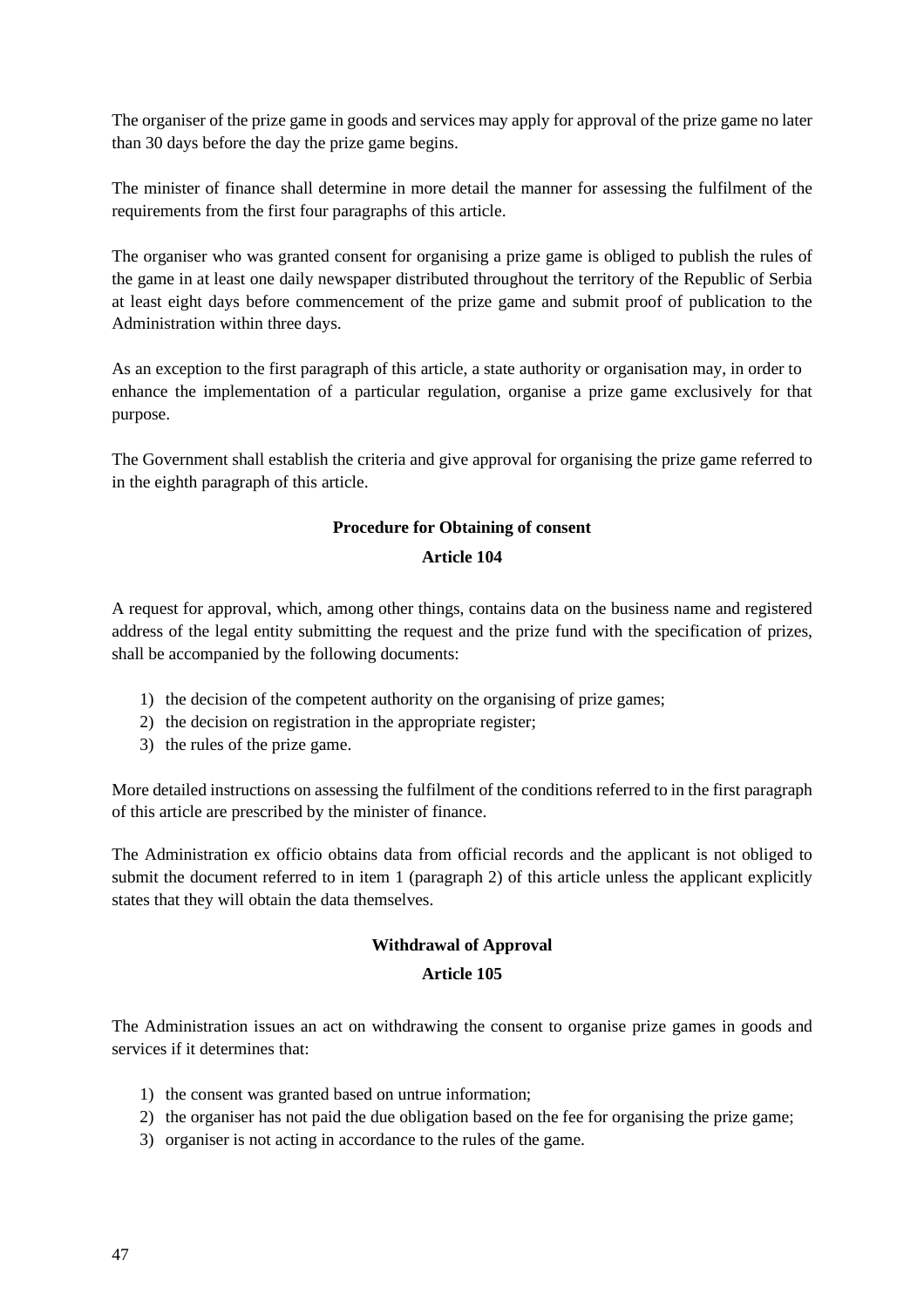The organiser of the prize game in goods and services may apply for approval of the prize game no later than 30 days before the day the prize game begins.

The minister of finance shall determine in more detail the manner for assessing the fulfilment of the requirements from the first four paragraphs of this article.

The organiser who was granted consent for organising a prize game is obliged to publish the rules of the game in at least one daily newspaper distributed throughout the territory of the Republic of Serbia at least eight days before commencement of the prize game and submit proof of publication to the Administration within three days.

As an exception to the first paragraph of this article, a state authority or organisation may, in order to enhance the implementation of a particular regulation, organise a prize game exclusively for that purpose.

The Government shall establish the criteria and give approval for organising the prize game referred to in the eighth paragraph of this article.

**Procedure for Obtaining of consent**

**Article 104**

A request for approval, which, among other things, contains data on the business name and registered address of the legal entity submitting the request and the prize fund with the specification of prizes, shall be accompanied by the following documents:

1) the decision of the competent authority on the organising of prize games;
2) the decision on registration in the appropriate register;
3) the rules of the prize game.

More detailed instructions on assessing the fulfilment of the conditions referred to in the first paragraph of this article are prescribed by the minister of finance.

The Administration ex officio obtains data from official records and the applicant is not obliged to submit the document referred to in item 1 (paragraph 2) of this article unless the applicant explicitly states that they will obtain the data themselves.

**Withdrawal of Approval**

**Article 105**

The Administration issues an act on withdrawing the consent to organise prize games in goods and services if it determines that:

1) the consent was granted based on untrue information;
2) the organiser has not paid the due obligation based on the fee for organising the prize game;
3) organiser is not acting in accordance to the rules of the game.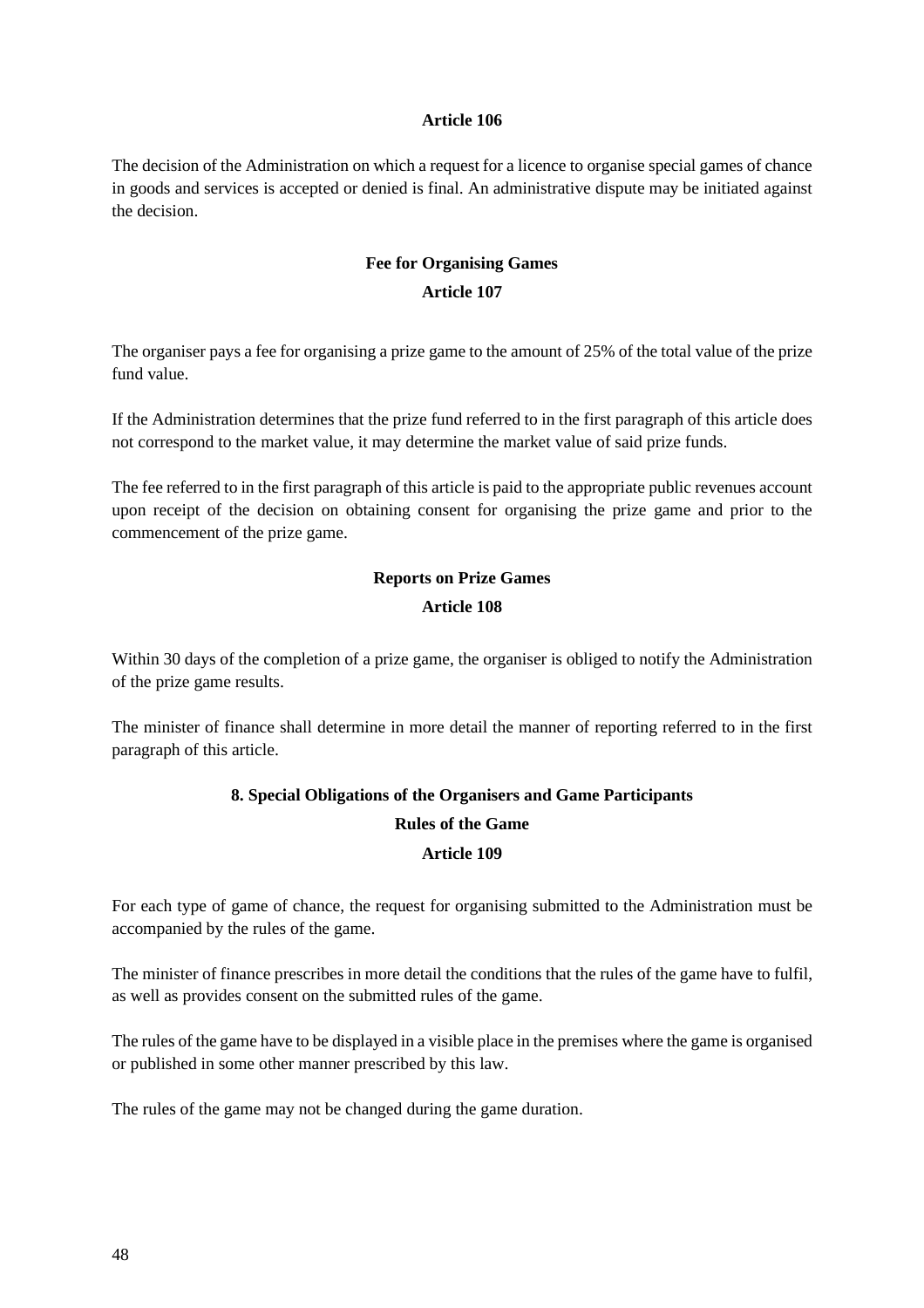**Article 106**

The decision of the Administration on which a request for a licence to organise special games of chance in goods and services is accepted or denied is final. An administrative dispute may be initiated against the decision.

**Fee for Organising Games**

**Article 107**

The organiser pays a fee for organising a prize game to the amount of 25% of the total value of the prize fund value.

If the Administration determines that the prize fund referred to in the first paragraph of this article does not correspond to the market value, it may determine the market value of said prize funds.

The fee referred to in the first paragraph of this article is paid to the appropriate public revenues account upon receipt of the decision on obtaining consent for organising the prize game and prior to the commencement of the prize game.

**Reports on Prize Games**

**Article 108**

Within 30 days of the completion of a prize game, the organiser is obliged to notify the Administration of the prize game results.

The minister of finance shall determine in more detail the manner of reporting referred to in the first paragraph of this article.

## 8. Special Obligations of the Organisers and Game Participants

**Rules of the Game**

**Article 109**

For each type of game of chance, the request for organising submitted to the Administration must be accompanied by the rules of the game.

The minister of finance prescribes in more detail the conditions that the rules of the game have to fulfil, as well as provides consent on the submitted rules of the game.

The rules of the game have to be displayed in a visible place in the premises where the game is organised or published in some other manner prescribed by this law.

The rules of the game may not be changed during the game duration.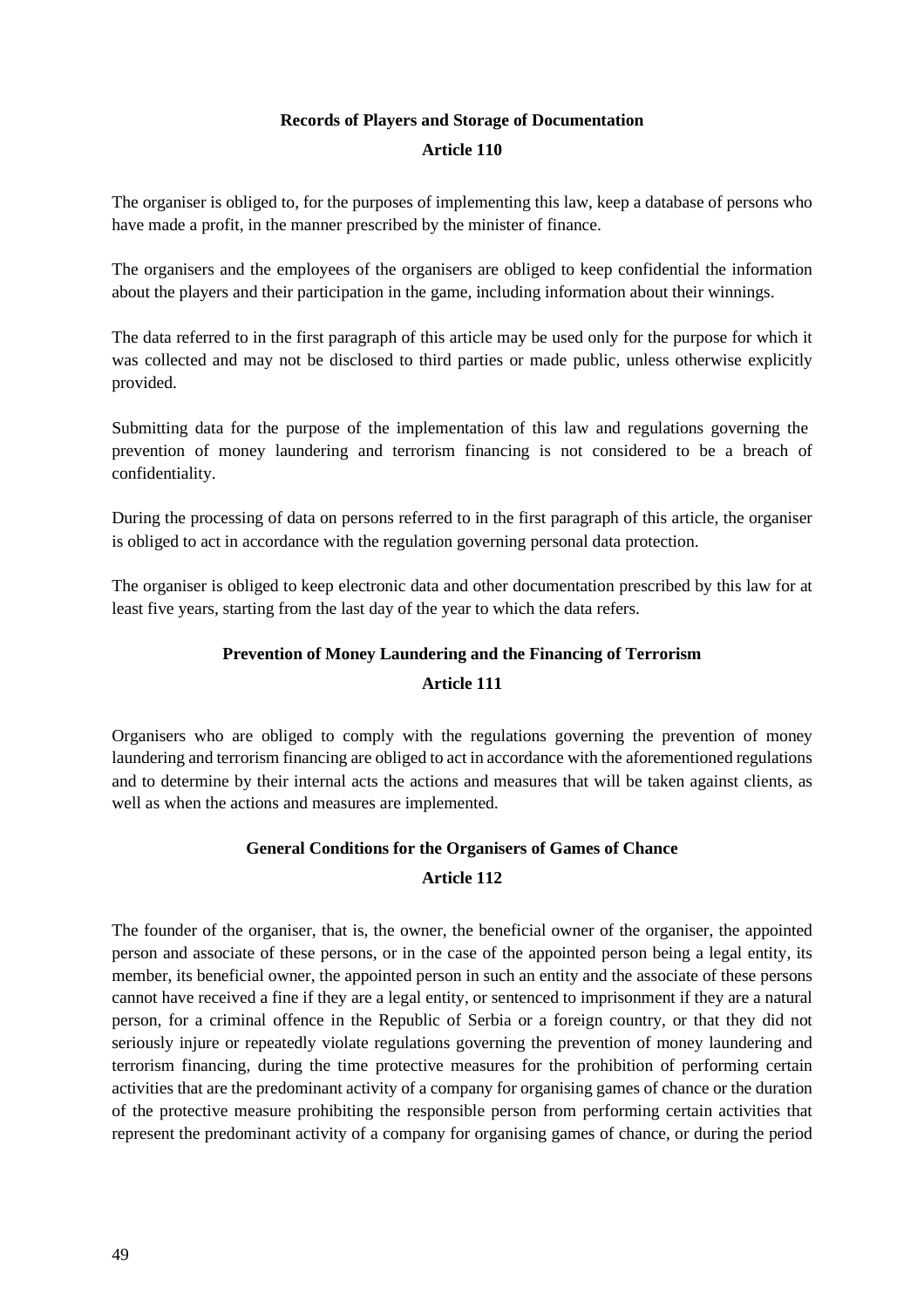**Records of Players and Storage of Documentation**

**Article 110**

The organiser is obliged to, for the purposes of implementing this law, keep a database of persons who have made a profit, in the manner prescribed by the minister of finance.

The organisers and the employees of the organisers are obliged to keep confidential the information about the players and their participation in the game, including information about their winnings.

The data referred to in the first paragraph of this article may be used only for the purpose for which it was collected and may not be disclosed to third parties or made public, unless otherwise explicitly provided.

Submitting data for the purpose of the implementation of this law and regulations governing the prevention of money laundering and terrorism financing is not considered to be a breach of confidentiality.

During the processing of data on persons referred to in the first paragraph of this article, the organiser is obliged to act in accordance with the regulation governing personal data protection.

The organiser is obliged to keep electronic data and other documentation prescribed by this law for at least five years, starting from the last day of the year to which the data refers.

**Prevention of Money Laundering and the Financing of Terrorism**

**Article 111**

Organisers who are obliged to comply with the regulations governing the prevention of money laundering and terrorism financing are obliged to act in accordance with the aforementioned regulations and to determine by their internal acts the actions and measures that will be taken against clients, as well as when the actions and measures are implemented.

**General Conditions for the Organisers of Games of Chance**

**Article 112**

The founder of the organiser, that is, the owner, the beneficial owner of the organiser, the appointed person and associate of these persons, or in the case of the appointed person being a legal entity, its member, its beneficial owner, the appointed person in such an entity and the associate of these persons cannot have received a fine if they are a legal entity, or sentenced to imprisonment if they are a natural person, for a criminal offence in the Republic of Serbia or a foreign country, or that they did not seriously injure or repeatedly violate regulations governing the prevention of money laundering and terrorism financing, during the time protective measures for the prohibition of performing certain activities that are the predominant activity of a company for organising games of chance or the duration of the protective measure prohibiting the responsible person from performing certain activities that represent the predominant activity of a company for organising games of chance, or during the period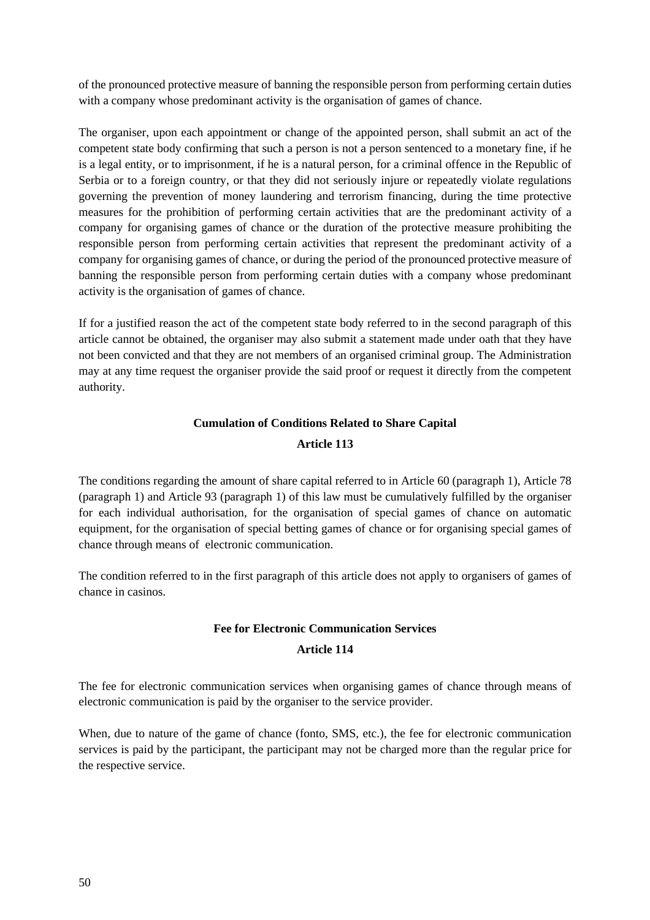of the pronounced protective measure of banning the responsible person from performing certain duties with a company whose predominant activity is the organisation of games of chance.

The organiser, upon each appointment or change of the appointed person, shall submit an act of the competent state body confirming that such a person is not a person sentenced to a monetary fine, if he is a legal entity, or to imprisonment, if he is a natural person, for a criminal offence in the Republic of Serbia or to a foreign country, or that they did not seriously injure or repeatedly violate regulations governing the prevention of money laundering and terrorism financing, during the time protective measures for the prohibition of performing certain activities that are the predominant activity of a company for organising games of chance or the duration of the protective measure prohibiting the responsible person from performing certain activities that represent the predominant activity of a company for organising games of chance, or during the period of the pronounced protective measure of banning the responsible person from performing certain duties with a company whose predominant activity is the organisation of games of chance.

If for a justified reason the act of the competent state body referred to in the second paragraph of this article cannot be obtained, the organiser may also submit a statement made under oath that they have not been convicted and that they are not members of an organised criminal group. The Administration may at any time request the organiser provide the said proof or request it directly from the competent authority.

**Cumulation of Conditions Related to Share Capital**

**Article 113**

The conditions regarding the amount of share capital referred to in Article 60 (paragraph 1), Article 78 (paragraph 1) and Article 93 (paragraph 1) of this law must be cumulatively fulfilled by the organiser for each individual authorisation, for the organisation of special games of chance on automatic equipment, for the organisation of special betting games of chance or for organising special games of chance through means of electronic communication.

The condition referred to in the first paragraph of this article does not apply to organisers of games of chance in casinos.

**Fee for Electronic Communication Services**

**Article 114**

The fee for electronic communication services when organising games of chance through means of electronic communication is paid by the organiser to the service provider.

When, due to nature of the game of chance (fonto, SMS, etc.), the fee for electronic communication services is paid by the participant, the participant may not be charged more than the regular price for the respective service.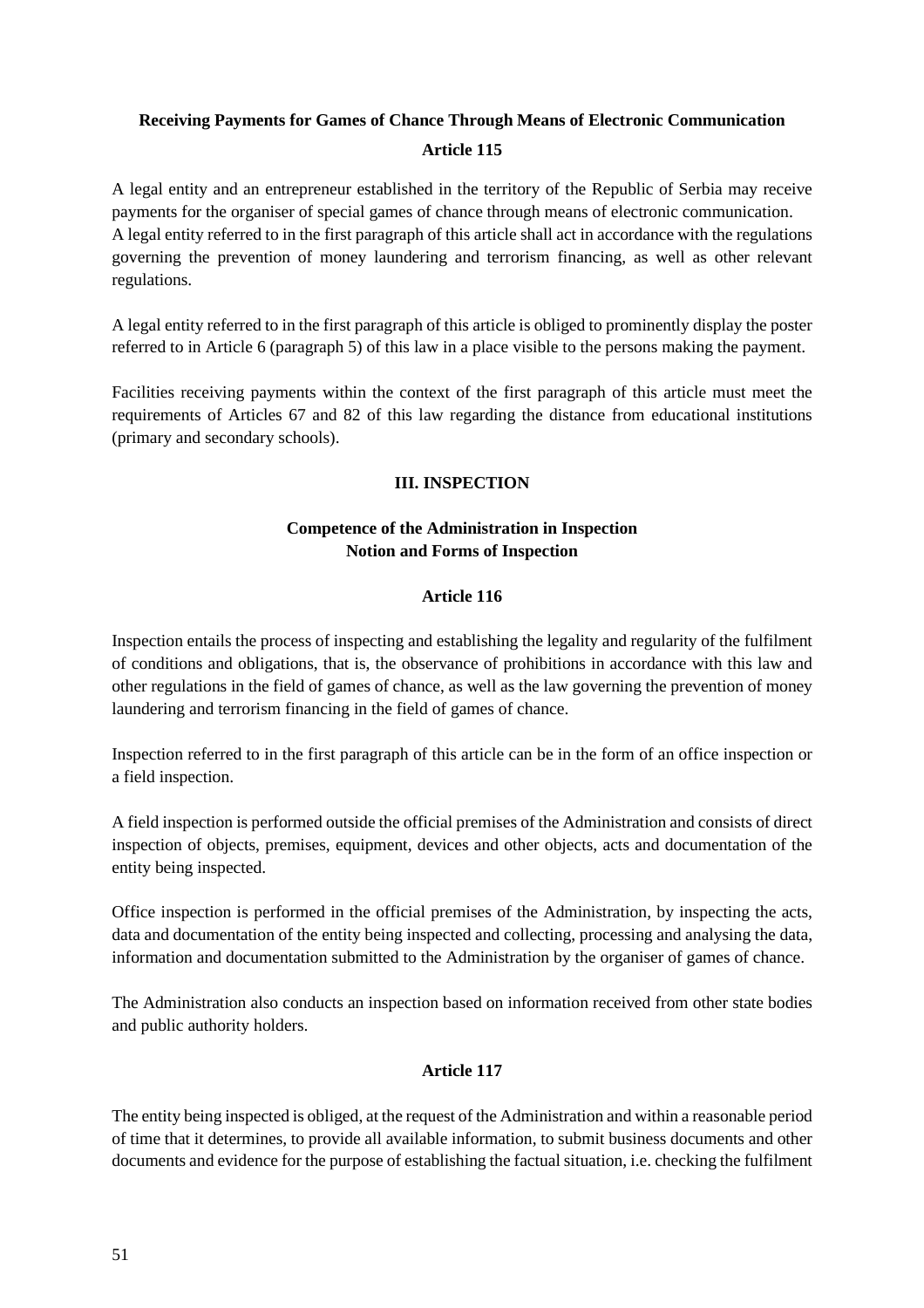**Receiving Payments for Games of Chance Through Means of Electronic Communication**

**Article 115**

A legal entity and an entrepreneur established in the territory of the Republic of Serbia may receive payments for the organiser of special games of chance through means of electronic communication.
A legal entity referred to in the first paragraph of this article shall act in accordance with the regulations governing the prevention of money laundering and terrorism financing, as well as other relevant regulations.

A legal entity referred to in the first paragraph of this article is obliged to prominently display the poster referred to in Article 6 (paragraph 5) of this law in a place visible to the persons making the payment.

Facilities receiving payments within the context of the first paragraph of this article must meet the requirements of Articles 67 and 82 of this law regarding the distance from educational institutions (primary and secondary schools).

## III. INSPECTION

**Competence of the Administration in Inspection**
**Notion and Forms of Inspection**

**Article 116**

Inspection entails the process of inspecting and establishing the legality and regularity of the fulfilment of conditions and obligations, that is, the observance of prohibitions in accordance with this law and other regulations in the field of games of chance, as well as the law governing the prevention of money laundering and terrorism financing in the field of games of chance.

Inspection referred to in the first paragraph of this article can be in the form of an office inspection or a field inspection.

A field inspection is performed outside the official premises of the Administration and consists of direct inspection of objects, premises, equipment, devices and other objects, acts and documentation of the entity being inspected.

Office inspection is performed in the official premises of the Administration, by inspecting the acts, data and documentation of the entity being inspected and collecting, processing and analysing the data, information and documentation submitted to the Administration by the organiser of games of chance.

The Administration also conducts an inspection based on information received from other state bodies and public authority holders.

**Article 117**

The entity being inspected is obliged, at the request of the Administration and within a reasonable period of time that it determines, to provide all available information, to submit business documents and other documents and evidence for the purpose of establishing the factual situation, i.e. checking the fulfilment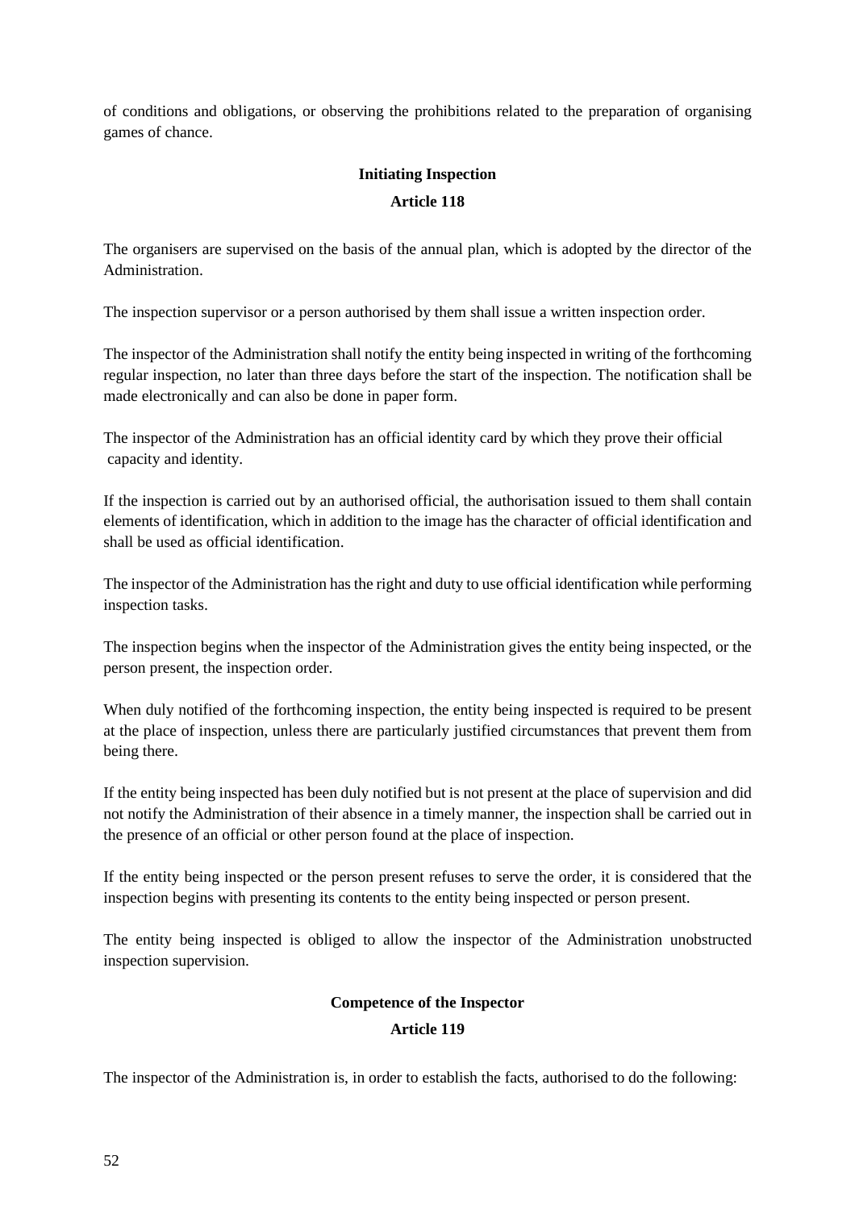of conditions and obligations, or observing the prohibitions related to the preparation of organising games of chance.

**Initiating Inspection**

**Article 118**

The organisers are supervised on the basis of the annual plan, which is adopted by the director of the Administration.

The inspection supervisor or a person authorised by them shall issue a written inspection order.

The inspector of the Administration shall notify the entity being inspected in writing of the forthcoming regular inspection, no later than three days before the start of the inspection. The notification shall be made electronically and can also be done in paper form.

The inspector of the Administration has an official identity card by which they prove their official capacity and identity.

If the inspection is carried out by an authorised official, the authorisation issued to them shall contain elements of identification, which in addition to the image has the character of official identification and shall be used as official identification.

The inspector of the Administration has the right and duty to use official identification while performing inspection tasks.

The inspection begins when the inspector of the Administration gives the entity being inspected, or the person present, the inspection order.

When duly notified of the forthcoming inspection, the entity being inspected is required to be present at the place of inspection, unless there are particularly justified circumstances that prevent them from being there.

If the entity being inspected has been duly notified but is not present at the place of supervision and did not notify the Administration of their absence in a timely manner, the inspection shall be carried out in the presence of an official or other person found at the place of inspection.

If the entity being inspected or the person present refuses to serve the order, it is considered that the inspection begins with presenting its contents to the entity being inspected or person present.

The entity being inspected is obliged to allow the inspector of the Administration unobstructed inspection supervision.

**Competence of the Inspector**

**Article 119**

The inspector of the Administration is, in order to establish the facts, authorised to do the following: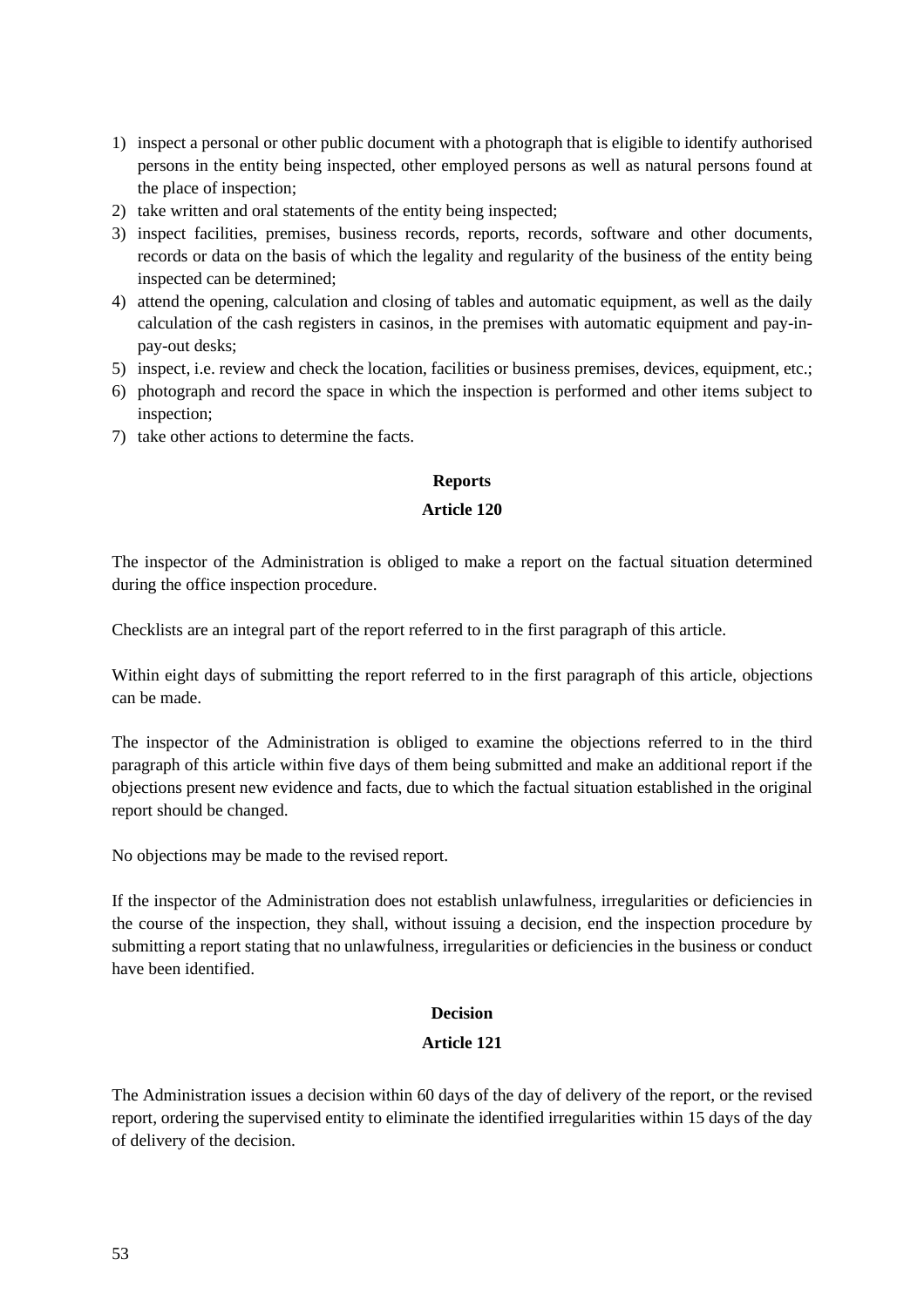1) inspect a personal or other public document with a photograph that is eligible to identify authorised persons in the entity being inspected, other employed persons as well as natural persons found at the place of inspection;
2) take written and oral statements of the entity being inspected;
3) inspect facilities, premises, business records, reports, records, software and other documents, records or data on the basis of which the legality and regularity of the business of the entity being inspected can be determined;
4) attend the opening, calculation and closing of tables and automatic equipment, as well as the daily calculation of the cash registers in casinos, in the premises with automatic equipment and pay-in-pay-out desks;
5) inspect, i.e. review and check the location, facilities or business premises, devices, equipment, etc.;
6) photograph and record the space in which the inspection is performed and other items subject to inspection;
7) take other actions to determine the facts.

**Reports**

**Article 120**

The inspector of the Administration is obliged to make a report on the factual situation determined during the office inspection procedure.

Checklists are an integral part of the report referred to in the first paragraph of this article.

Within eight days of submitting the report referred to in the first paragraph of this article, objections can be made.

The inspector of the Administration is obliged to examine the objections referred to in the third paragraph of this article within five days of them being submitted and make an additional report if the objections present new evidence and facts, due to which the factual situation established in the original report should be changed.

No objections may be made to the revised report.

If the inspector of the Administration does not establish unlawfulness, irregularities or deficiencies in the course of the inspection, they shall, without issuing a decision, end the inspection procedure by submitting a report stating that no unlawfulness, irregularities or deficiencies in the business or conduct have been identified.

**Decision**

**Article 121**

The Administration issues a decision within 60 days of the day of delivery of the report, or the revised report, ordering the supervised entity to eliminate the identified irregularities within 15 days of the day of delivery of the decision.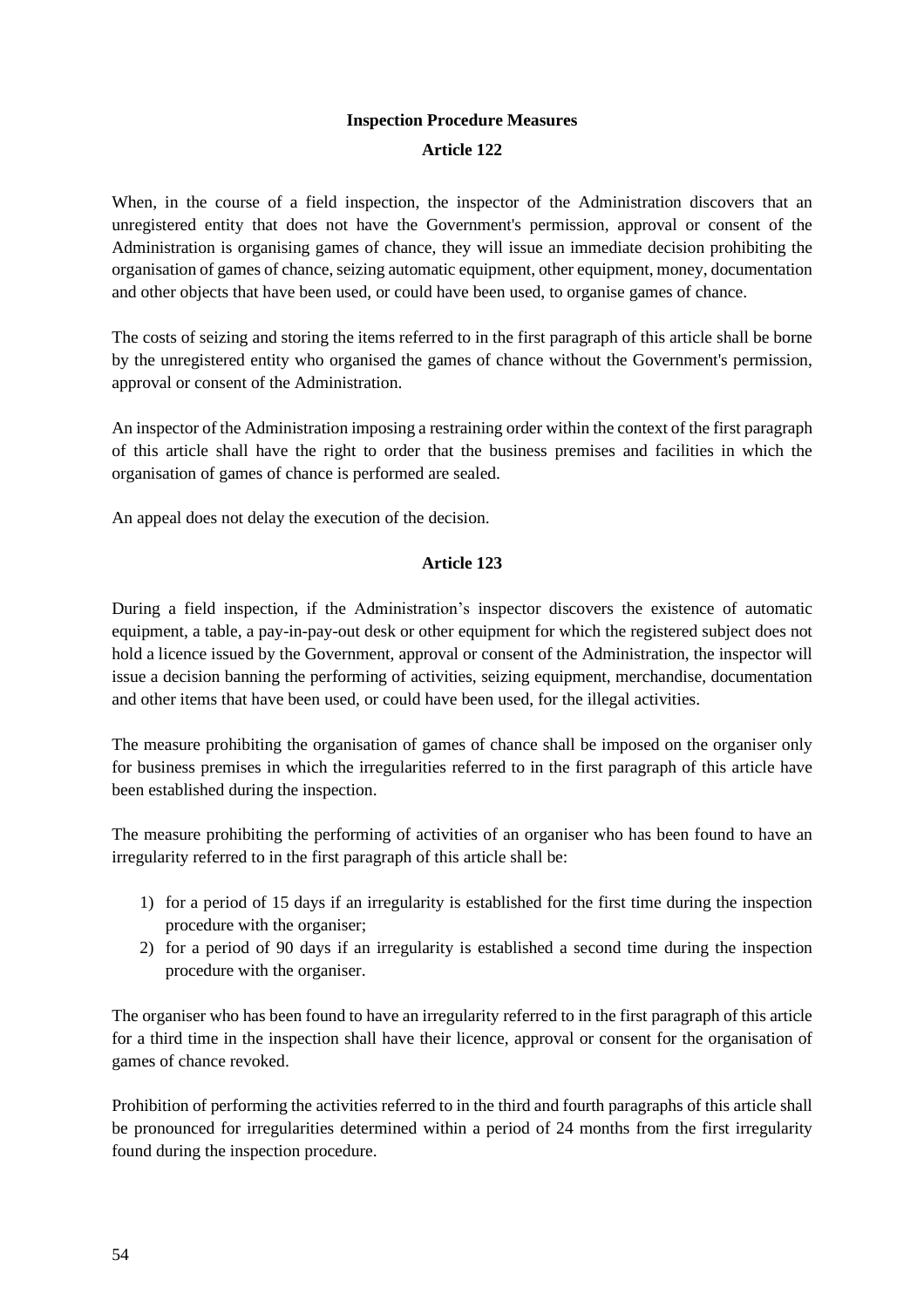## Inspection Procedure Measures

### Article 122

When, in the course of a field inspection, the inspector of the Administration discovers that an unregistered entity that does not have the Government's permission, approval or consent of the Administration is organising games of chance, they will issue an immediate decision prohibiting the organisation of games of chance, seizing automatic equipment, other equipment, money, documentation and other objects that have been used, or could have been used, to organise games of chance.

The costs of seizing and storing the items referred to in the first paragraph of this article shall be borne by the unregistered entity who organised the games of chance without the Government's permission, approval or consent of the Administration.

An inspector of the Administration imposing a restraining order within the context of the first paragraph of this article shall have the right to order that the business premises and facilities in which the organisation of games of chance is performed are sealed.

An appeal does not delay the execution of the decision.

### Article 123

During a field inspection, if the Administration's inspector discovers the existence of automatic equipment, a table, a pay-in-pay-out desk or other equipment for which the registered subject does not hold a licence issued by the Government, approval or consent of the Administration, the inspector will issue a decision banning the performing of activities, seizing equipment, merchandise, documentation and other items that have been used, or could have been used, for the illegal activities.

The measure prohibiting the organisation of games of chance shall be imposed on the organiser only for business premises in which the irregularities referred to in the first paragraph of this article have been established during the inspection.

The measure prohibiting the performing of activities of an organiser who has been found to have an irregularity referred to in the first paragraph of this article shall be:

1) for a period of 15 days if an irregularity is established for the first time during the inspection procedure with the organiser;
2) for a period of 90 days if an irregularity is established a second time during the inspection procedure with the organiser.

The organiser who has been found to have an irregularity referred to in the first paragraph of this article for a third time in the inspection shall have their licence, approval or consent for the organisation of games of chance revoked.

Prohibition of performing the activities referred to in the third and fourth paragraphs of this article shall be pronounced for irregularities determined within a period of 24 months from the first irregularity found during the inspection procedure.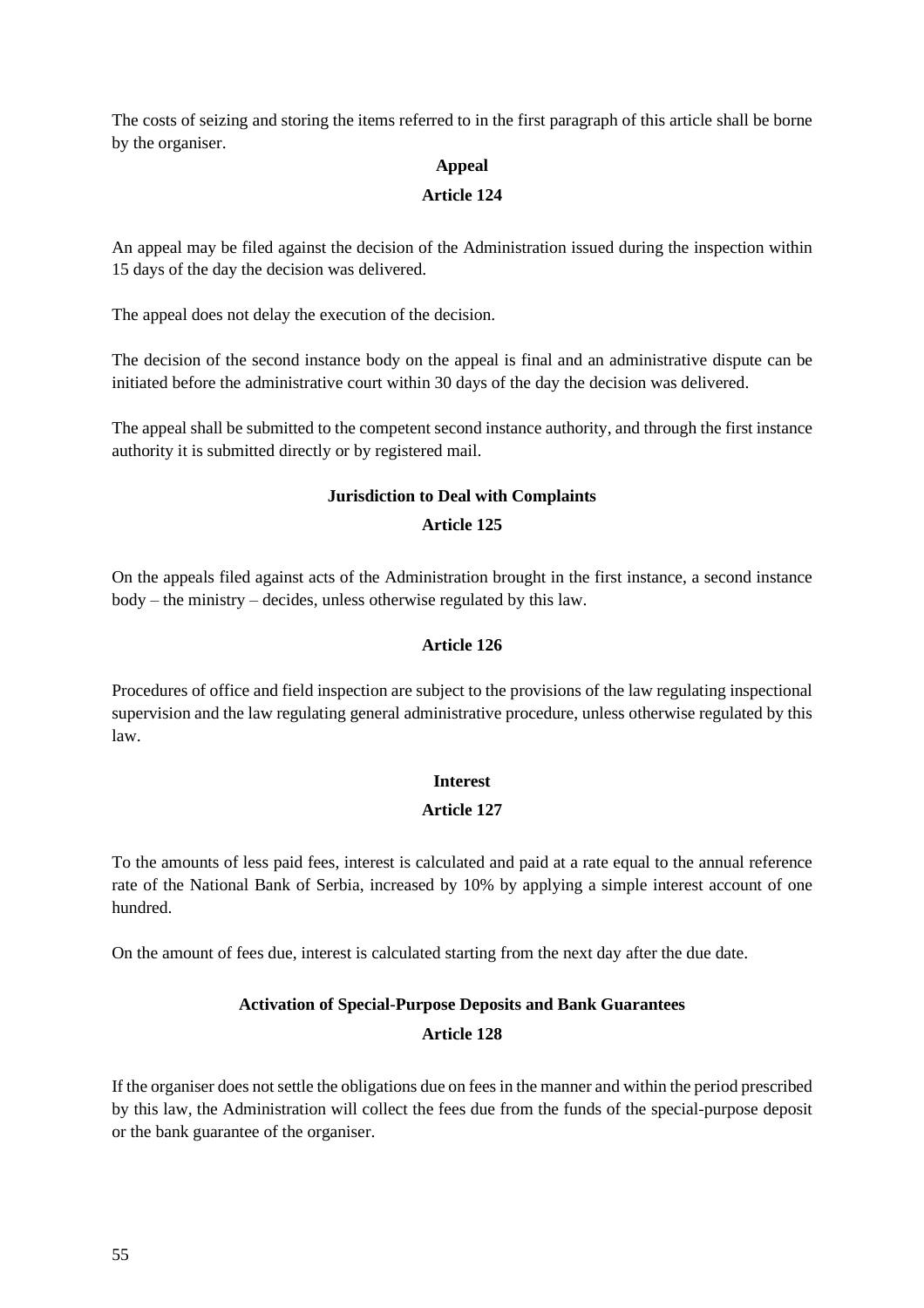The costs of seizing and storing the items referred to in the first paragraph of this article shall be borne by the organiser.

**Appeal**

**Article 124**

An appeal may be filed against the decision of the Administration issued during the inspection within 15 days of the day the decision was delivered.

The appeal does not delay the execution of the decision.

The decision of the second instance body on the appeal is final and an administrative dispute can be initiated before the administrative court within 30 days of the day the decision was delivered.

The appeal shall be submitted to the competent second instance authority, and through the first instance authority it is submitted directly or by registered mail.

**Jurisdiction to Deal with Complaints**

**Article 125**

On the appeals filed against acts of the Administration brought in the first instance, a second instance body – the ministry – decides, unless otherwise regulated by this law.

**Article 126**

Procedures of office and field inspection are subject to the provisions of the law regulating inspectional supervision and the law regulating general administrative procedure, unless otherwise regulated by this law.

**Interest**

**Article 127**

To the amounts of less paid fees, interest is calculated and paid at a rate equal to the annual reference rate of the National Bank of Serbia, increased by 10% by applying a simple interest account of one hundred.

On the amount of fees due, interest is calculated starting from the next day after the due date.

**Activation of Special-Purpose Deposits and Bank Guarantees**

**Article 128**

If the organiser does not settle the obligations due on fees in the manner and within the period prescribed by this law, the Administration will collect the fees due from the funds of the special-purpose deposit or the bank guarantee of the organiser.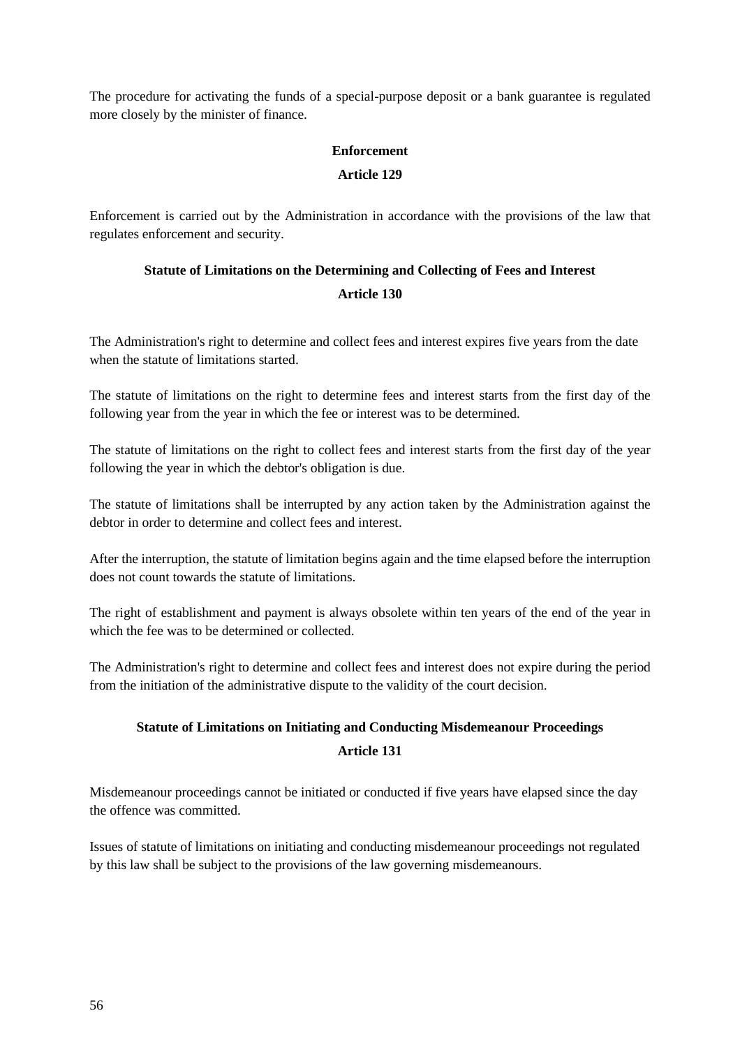The procedure for activating the funds of a special-purpose deposit or a bank guarantee is regulated more closely by the minister of finance.

**Enforcement**

**Article 129**

Enforcement is carried out by the Administration in accordance with the provisions of the law that regulates enforcement and security.

**Statute of Limitations on the Determining and Collecting of Fees and Interest**

**Article 130**

The Administration's right to determine and collect fees and interest expires five years from the date when the statute of limitations started.

The statute of limitations on the right to determine fees and interest starts from the first day of the following year from the year in which the fee or interest was to be determined.

The statute of limitations on the right to collect fees and interest starts from the first day of the year following the year in which the debtor's obligation is due.

The statute of limitations shall be interrupted by any action taken by the Administration against the debtor in order to determine and collect fees and interest.

After the interruption, the statute of limitation begins again and the time elapsed before the interruption does not count towards the statute of limitations.

The right of establishment and payment is always obsolete within ten years of the end of the year in which the fee was to be determined or collected.

The Administration's right to determine and collect fees and interest does not expire during the period from the initiation of the administrative dispute to the validity of the court decision.

**Statute of Limitations on Initiating and Conducting Misdemeanour Proceedings**

**Article 131**

Misdemeanour proceedings cannot be initiated or conducted if five years have elapsed since the day the offence was committed.

Issues of statute of limitations on initiating and conducting misdemeanour proceedings not regulated by this law shall be subject to the provisions of the law governing misdemeanours.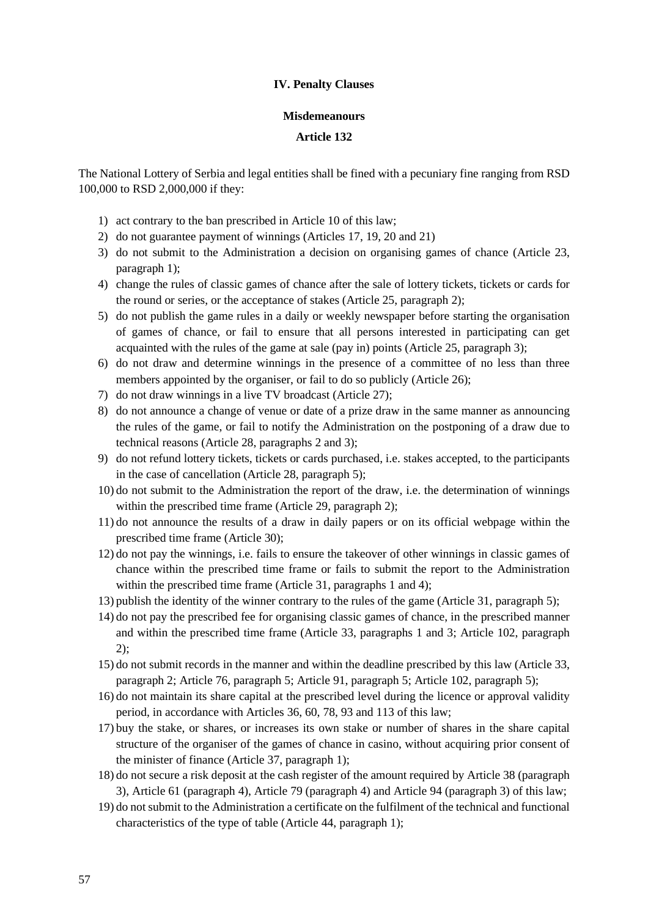## IV. Penalty Clauses

### Misdemeanours

### Article 132

The National Lottery of Serbia and legal entities shall be fined with a pecuniary fine ranging from RSD 100,000 to RSD 2,000,000 if they:

1) act contrary to the ban prescribed in Article 10 of this law;
2) do not guarantee payment of winnings (Articles 17, 19, 20 and 21)
3) do not submit to the Administration a decision on organising games of chance (Article 23, paragraph 1);
4) change the rules of classic games of chance after the sale of lottery tickets, tickets or cards for the round or series, or the acceptance of stakes (Article 25, paragraph 2);
5) do not publish the game rules in a daily or weekly newspaper before starting the organisation of games of chance, or fail to ensure that all persons interested in participating can get acquainted with the rules of the game at sale (pay in) points (Article 25, paragraph 3);
6) do not draw and determine winnings in the presence of a committee of no less than three members appointed by the organiser, or fail to do so publicly (Article 26);
7) do not draw winnings in a live TV broadcast (Article 27);
8) do not announce a change of venue or date of a prize draw in the same manner as announcing the rules of the game, or fail to notify the Administration on the postponing of a draw due to technical reasons (Article 28, paragraphs 2 and 3);
9) do not refund lottery tickets, tickets or cards purchased, i.e. stakes accepted, to the participants in the case of cancellation (Article 28, paragraph 5);
10) do not submit to the Administration the report of the draw, i.e. the determination of winnings within the prescribed time frame (Article 29, paragraph 2);
11) do not announce the results of a draw in daily papers or on its official webpage within the prescribed time frame (Article 30);
12) do not pay the winnings, i.e. fails to ensure the takeover of other winnings in classic games of chance within the prescribed time frame or fails to submit the report to the Administration within the prescribed time frame (Article 31, paragraphs 1 and 4);
13) publish the identity of the winner contrary to the rules of the game (Article 31, paragraph 5);
14) do not pay the prescribed fee for organising classic games of chance, in the prescribed manner and within the prescribed time frame (Article 33, paragraphs 1 and 3; Article 102, paragraph 2);
15) do not submit records in the manner and within the deadline prescribed by this law (Article 33, paragraph 2; Article 76, paragraph 5; Article 91, paragraph 5; Article 102, paragraph 5);
16) do not maintain its share capital at the prescribed level during the licence or approval validity period, in accordance with Articles 36, 60, 78, 93 and 113 of this law;
17) buy the stake, or shares, or increases its own stake or number of shares in the share capital structure of the organiser of the games of chance in casino, without acquiring prior consent of the minister of finance (Article 37, paragraph 1);
18) do not secure a risk deposit at the cash register of the amount required by Article 38 (paragraph 3), Article 61 (paragraph 4), Article 79 (paragraph 4) and Article 94 (paragraph 3) of this law;
19) do not submit to the Administration a certificate on the fulfilment of the technical and functional characteristics of the type of table (Article 44, paragraph 1);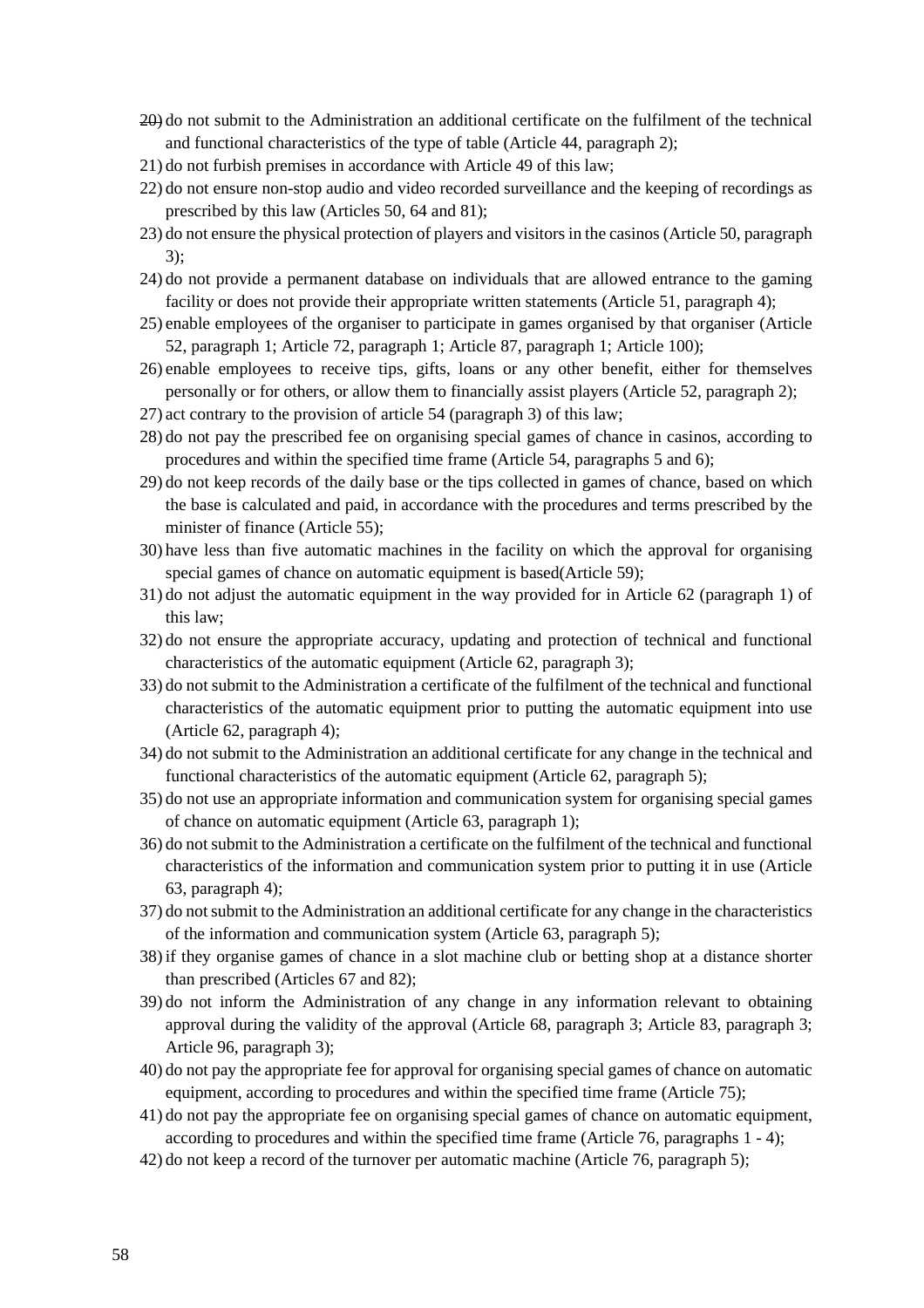20) do not submit to the Administration an additional certificate on the fulfilment of the technical and functional characteristics of the type of table (Article 44, paragraph 2);
21) do not furbish premises in accordance with Article 49 of this law;
22) do not ensure non-stop audio and video recorded surveillance and the keeping of recordings as prescribed by this law (Articles 50, 64 and 81);
23) do not ensure the physical protection of players and visitors in the casinos (Article 50, paragraph 3);
24) do not provide a permanent database on individuals that are allowed entrance to the gaming facility or does not provide their appropriate written statements (Article 51, paragraph 4);
25) enable employees of the organiser to participate in games organised by that organiser (Article 52, paragraph 1; Article 72, paragraph 1; Article 87, paragraph 1; Article 100);
26) enable employees to receive tips, gifts, loans or any other benefit, either for themselves personally or for others, or allow them to financially assist players (Article 52, paragraph 2);
27) act contrary to the provision of article 54 (paragraph 3) of this law;
28) do not pay the prescribed fee on organising special games of chance in casinos, according to procedures and within the specified time frame (Article 54, paragraphs 5 and 6);
29) do not keep records of the daily base or the tips collected in games of chance, based on which the base is calculated and paid, in accordance with the procedures and terms prescribed by the minister of finance (Article 55);
30) have less than five automatic machines in the facility on which the approval for organising special games of chance on automatic equipment is based(Article 59);
31) do not adjust the automatic equipment in the way provided for in Article 62 (paragraph 1) of this law;
32) do not ensure the appropriate accuracy, updating and protection of technical and functional characteristics of the automatic equipment (Article 62, paragraph 3);
33) do not submit to the Administration a certificate of the fulfilment of the technical and functional characteristics of the automatic equipment prior to putting the automatic equipment into use (Article 62, paragraph 4);
34) do not submit to the Administration an additional certificate for any change in the technical and functional characteristics of the automatic equipment (Article 62, paragraph 5);
35) do not use an appropriate information and communication system for organising special games of chance on automatic equipment (Article 63, paragraph 1);
36) do not submit to the Administration a certificate on the fulfilment of the technical and functional characteristics of the information and communication system prior to putting it in use (Article 63, paragraph 4);
37) do not submit to the Administration an additional certificate for any change in the characteristics of the information and communication system (Article 63, paragraph 5);
38) if they organise games of chance in a slot machine club or betting shop at a distance shorter than prescribed (Articles 67 and 82);
39) do not inform the Administration of any change in any information relevant to obtaining approval during the validity of the approval (Article 68, paragraph 3; Article 83, paragraph 3; Article 96, paragraph 3);
40) do not pay the appropriate fee for approval for organising special games of chance on automatic equipment, according to procedures and within the specified time frame (Article 75);
41) do not pay the appropriate fee on organising special games of chance on automatic equipment, according to procedures and within the specified time frame (Article 76, paragraphs 1 - 4);
42) do not keep a record of the turnover per automatic machine (Article 76, paragraph 5);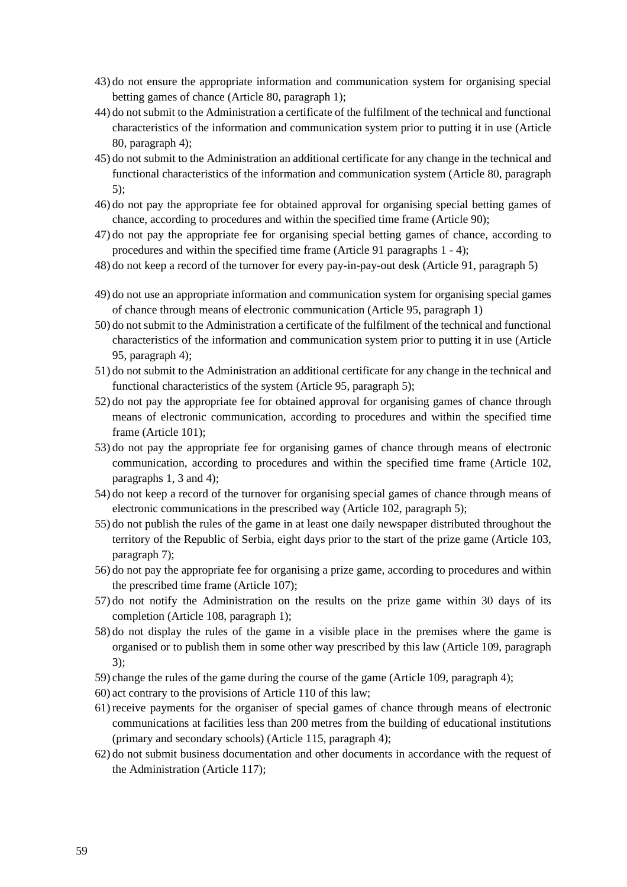43) do not ensure the appropriate information and communication system for organising special betting games of chance (Article 80, paragraph 1);
44) do not submit to the Administration a certificate of the fulfilment of the technical and functional characteristics of the information and communication system prior to putting it in use (Article 80, paragraph 4);
45) do not submit to the Administration an additional certificate for any change in the technical and functional characteristics of the information and communication system (Article 80, paragraph 5);
46) do not pay the appropriate fee for obtained approval for organising special betting games of chance, according to procedures and within the specified time frame (Article 90);
47) do not pay the appropriate fee for organising special betting games of chance, according to procedures and within the specified time frame (Article 91 paragraphs 1 - 4);
48) do not keep a record of the turnover for every pay-in-pay-out desk (Article 91, paragraph 5)
49) do not use an appropriate information and communication system for organising special games of chance through means of electronic communication (Article 95, paragraph 1)
50) do not submit to the Administration a certificate of the fulfilment of the technical and functional characteristics of the information and communication system prior to putting it in use (Article 95, paragraph 4);
51) do not submit to the Administration an additional certificate for any change in the technical and functional characteristics of the system (Article 95, paragraph 5);
52) do not pay the appropriate fee for obtained approval for organising games of chance through means of electronic communication, according to procedures and within the specified time frame (Article 101);
53) do not pay the appropriate fee for organising games of chance through means of electronic communication, according to procedures and within the specified time frame (Article 102, paragraphs 1, 3 and 4);
54) do not keep a record of the turnover for organising special games of chance through means of electronic communications in the prescribed way (Article 102, paragraph 5);
55) do not publish the rules of the game in at least one daily newspaper distributed throughout the territory of the Republic of Serbia, eight days prior to the start of the prize game (Article 103, paragraph 7);
56) do not pay the appropriate fee for organising a prize game, according to procedures and within the prescribed time frame (Article 107);
57) do not notify the Administration on the results on the prize game within 30 days of its completion (Article 108, paragraph 1);
58) do not display the rules of the game in a visible place in the premises where the game is organised or to publish them in some other way prescribed by this law (Article 109, paragraph 3);
59) change the rules of the game during the course of the game (Article 109, paragraph 4);
60) act contrary to the provisions of Article 110 of this law;
61) receive payments for the organiser of special games of chance through means of electronic communications at facilities less than 200 metres from the building of educational institutions (primary and secondary schools) (Article 115, paragraph 4);
62) do not submit business documentation and other documents in accordance with the request of the Administration (Article 117);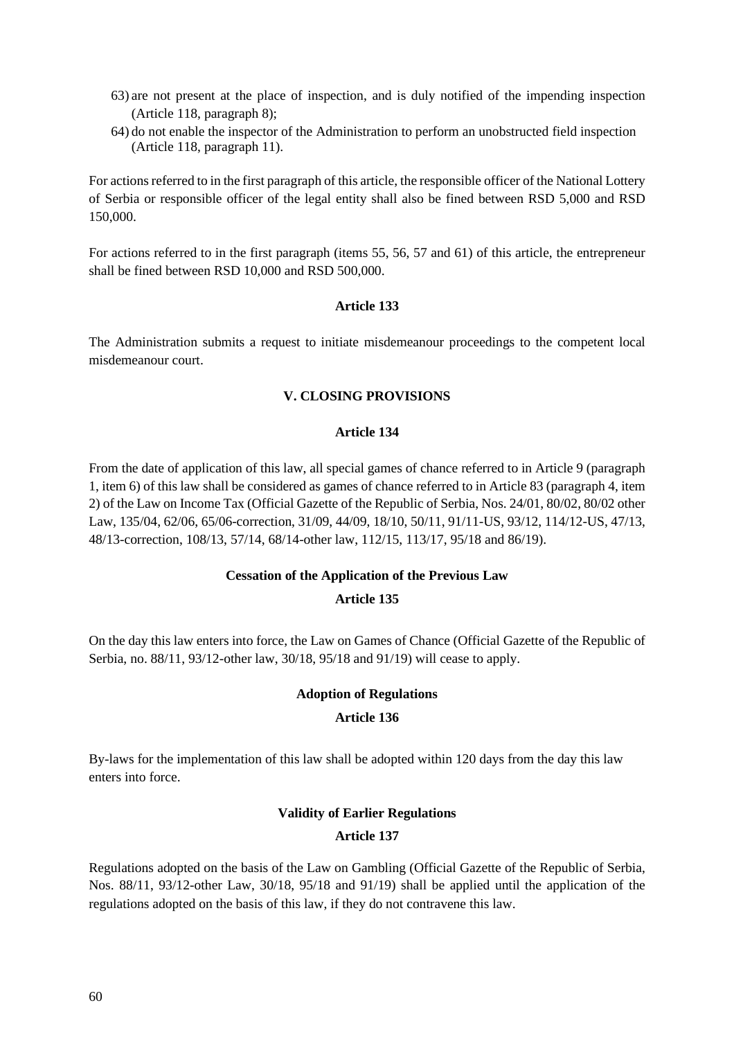63) are not present at the place of inspection, and is duly notified of the impending inspection (Article 118, paragraph 8);
64) do not enable the inspector of the Administration to perform an unobstructed field inspection (Article 118, paragraph 11).

For actions referred to in the first paragraph of this article, the responsible officer of the National Lottery of Serbia or responsible officer of the legal entity shall also be fined between RSD 5,000 and RSD 150,000.

For actions referred to in the first paragraph (items 55, 56, 57 and 61) of this article, the entrepreneur shall be fined between RSD 10,000 and RSD 500,000.

**Article 133**

The Administration submits a request to initiate misdemeanour proceedings to the competent local misdemeanour court.

## V. CLOSING PROVISIONS

**Article 134**

From the date of application of this law, all special games of chance referred to in Article 9 (paragraph 1, item 6) of this law shall be considered as games of chance referred to in Article 83 (paragraph 4, item 2) of the Law on Income Tax (Official Gazette of the Republic of Serbia, Nos. 24/01, 80/02, 80/02 other Law, 135/04, 62/06, 65/06-correction, 31/09, 44/09, 18/10, 50/11, 91/11-US, 93/12, 114/12-US, 47/13, 48/13-correction, 108/13, 57/14, 68/14-other law, 112/15, 113/17, 95/18 and 86/19).

**Cessation of the Application of the Previous Law**

**Article 135**

On the day this law enters into force, the Law on Games of Chance (Official Gazette of the Republic of Serbia, no. 88/11, 93/12-other law, 30/18, 95/18 and 91/19) will cease to apply.

**Adoption of Regulations**

**Article 136**

By-laws for the implementation of this law shall be adopted within 120 days from the day this law enters into force.

**Validity of Earlier Regulations**

**Article 137**

Regulations adopted on the basis of the Law on Gambling (Official Gazette of the Republic of Serbia, Nos. 88/11, 93/12-other Law, 30/18, 95/18 and 91/19) shall be applied until the application of the regulations adopted on the basis of this law, if they do not contravene this law.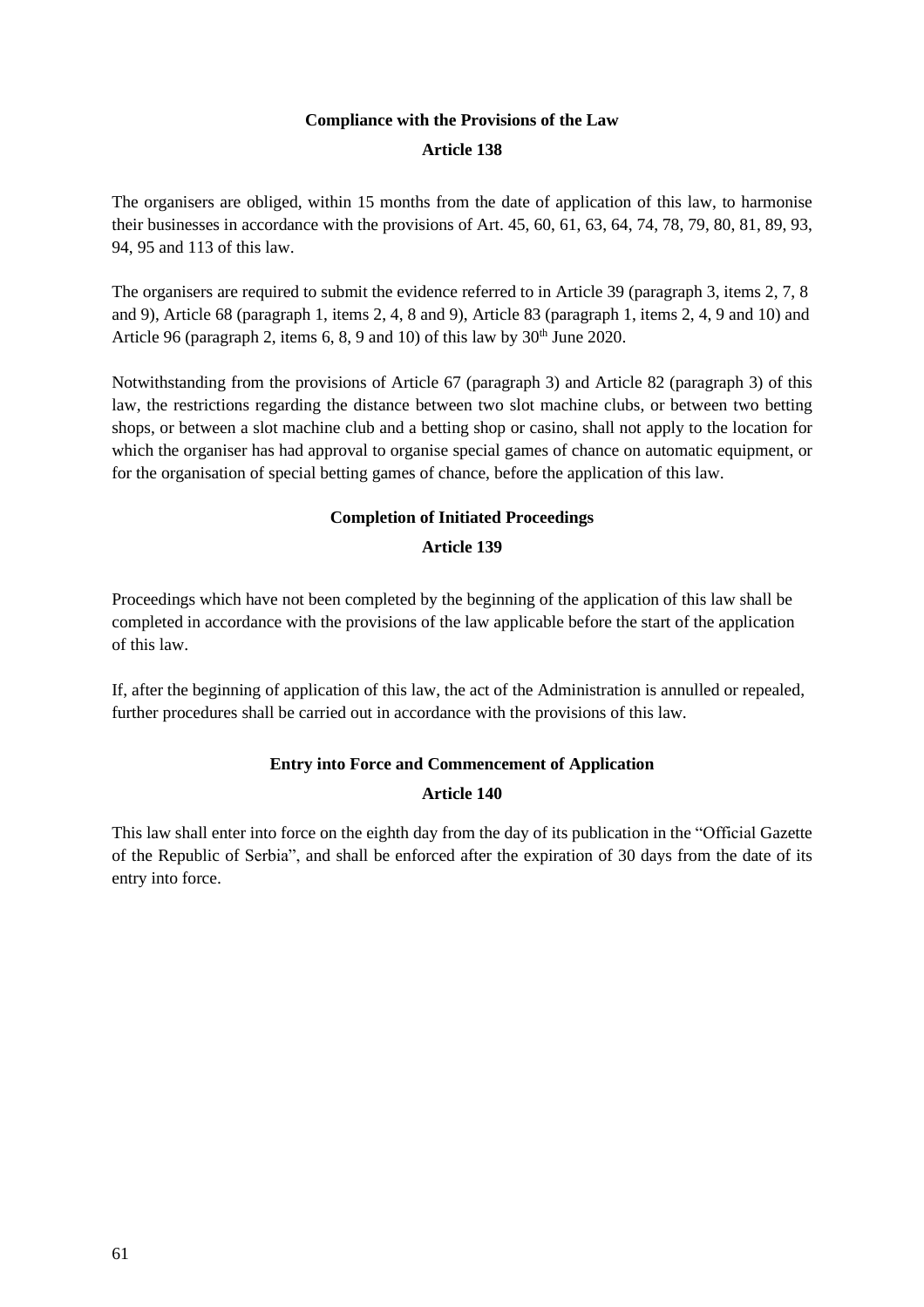**Compliance with the Provisions of the Law**

**Article 138**

The organisers are obliged, within 15 months from the date of application of this law, to harmonise their businesses in accordance with the provisions of Art. 45, 60, 61, 63, 64, 74, 78, 79, 80, 81, 89, 93, 94, 95 and 113 of this law.

The organisers are required to submit the evidence referred to in Article 39 (paragraph 3, items 2, 7, 8 and 9), Article 68 (paragraph 1, items 2, 4, 8 and 9), Article 83 (paragraph 1, items 2, 4, 9 and 10) and Article 96 (paragraph 2, items 6, 8, 9 and 10) of this law by 30th June 2020.

Notwithstanding from the provisions of Article 67 (paragraph 3) and Article 82 (paragraph 3) of this law, the restrictions regarding the distance between two slot machine clubs, or between two betting shops, or between a slot machine club and a betting shop or casino, shall not apply to the location for which the organiser has had approval to organise special games of chance on automatic equipment, or for the organisation of special betting games of chance, before the application of this law.

**Completion of Initiated Proceedings**

**Article 139**

Proceedings which have not been completed by the beginning of the application of this law shall be completed in accordance with the provisions of the law applicable before the start of the application of this law.

If, after the beginning of application of this law, the act of the Administration is annulled or repealed, further procedures shall be carried out in accordance with the provisions of this law.

**Entry into Force and Commencement of Application**

**Article 140**

This law shall enter into force on the eighth day from the day of its publication in the "Official Gazette of the Republic of Serbia", and shall be enforced after the expiration of 30 days from the date of its entry into force.